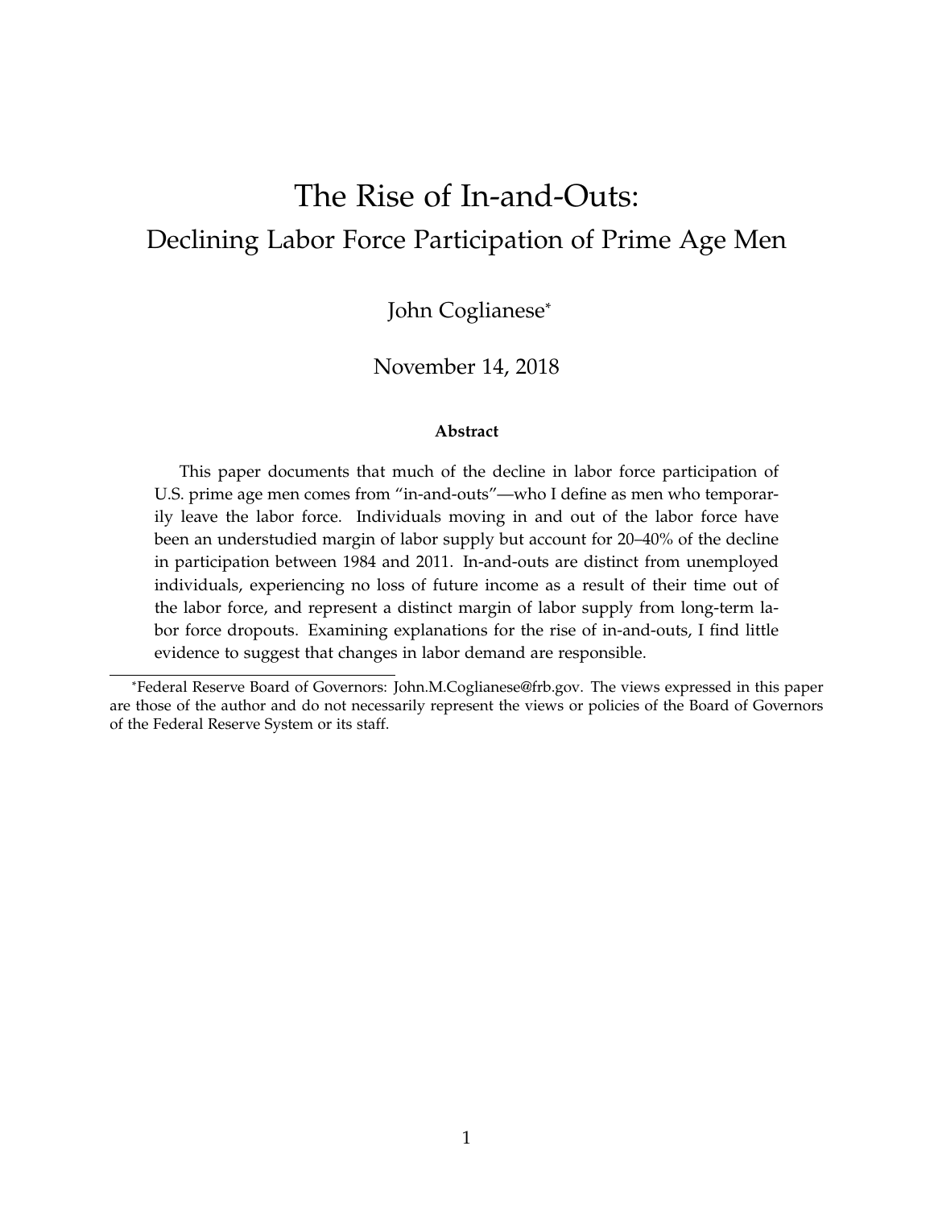# The Rise of In-and-Outs:

## Declining Labor Force Participation of Prime Age Men

John Coglianese*

November 14, 2018

### Abstract

This paper documents that much of the decline in labor force participation of U.S. prime age men comes from "in-and-outs"—who I define as men who temporarily leave the labor force. Individuals moving in and out of the labor force have been an understudied margin of labor supply but account for 20–40% of the decline in participation between 1984 and 2011. In-and-outs are distinct from unemployed individuals, experiencing no loss of future income as a result of their time out of the labor force, and represent a distinct margin of labor supply from long-term labor force dropouts. Examining explanations for the rise of in-and-outs, I find little evidence to suggest that changes in labor demand are responsible.

---

*Federal Reserve Board of Governors: John.M.Coglianese@frb.gov. The views expressed in this paper are those of the author and do not necessarily represent the views or policies of the Board of Governors of the Federal Reserve System or its staff.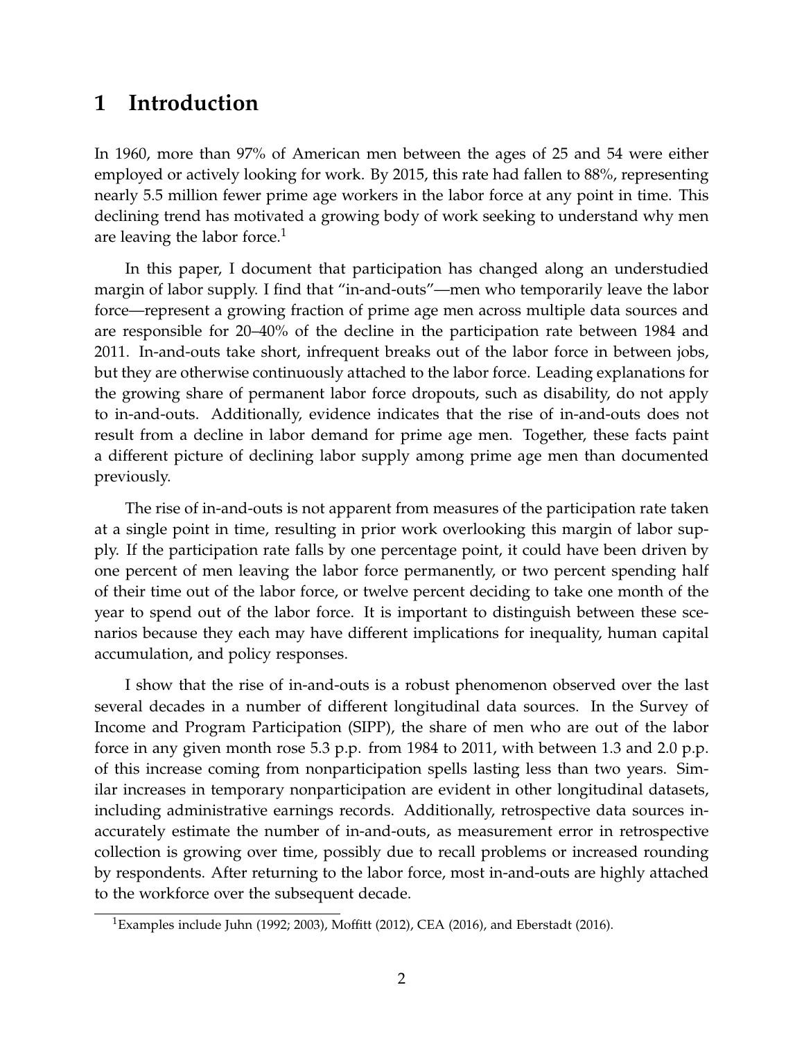# 1 Introduction

In 1960, more than 97% of American men between the ages of 25 and 54 were either employed or actively looking for work. By 2015, this rate had fallen to 88%, representing nearly 5.5 million fewer prime age workers in the labor force at any point in time. This declining trend has motivated a growing body of work seeking to understand why men are leaving the labor force.[1]

In this paper, I document that participation has changed along an understudied margin of labor supply. I find that "in-and-outs"—men who temporarily leave the labor force—represent a growing fraction of prime age men across multiple data sources and are responsible for 20–40% of the decline in the participation rate between 1984 and 2011. In-and-outs take short, infrequent breaks out of the labor force in between jobs, but they are otherwise continuously attached to the labor force. Leading explanations for the growing share of permanent labor force dropouts, such as disability, do not apply to in-and-outs. Additionally, evidence indicates that the rise of in-and-outs does not result from a decline in labor demand for prime age men. Together, these facts paint a different picture of declining labor supply among prime age men than documented previously.

The rise of in-and-outs is not apparent from measures of the participation rate taken at a single point in time, resulting in prior work overlooking this margin of labor supply. If the participation rate falls by one percentage point, it could have been driven by one percent of men leaving the labor force permanently, or two percent spending half of their time out of the labor force, or twelve percent deciding to take one month of the year to spend out of the labor force. It is important to distinguish between these scenarios because they each may have different implications for inequality, human capital accumulation, and policy responses.

I show that the rise of in-and-outs is a robust phenomenon observed over the last several decades in a number of different longitudinal data sources. In the Survey of Income and Program Participation (SIPP), the share of men who are out of the labor force in any given month rose 5.3 p.p. from 1984 to 2011, with between 1.3 and 2.0 p.p. of this increase coming from nonparticipation spells lasting less than two years. Similar increases in temporary nonparticipation are evident in other longitudinal datasets, including administrative earnings records. Additionally, retrospective data sources inaccurately estimate the number of in-and-outs, as measurement error in retrospective collection is growing over time, possibly due to recall problems or increased rounding by respondents. After returning to the labor force, most in-and-outs are highly attached to the workforce over the subsequent decade.

[1] Examples include Juhn (1992; 2003), Moffitt (2012), CEA (2016), and Eberstadt (2016).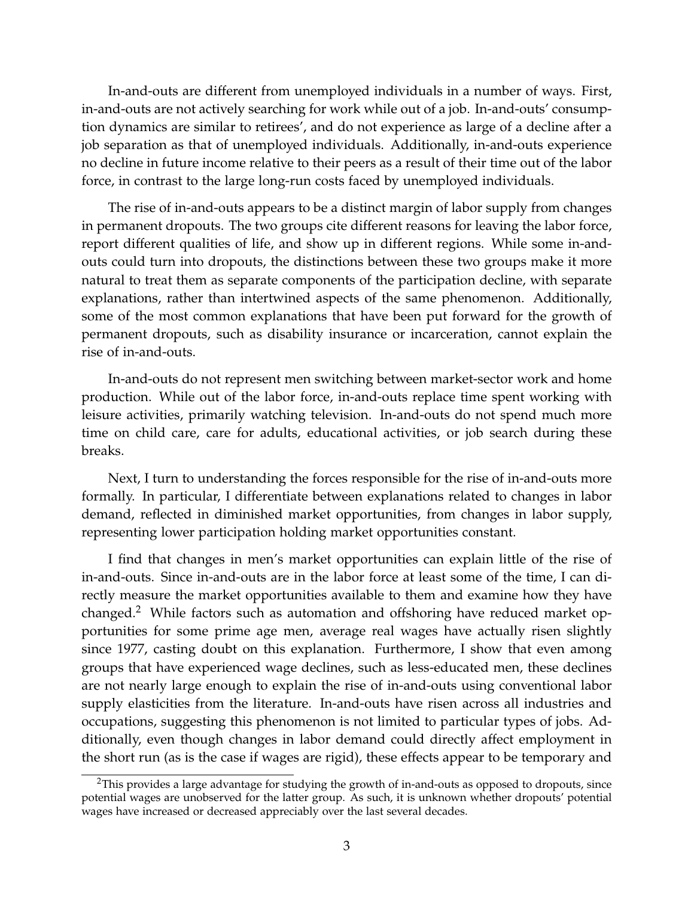In-and-outs are different from unemployed individuals in a number of ways. First, in-and-outs are not actively searching for work while out of a job. In-and-outs' consumption dynamics are similar to retirees', and do not experience as large of a decline after a job separation as that of unemployed individuals. Additionally, in-and-outs experience no decline in future income relative to their peers as a result of their time out of the labor force, in contrast to the large long-run costs faced by unemployed individuals.

The rise of in-and-outs appears to be a distinct margin of labor supply from changes in permanent dropouts. The two groups cite different reasons for leaving the labor force, report different qualities of life, and show up in different regions. While some in-and-outs could turn into dropouts, the distinctions between these two groups make it more natural to treat them as separate components of the participation decline, with separate explanations, rather than intertwined aspects of the same phenomenon. Additionally, some of the most common explanations that have been put forward for the growth of permanent dropouts, such as disability insurance or incarceration, cannot explain the rise of in-and-outs.

In-and-outs do not represent men switching between market-sector work and home production. While out of the labor force, in-and-outs replace time spent working with leisure activities, primarily watching television. In-and-outs do not spend much more time on child care, care for adults, educational activities, or job search during these breaks.

Next, I turn to understanding the forces responsible for the rise of in-and-outs more formally. In particular, I differentiate between explanations related to changes in labor demand, reflected in diminished market opportunities, from changes in labor supply, representing lower participation holding market opportunities constant.

I find that changes in men's market opportunities can explain little of the rise of in-and-outs. Since in-and-outs are in the labor force at least some of the time, I can directly measure the market opportunities available to them and examine how they have changed.[2] While factors such as automation and offshoring have reduced market opportunities for some prime age men, average real wages have actually risen slightly since 1977, casting doubt on this explanation. Furthermore, I show that even among groups that have experienced wage declines, such as less-educated men, these declines are not nearly large enough to explain the rise of in-and-outs using conventional labor supply elasticities from the literature. In-and-outs have risen across all industries and occupations, suggesting this phenomenon is not limited to particular types of jobs. Additionally, even though changes in labor demand could directly affect employment in the short run (as is the case if wages are rigid), these effects appear to be temporary and

[2] This provides a large advantage for studying the growth of in-and-outs as opposed to dropouts, since potential wages are unobserved for the latter group. As such, it is unknown whether dropouts' potential wages have increased or decreased appreciably over the last several decades.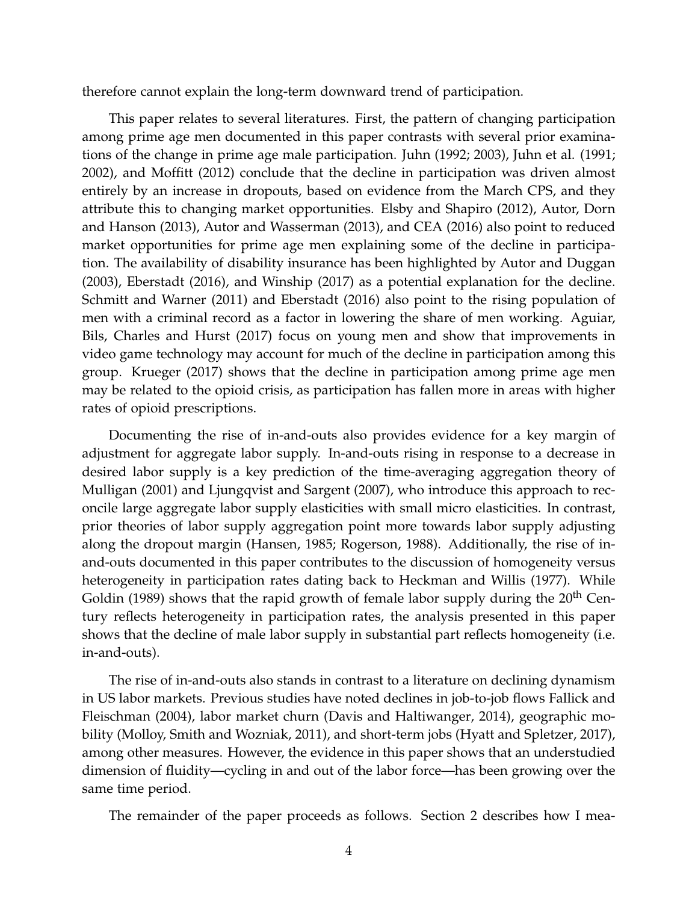therefore cannot explain the long-term downward trend of participation.

This paper relates to several literatures. First, the pattern of changing participation among prime age men documented in this paper contrasts with several prior examinations of the change in prime age male participation. Juhn (1992; 2003), Juhn et al. (1991; 2002), and Moffitt (2012) conclude that the decline in participation was driven almost entirely by an increase in dropouts, based on evidence from the March CPS, and they attribute this to changing market opportunities. Elsby and Shapiro (2012), Autor, Dorn and Hanson (2013), Autor and Wasserman (2013), and CEA (2016) also point to reduced market opportunities for prime age men explaining some of the decline in participation. The availability of disability insurance has been highlighted by Autor and Duggan (2003), Eberstadt (2016), and Winship (2017) as a potential explanation for the decline. Schmitt and Warner (2011) and Eberstadt (2016) also point to the rising population of men with a criminal record as a factor in lowering the share of men working. Aguiar, Bils, Charles and Hurst (2017) focus on young men and show that improvements in video game technology may account for much of the decline in participation among this group. Krueger (2017) shows that the decline in participation among prime age men may be related to the opioid crisis, as participation has fallen more in areas with higher rates of opioid prescriptions.

Documenting the rise of in-and-outs also provides evidence for a key margin of adjustment for aggregate labor supply. In-and-outs rising in response to a decrease in desired labor supply is a key prediction of the time-averaging aggregation theory of Mulligan (2001) and Ljungqvist and Sargent (2007), who introduce this approach to reconcile large aggregate labor supply elasticities with small micro elasticities. In contrast, prior theories of labor supply aggregation point more towards labor supply adjusting along the dropout margin (Hansen, 1985; Rogerson, 1988). Additionally, the rise of in-and-outs documented in this paper contributes to the discussion of homogeneity versus heterogeneity in participation rates dating back to Heckman and Willis (1977). While Goldin (1989) shows that the rapid growth of female labor supply during the 20th Century reflects heterogeneity in participation rates, the analysis presented in this paper shows that the decline of male labor supply in substantial part reflects homogeneity (i.e. in-and-outs).

The rise of in-and-outs also stands in contrast to a literature on declining dynamism in US labor markets. Previous studies have noted declines in job-to-job flows Fallick and Fleischman (2004), labor market churn (Davis and Haltiwanger, 2014), geographic mobility (Molloy, Smith and Wozniak, 2011), and short-term jobs (Hyatt and Spletzer, 2017), among other measures. However, the evidence in this paper shows that an understudied dimension of fluidity—cycling in and out of the labor force—has been growing over the same time period.

The remainder of the paper proceeds as follows. Section 2 describes how I mea-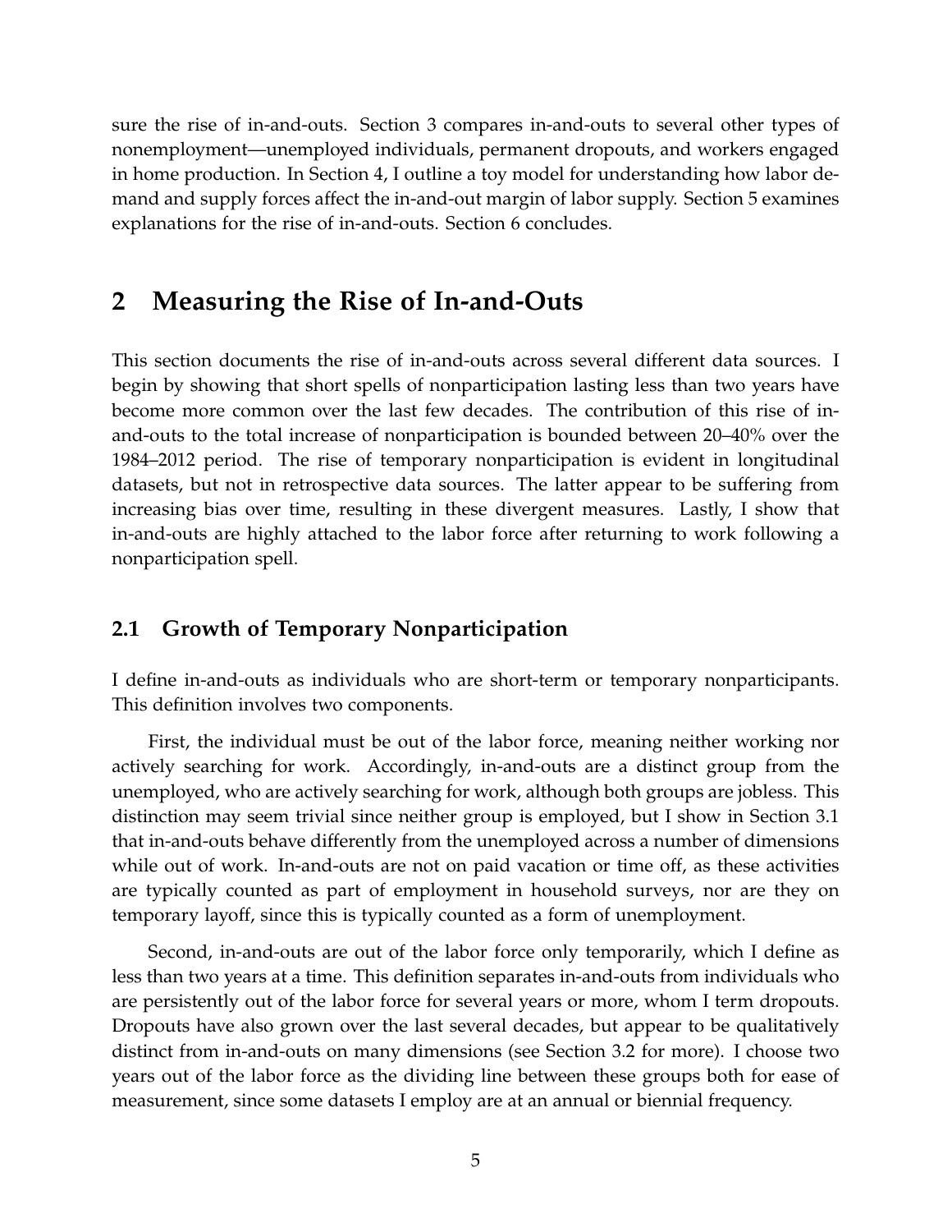sure the rise of in-and-outs. Section 3 compares in-and-outs to several other types of nonemployment—unemployed individuals, permanent dropouts, and workers engaged in home production. In Section 4, I outline a toy model for understanding how labor demand and supply forces affect the in-and-out margin of labor supply. Section 5 examines explanations for the rise of in-and-outs. Section 6 concludes.

## 2 Measuring the Rise of In-and-Outs

This section documents the rise of in-and-outs across several different data sources. I begin by showing that short spells of nonparticipation lasting less than two years have become more common over the last few decades. The contribution of this rise of in-and-outs to the total increase of nonparticipation is bounded between 20–40% over the 1984–2012 period. The rise of temporary nonparticipation is evident in longitudinal datasets, but not in retrospective data sources. The latter appear to be suffering from increasing bias over time, resulting in these divergent measures. Lastly, I show that in-and-outs are highly attached to the labor force after returning to work following a nonparticipation spell.

### 2.1 Growth of Temporary Nonparticipation

I define in-and-outs as individuals who are short-term or temporary nonparticipants. This definition involves two components.

First, the individual must be out of the labor force, meaning neither working nor actively searching for work. Accordingly, in-and-outs are a distinct group from the unemployed, who are actively searching for work, although both groups are jobless. This distinction may seem trivial since neither group is employed, but I show in Section 3.1 that in-and-outs behave differently from the unemployed across a number of dimensions while out of work. In-and-outs are not on paid vacation or time off, as these activities are typically counted as part of employment in household surveys, nor are they on temporary layoff, since this is typically counted as a form of unemployment.

Second, in-and-outs are out of the labor force only temporarily, which I define as less than two years at a time. This definition separates in-and-outs from individuals who are persistently out of the labor force for several years or more, whom I term dropouts. Dropouts have also grown over the last several decades, but appear to be qualitatively distinct from in-and-outs on many dimensions (see Section 3.2 for more). I choose two years out of the labor force as the dividing line between these groups both for ease of measurement, since some datasets I employ are at an annual or biennial frequency.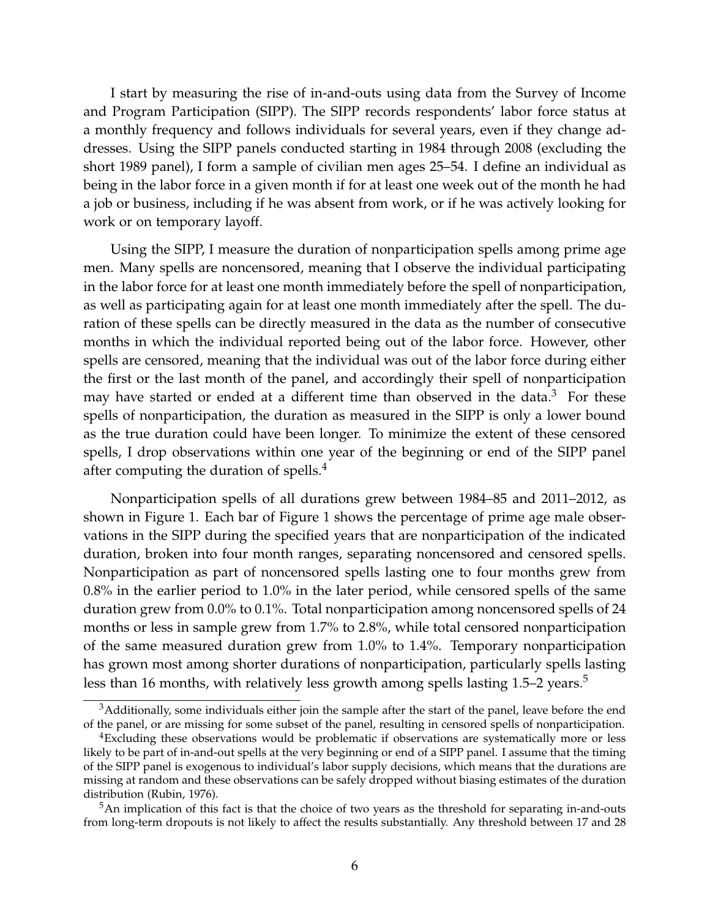I start by measuring the rise of in-and-outs using data from the Survey of Income and Program Participation (SIPP). The SIPP records respondents' labor force status at a monthly frequency and follows individuals for several years, even if they change addresses. Using the SIPP panels conducted starting in 1984 through 2008 (excluding the short 1989 panel), I form a sample of civilian men ages 25–54. I define an individual as being in the labor force in a given month if for at least one week out of the month he had a job or business, including if he was absent from work, or if he was actively looking for work or on temporary layoff.

Using the SIPP, I measure the duration of nonparticipation spells among prime age men. Many spells are noncensored, meaning that I observe the individual participating in the labor force for at least one month immediately before the spell of nonparticipation, as well as participating again for at least one month immediately after the spell. The duration of these spells can be directly measured in the data as the number of consecutive months in which the individual reported being out of the labor force. However, other spells are censored, meaning that the individual was out of the labor force during either the first or the last month of the panel, and accordingly their spell of nonparticipation may have started or ended at a different time than observed in the data.[3] For these spells of nonparticipation, the duration as measured in the SIPP is only a lower bound as the true duration could have been longer. To minimize the extent of these censored spells, I drop observations within one year of the beginning or end of the SIPP panel after computing the duration of spells.[4]

Nonparticipation spells of all durations grew between 1984–85 and 2011–2012, as shown in Figure 1. Each bar of Figure 1 shows the percentage of prime age male observations in the SIPP during the specified years that are nonparticipation of the indicated duration, broken into four month ranges, separating noncensored and censored spells. Nonparticipation as part of noncensored spells lasting one to four months grew from 0.8% in the earlier period to 1.0% in the later period, while censored spells of the same duration grew from 0.0% to 0.1%. Total nonparticipation among noncensored spells of 24 months or less in sample grew from 1.7% to 2.8%, while total censored nonparticipation of the same measured duration grew from 1.0% to 1.4%. Temporary nonparticipation has grown most among shorter durations of nonparticipation, particularly spells lasting less than 16 months, with relatively less growth among spells lasting 1.5–2 years.[5]

[3] Additionally, some individuals either join the sample after the start of the panel, leave before the end of the panel, or are missing for some subset of the panel, resulting in censored spells of nonparticipation.

[4] Excluding these observations would be problematic if observations are systematically more or less likely to be part of in-and-out spells at the very beginning or end of a SIPP panel. I assume that the timing of the SIPP panel is exogenous to individual's labor supply decisions, which means that the durations are missing at random and these observations can be safely dropped without biasing estimates of the duration distribution (Rubin, 1976).

[5] An implication of this fact is that the choice of two years as the threshold for separating in-and-outs from long-term dropouts is not likely to affect the results substantially. Any threshold between 17 and 28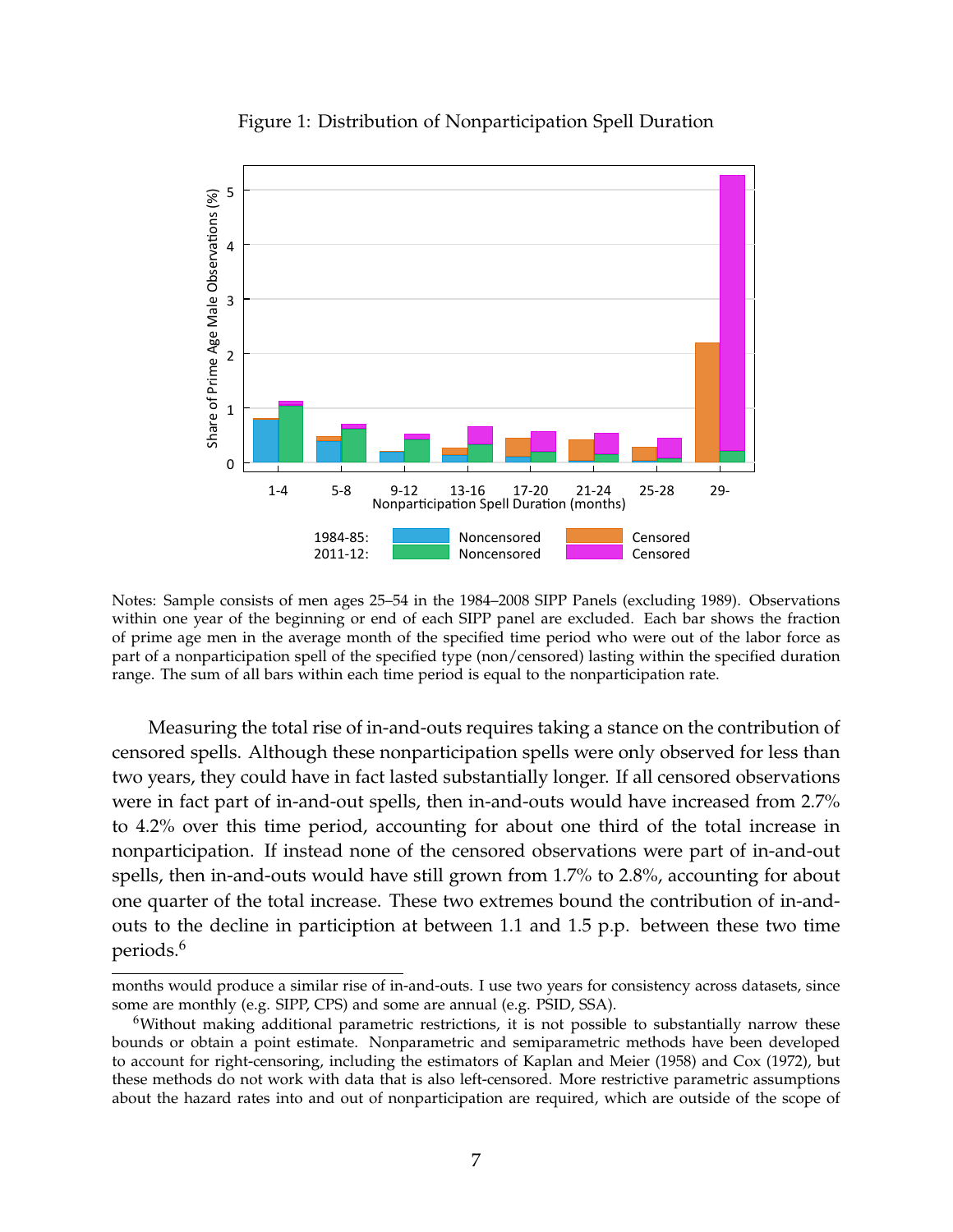Figure 1: Distribution of Nonparticipation Spell Duration

Notes: Sample consists of men ages 25–54 in the 1984–2008 SIPP Panels (excluding 1989). Observations within one year of the beginning or end of each SIPP panel are excluded. Each bar shows the fraction of prime age men in the average month of the specified time period who were out of the labor force as part of a nonparticipation spell of the specified type (non/censored) lasting within the specified duration range. The sum of all bars within each time period is equal to the nonparticipation rate.

Measuring the total rise of in-and-outs requires taking a stance on the contribution of censored spells. Although these nonparticipation spells were only observed for less than two years, they could have in fact lasted substantially longer. If all censored observations were in fact part of in-and-out spells, then in-and-outs would have increased from 2.7% to 4.2% over this time period, accounting for about one third of the total increase in nonparticipation. If instead none of the censored observations were part of in-and-out spells, then in-and-outs would have still grown from 1.7% to 2.8%, accounting for about one quarter of the total increase. These two extremes bound the contribution of in-and-outs to the decline in particiption at between 1.1 and 1.5 p.p. between these two time periods.[6]

months would produce a similar rise of in-and-outs. I use two years for consistency across datasets, since some are monthly (e.g. SIPP, CPS) and some are annual (e.g. PSID, SSA).

[6]Without making additional parametric restrictions, it is not possible to substantially narrow these bounds or obtain a point estimate. Nonparametric and semiparametric methods have been developed to account for right-censoring, including the estimators of Kaplan and Meier (1958) and Cox (1972), but these methods do not work with data that is also left-censored. More restrictive parametric assumptions about the hazard rates into and out of nonparticipation are required, which are outside of the scope of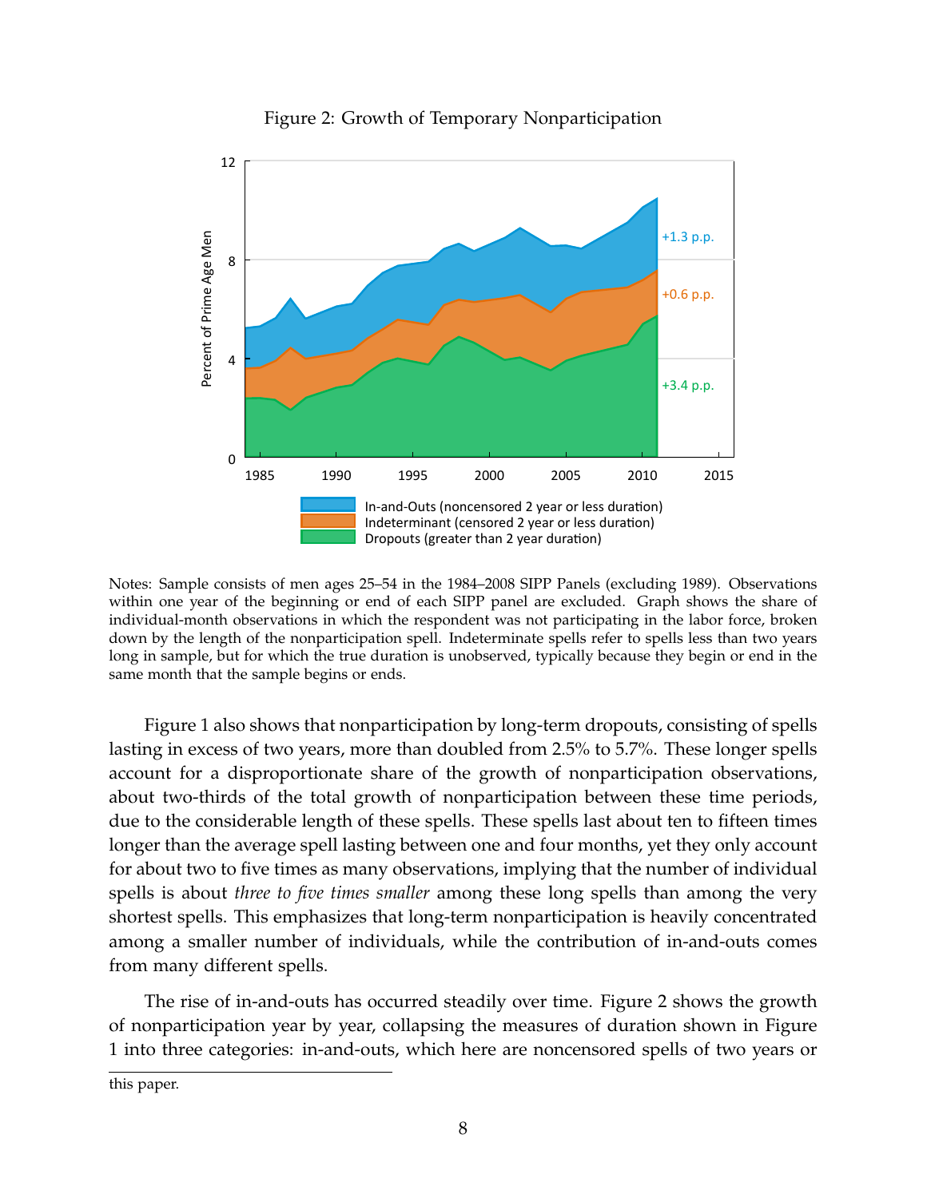Figure 2: Growth of Temporary Nonparticipation

Notes: Sample consists of men ages 25–54 in the 1984–2008 SIPP Panels (excluding 1989). Observations within one year of the beginning or end of each SIPP panel are excluded. Graph shows the share of individual-month observations in which the respondent was not participating in the labor force, broken down by the length of the nonparticipation spell. Indeterminate spells refer to spells less than two years long in sample, but for which the true duration is unobserved, typically because they begin or end in the same month that the sample begins or ends.

Figure 1 also shows that nonparticipation by long-term dropouts, consisting of spells lasting in excess of two years, more than doubled from 2.5% to 5.7%. These longer spells account for a disproportionate share of the growth of nonparticipation observations, about two-thirds of the total growth of nonparticipation between these time periods, due to the considerable length of these spells. These spells last about ten to fifteen times longer than the average spell lasting between one and four months, yet they only account for about two to five times as many observations, implying that the number of individual spells is about *three to five times smaller* among these long spells than among the very shortest spells. This emphasizes that long-term nonparticipation is heavily concentrated among a smaller number of individuals, while the contribution of in-and-outs comes from many different spells.

The rise of in-and-outs has occurred steadily over time. Figure 2 shows the growth of nonparticipation year by year, collapsing the measures of duration shown in Figure 1 into three categories: in-and-outs, which here are noncensored spells of two years or

this paper.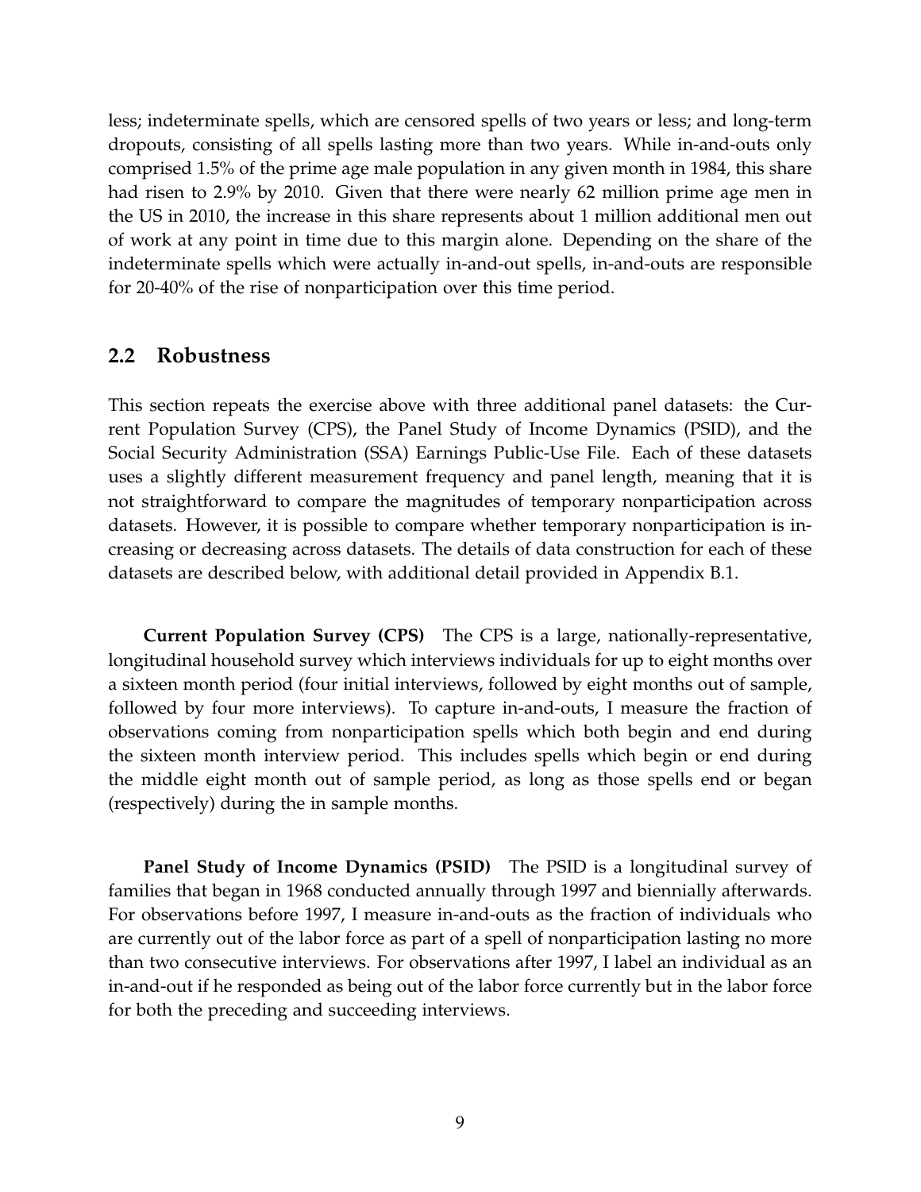less; indeterminate spells, which are censored spells of two years or less; and long-term dropouts, consisting of all spells lasting more than two years. While in-and-outs only comprised 1.5% of the prime age male population in any given month in 1984, this share had risen to 2.9% by 2010. Given that there were nearly 62 million prime age men in the US in 2010, the increase in this share represents about 1 million additional men out of work at any point in time due to this margin alone. Depending on the share of the indeterminate spells which were actually in-and-out spells, in-and-outs are responsible for 20-40% of the rise of nonparticipation over this time period.

## 2.2 Robustness

This section repeats the exercise above with three additional panel datasets: the Current Population Survey (CPS), the Panel Study of Income Dynamics (PSID), and the Social Security Administration (SSA) Earnings Public-Use File. Each of these datasets uses a slightly different measurement frequency and panel length, meaning that it is not straightforward to compare the magnitudes of temporary nonparticipation across datasets. However, it is possible to compare whether temporary nonparticipation is increasing or decreasing across datasets. The details of data construction for each of these datasets are described below, with additional detail provided in Appendix B.1.

**Current Population Survey (CPS)** The CPS is a large, nationally-representative, longitudinal household survey which interviews individuals for up to eight months over a sixteen month period (four initial interviews, followed by eight months out of sample, followed by four more interviews). To capture in-and-outs, I measure the fraction of observations coming from nonparticipation spells which both begin and end during the sixteen month interview period. This includes spells which begin or end during the middle eight month out of sample period, as long as those spells end or began (respectively) during the in sample months.

**Panel Study of Income Dynamics (PSID)** The PSID is a longitudinal survey of families that began in 1968 conducted annually through 1997 and biennially afterwards. For observations before 1997, I measure in-and-outs as the fraction of individuals who are currently out of the labor force as part of a spell of nonparticipation lasting no more than two consecutive interviews. For observations after 1997, I label an individual as an in-and-out if he responded as being out of the labor force currently but in the labor force for both the preceding and succeeding interviews.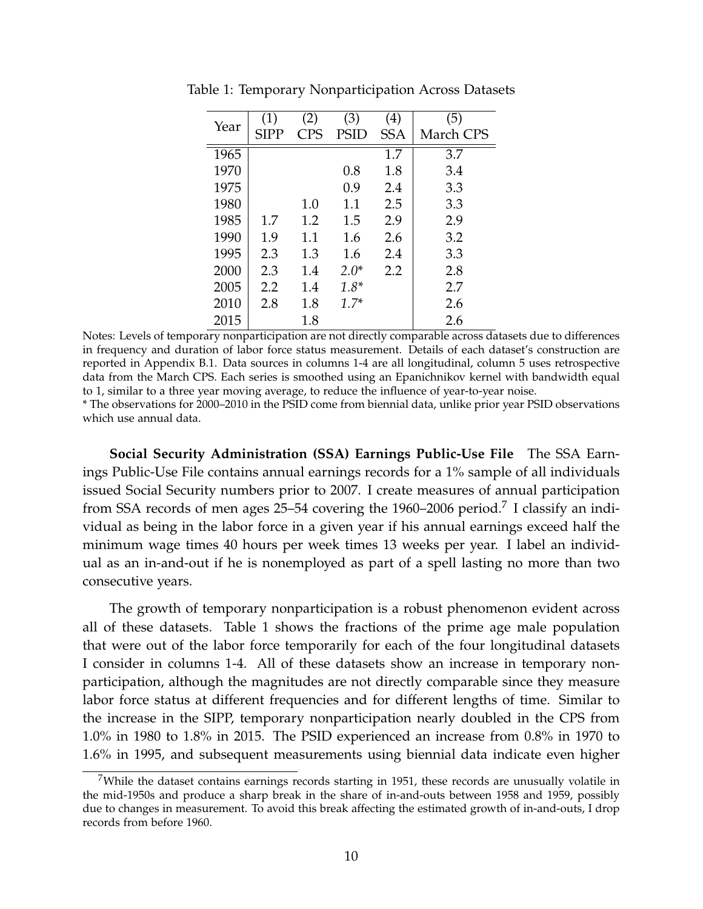Table 1: Temporary Nonparticipation Across Datasets

| Year | (1) SIPP | (2) CPS | (3) PSID | (4) SSA | (5) March CPS |
|---|---|---|---|---|---|
| 1965 | | | | 1.7 | 3.7 |
| 1970 | | | 0.8 | 1.8 | 3.4 |
| 1975 | | | 0.9 | 2.4 | 3.3 |
| 1980 | | 1.0 | 1.1 | 2.5 | 3.3 |
| 1985 | 1.7 | 1.2 | 1.5 | 2.9 | 2.9 |
| 1990 | 1.9 | 1.1 | 1.6 | 2.6 | 3.2 |
| 1995 | 2.3 | 1.3 | 1.6 | 2.4 | 3.3 |
| 2000 | 2.3 | 1.4 | *2.0** | 2.2 | 2.8 |
| 2005 | 2.2 | 1.4 | *1.8** | | 2.7 |
| 2010 | 2.8 | 1.8 | *1.7** | | 2.6 |
| 2015 | | 1.8 | | | 2.6 |

Notes: Levels of temporary nonparticipation are not directly comparable across datasets due to differences in frequency and duration of labor force status measurement. Details of each dataset's construction are reported in Appendix B.1. Data sources in columns 1-4 are all longitudinal, column 5 uses retrospective data from the March CPS. Each series is smoothed using an Epanichnikov kernel with bandwidth equal to 1, similar to a three year moving average, to reduce the influence of year-to-year noise.
* The observations for 2000–2010 in the PSID come from biennial data, unlike prior year PSID observations which use annual data.

**Social Security Administration (SSA) Earnings Public-Use File** The SSA Earnings Public-Use File contains annual earnings records for a 1% sample of all individuals issued Social Security numbers prior to 2007. I create measures of annual participation from SSA records of men ages 25–54 covering the 1960–2006 period.[7] I classify an individual as being in the labor force in a given year if his annual earnings exceed half the minimum wage times 40 hours per week times 13 weeks per year. I label an individual as an in-and-out if he is nonemployed as part of a spell lasting no more than two consecutive years.

The growth of temporary nonparticipation is a robust phenomenon evident across all of these datasets. Table 1 shows the fractions of the prime age male population that were out of the labor force temporarily for each of the four longitudinal datasets I consider in columns 1-4. All of these datasets show an increase in temporary nonparticipation, although the magnitudes are not directly comparable since they measure labor force status at different frequencies and for different lengths of time. Similar to the increase in the SIPP, temporary nonparticipation nearly doubled in the CPS from 1.0% in 1980 to 1.8% in 2015. The PSID experienced an increase from 0.8% in 1970 to 1.6% in 1995, and subsequent measurements using biennial data indicate even higher

[7] While the dataset contains earnings records starting in 1951, these records are unusually volatile in the mid-1950s and produce a sharp break in the share of in-and-outs between 1958 and 1959, possibly due to changes in measurement. To avoid this break affecting the estimated growth of in-and-outs, I drop records from before 1960.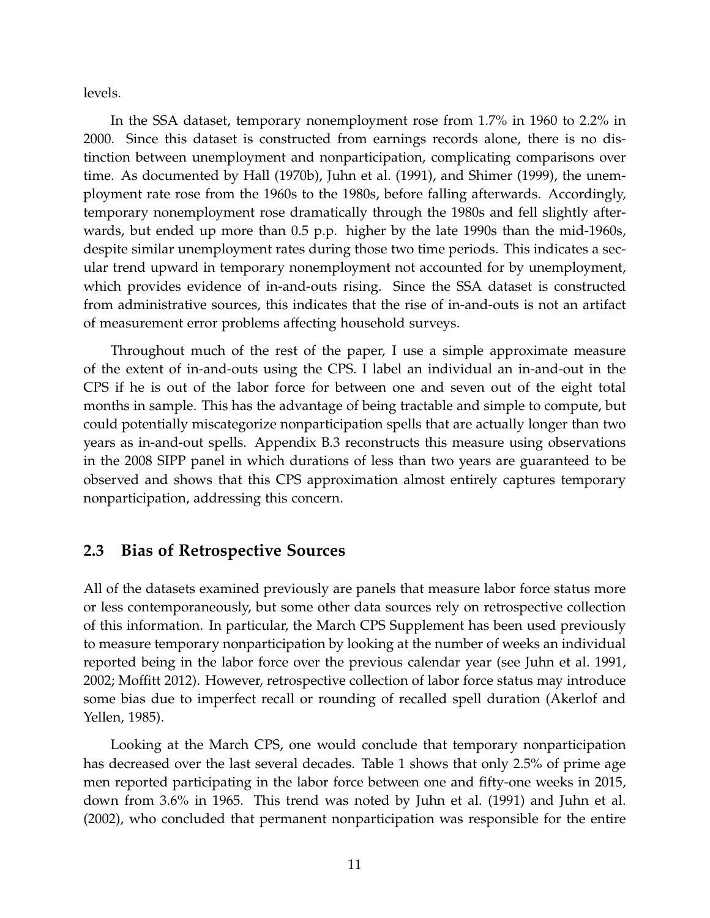levels.

In the SSA dataset, temporary nonemployment rose from 1.7% in 1960 to 2.2% in 2000. Since this dataset is constructed from earnings records alone, there is no distinction between unemployment and nonparticipation, complicating comparisons over time. As documented by Hall (1970b), Juhn et al. (1991), and Shimer (1999), the unemployment rate rose from the 1960s to the 1980s, before falling afterwards. Accordingly, temporary nonemployment rose dramatically through the 1980s and fell slightly afterwards, but ended up more than 0.5 p.p. higher by the late 1990s than the mid-1960s, despite similar unemployment rates during those two time periods. This indicates a secular trend upward in temporary nonemployment not accounted for by unemployment, which provides evidence of in-and-outs rising. Since the SSA dataset is constructed from administrative sources, this indicates that the rise of in-and-outs is not an artifact of measurement error problems affecting household surveys.

Throughout much of the rest of the paper, I use a simple approximate measure of the extent of in-and-outs using the CPS. I label an individual an in-and-out in the CPS if he is out of the labor force for between one and seven out of the eight total months in sample. This has the advantage of being tractable and simple to compute, but could potentially miscategorize nonparticipation spells that are actually longer than two years as in-and-out spells. Appendix B.3 reconstructs this measure using observations in the 2008 SIPP panel in which durations of less than two years are guaranteed to be observed and shows that this CPS approximation almost entirely captures temporary nonparticipation, addressing this concern.

## 2.3 Bias of Retrospective Sources

All of the datasets examined previously are panels that measure labor force status more or less contemporaneously, but some other data sources rely on retrospective collection of this information. In particular, the March CPS Supplement has been used previously to measure temporary nonparticipation by looking at the number of weeks an individual reported being in the labor force over the previous calendar year (see Juhn et al. 1991, 2002; Moffitt 2012). However, retrospective collection of labor force status may introduce some bias due to imperfect recall or rounding of recalled spell duration (Akerlof and Yellen, 1985).

Looking at the March CPS, one would conclude that temporary nonparticipation has decreased over the last several decades. Table 1 shows that only 2.5% of prime age men reported participating in the labor force between one and fifty-one weeks in 2015, down from 3.6% in 1965. This trend was noted by Juhn et al. (1991) and Juhn et al. (2002), who concluded that permanent nonparticipation was responsible for the entire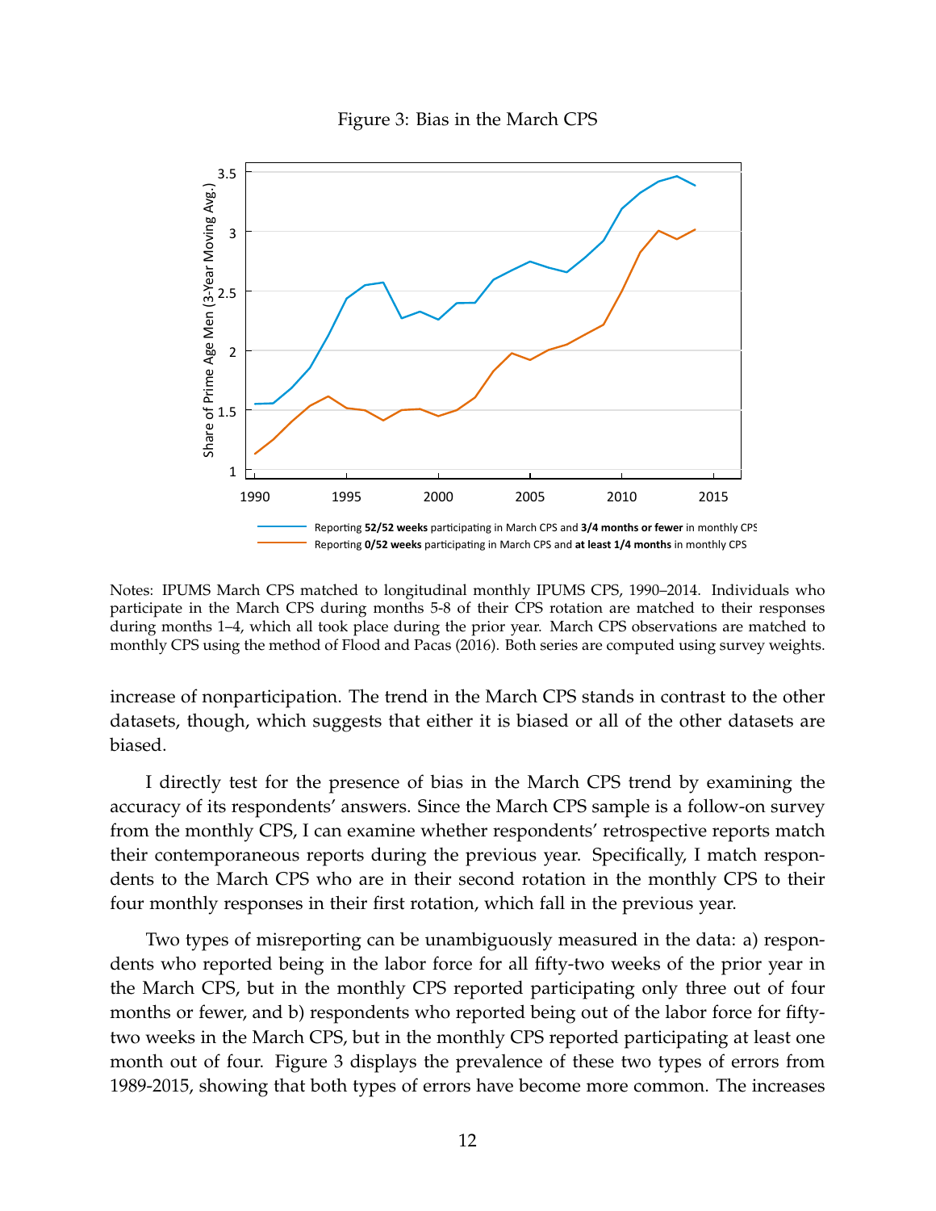Figure 3: Bias in the March CPS

Notes: IPUMS March CPS matched to longitudinal monthly IPUMS CPS, 1990–2014. Individuals who participate in the March CPS during months 5-8 of their CPS rotation are matched to their responses during months 1–4, which all took place during the prior year. March CPS observations are matched to monthly CPS using the method of Flood and Pacas (2016). Both series are computed using survey weights.

increase of nonparticipation. The trend in the March CPS stands in contrast to the other datasets, though, which suggests that either it is biased or all of the other datasets are biased.

I directly test for the presence of bias in the March CPS trend by examining the accuracy of its respondents' answers. Since the March CPS sample is a follow-on survey from the monthly CPS, I can examine whether respondents' retrospective reports match their contemporaneous reports during the previous year. Specifically, I match respondents to the March CPS who are in their second rotation in the monthly CPS to their four monthly responses in their first rotation, which fall in the previous year.

Two types of misreporting can be unambiguously measured in the data: a) respondents who reported being in the labor force for all fifty-two weeks of the prior year in the March CPS, but in the monthly CPS reported participating only three out of four months or fewer, and b) respondents who reported being out of the labor force for fifty-two weeks in the March CPS, but in the monthly CPS reported participating at least one month out of four. Figure 3 displays the prevalence of these two types of errors from 1989-2015, showing that both types of errors have become more common. The increases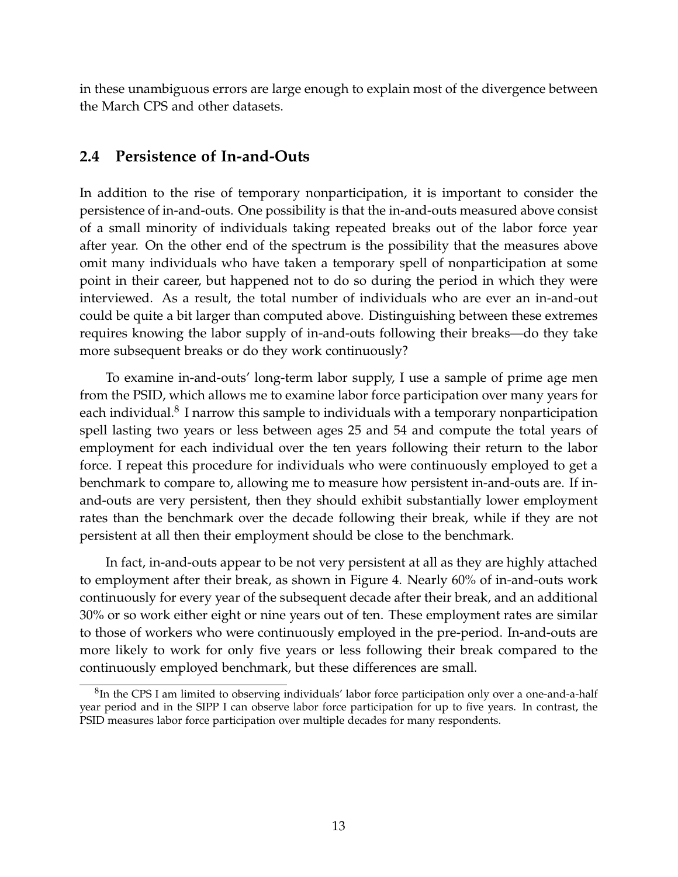in these unambiguous errors are large enough to explain most of the divergence between the March CPS and other datasets.

## 2.4 Persistence of In-and-Outs

In addition to the rise of temporary nonparticipation, it is important to consider the persistence of in-and-outs. One possibility is that the in-and-outs measured above consist of a small minority of individuals taking repeated breaks out of the labor force year after year. On the other end of the spectrum is the possibility that the measures above omit many individuals who have taken a temporary spell of nonparticipation at some point in their career, but happened not to do so during the period in which they were interviewed. As a result, the total number of individuals who are ever an in-and-out could be quite a bit larger than computed above. Distinguishing between these extremes requires knowing the labor supply of in-and-outs following their breaks—do they take more subsequent breaks or do they work continuously?

To examine in-and-outs' long-term labor supply, I use a sample of prime age men from the PSID, which allows me to examine labor force participation over many years for each individual.[8] I narrow this sample to individuals with a temporary nonparticipation spell lasting two years or less between ages 25 and 54 and compute the total years of employment for each individual over the ten years following their return to the labor force. I repeat this procedure for individuals who were continuously employed to get a benchmark to compare to, allowing me to measure how persistent in-and-outs are. If in-and-outs are very persistent, then they should exhibit substantially lower employment rates than the benchmark over the decade following their break, while if they are not persistent at all then their employment should be close to the benchmark.

In fact, in-and-outs appear to be not very persistent at all as they are highly attached to employment after their break, as shown in Figure 4. Nearly 60% of in-and-outs work continuously for every year of the subsequent decade after their break, and an additional 30% or so work either eight or nine years out of ten. These employment rates are similar to those of workers who were continuously employed in the pre-period. In-and-outs are more likely to work for only five years or less following their break compared to the continuously employed benchmark, but these differences are small.

[8] In the CPS I am limited to observing individuals' labor force participation only over a one-and-a-half year period and in the SIPP I can observe labor force participation for up to five years. In contrast, the PSID measures labor force participation over multiple decades for many respondents.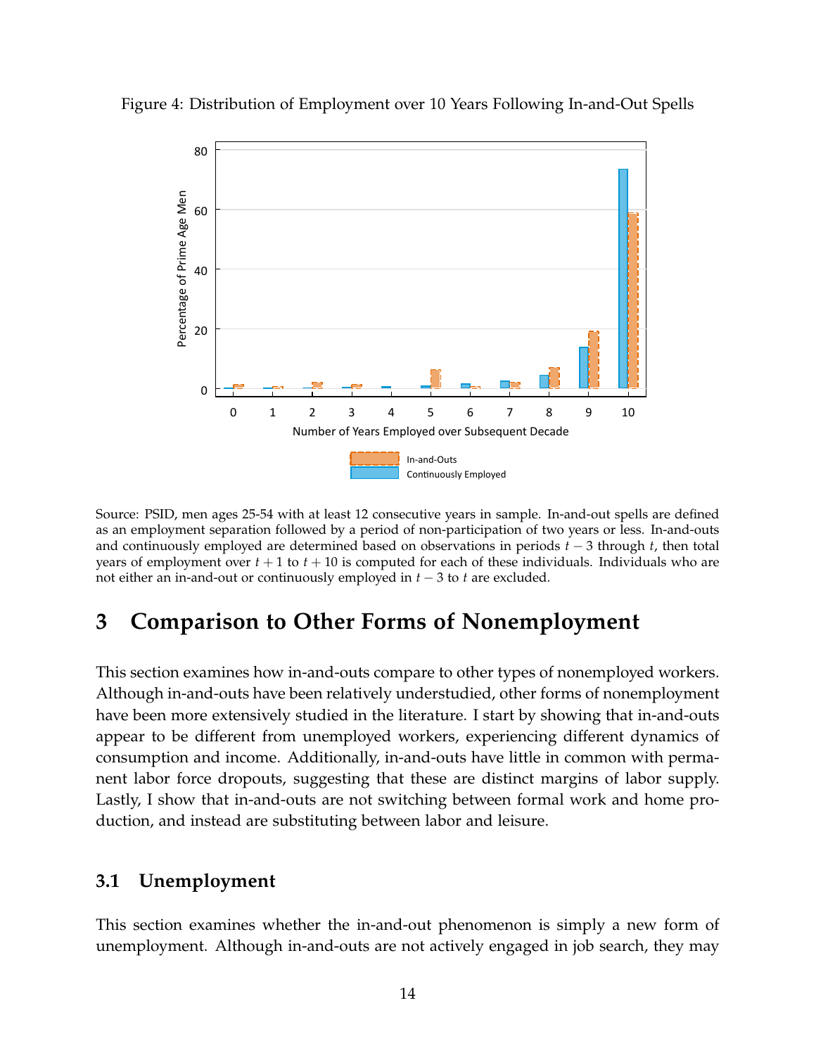Figure 4: Distribution of Employment over 10 Years Following In-and-Out Spells

Source: PSID, men ages 25-54 with at least 12 consecutive years in sample. In-and-out spells are defined as an employment separation followed by a period of non-participation of two years or less. In-and-outs and continuously employed are determined based on observations in periods $t-3$ through $t$, then total years of employment over $t+1$ to $t+10$ is computed for each of these individuals. Individuals who are not either an in-and-out or continuously employed in $t-3$ to $t$ are excluded.

# 3 Comparison to Other Forms of Nonemployment

This section examines how in-and-outs compare to other types of nonemployed workers. Although in-and-outs have been relatively understudied, other forms of nonemployment have been more extensively studied in the literature. I start by showing that in-and-outs appear to be different from unemployed workers, experiencing different dynamics of consumption and income. Additionally, in-and-outs have little in common with permanent labor force dropouts, suggesting that these are distinct margins of labor supply. Lastly, I show that in-and-outs are not switching between formal work and home production, and instead are substituting between labor and leisure.

## 3.1 Unemployment

This section examines whether the in-and-out phenomenon is simply a new form of unemployment. Although in-and-outs are not actively engaged in job search, they may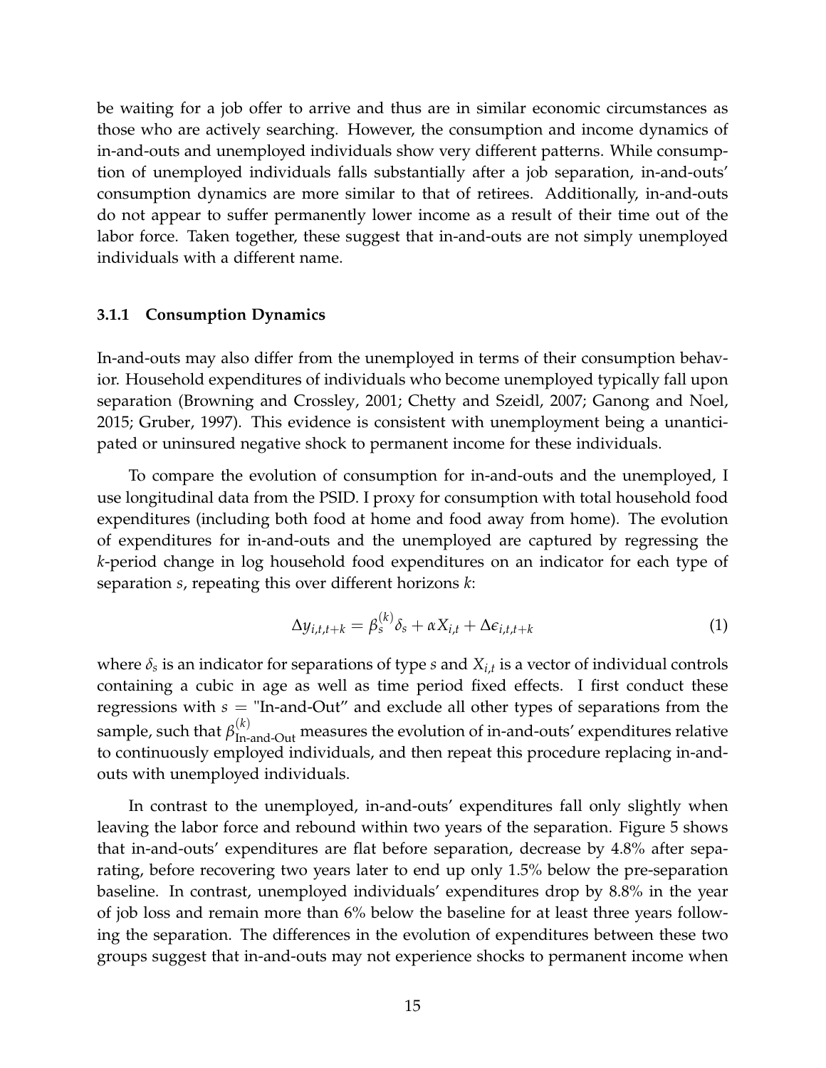be waiting for a job offer to arrive and thus are in similar economic circumstances as those who are actively searching. However, the consumption and income dynamics of in-and-outs and unemployed individuals show very different patterns. While consumption of unemployed individuals falls substantially after a job separation, in-and-outs' consumption dynamics are more similar to that of retirees. Additionally, in-and-outs do not appear to suffer permanently lower income as a result of their time out of the labor force. Taken together, these suggest that in-and-outs are not simply unemployed individuals with a different name.

### 3.1.1 Consumption Dynamics

In-and-outs may also differ from the unemployed in terms of their consumption behavior. Household expenditures of individuals who become unemployed typically fall upon separation (Browning and Crossley, 2001; Chetty and Szeidl, 2007; Ganong and Noel, 2015; Gruber, 1997). This evidence is consistent with unemployment being a unanticipated or uninsured negative shock to permanent income for these individuals.

To compare the evolution of consumption for in-and-outs and the unemployed, I use longitudinal data from the PSID. I proxy for consumption with total household food expenditures (including both food at home and food away from home). The evolution of expenditures for in-and-outs and the unemployed are captured by regressing the *k*-period change in log household food expenditures on an indicator for each type of separation *s*, repeating this over different horizons *k*:

$$\Delta y_{i,t,t+k} = \beta_s^{(k)} \delta_s + \alpha X_{i,t} + \Delta \epsilon_{i,t,t+k} \tag{1}$$

where $\delta_s$ is an indicator for separations of type $s$ and $X_{i,t}$ is a vector of individual controls containing a cubic in age as well as time period fixed effects. I first conduct these regressions with $s =$ "In-and-Out" and exclude all other types of separations from the sample, such that $\beta^{(k)}_{\text{In-and-Out}}$ measures the evolution of in-and-outs' expenditures relative to continuously employed individuals, and then repeat this procedure replacing in-and-outs with unemployed individuals.

In contrast to the unemployed, in-and-outs' expenditures fall only slightly when leaving the labor force and rebound within two years of the separation. Figure 5 shows that in-and-outs' expenditures are flat before separation, decrease by 4.8% after separating, before recovering two years later to end up only 1.5% below the pre-separation baseline. In contrast, unemployed individuals' expenditures drop by 8.8% in the year of job loss and remain more than 6% below the baseline for at least three years following the separation. The differences in the evolution of expenditures between these two groups suggest that in-and-outs may not experience shocks to permanent income when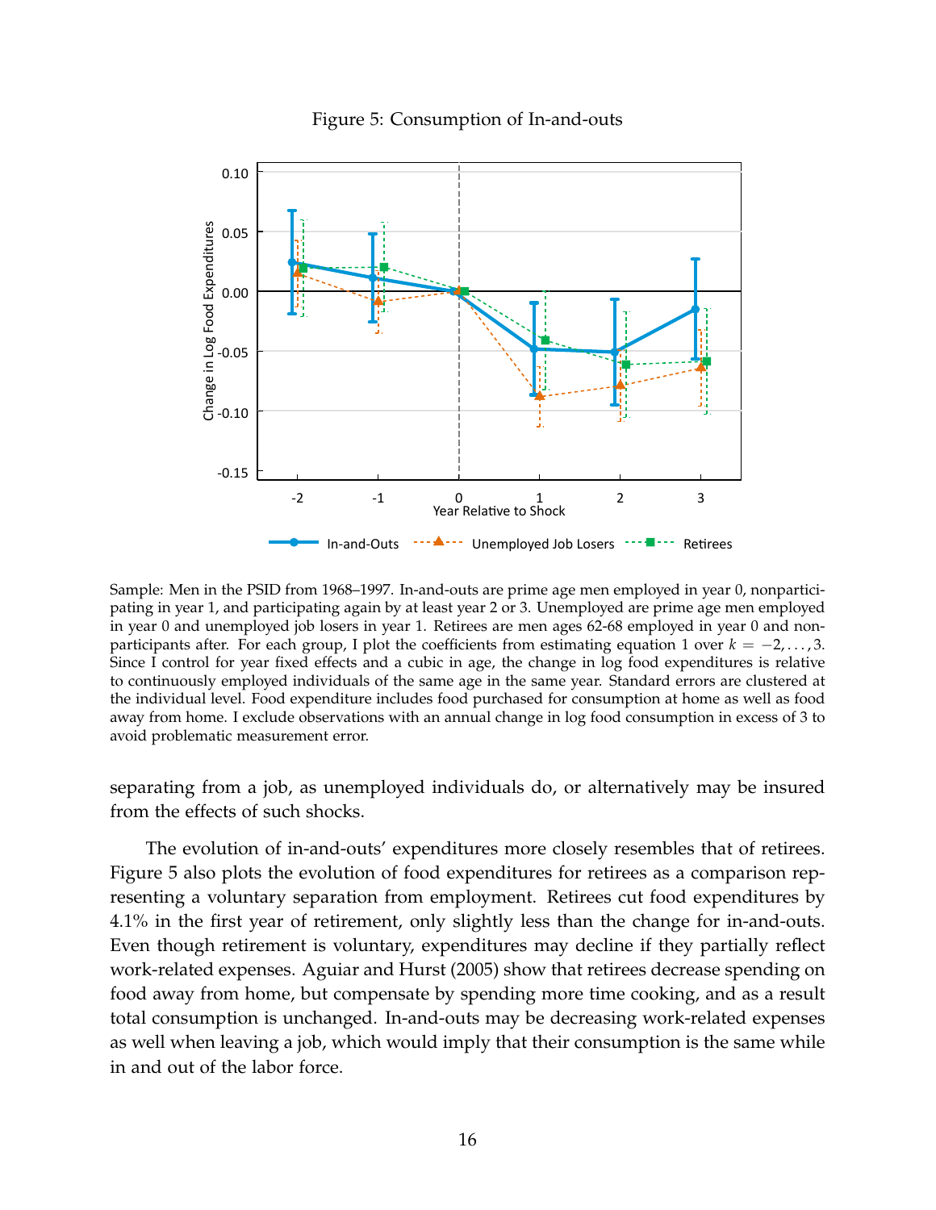Figure 5: Consumption of In-and-outs

Sample: Men in the PSID from 1968–1997. In-and-outs are prime age men employed in year 0, nonparticipating in year 1, and participating again by at least year 2 or 3. Unemployed are prime age men employed in year 0 and unemployed job losers in year 1. Retirees are men ages 62-68 employed in year 0 and nonparticipants after. For each group, I plot the coefficients from estimating equation 1 over $k = -2, \ldots, 3$. Since I control for year fixed effects and a cubic in age, the change in log food expenditures is relative to continuously employed individuals of the same age in the same year. Standard errors are clustered at the individual level. Food expenditure includes food purchased for consumption at home as well as food away from home. I exclude observations with an annual change in log food consumption in excess of 3 to avoid problematic measurement error.

separating from a job, as unemployed individuals do, or alternatively may be insured from the effects of such shocks.

The evolution of in-and-outs' expenditures more closely resembles that of retirees. Figure 5 also plots the evolution of food expenditures for retirees as a comparison representing a voluntary separation from employment. Retirees cut food expenditures by 4.1% in the first year of retirement, only slightly less than the change for in-and-outs. Even though retirement is voluntary, expenditures may decline if they partially reflect work-related expenses. Aguiar and Hurst (2005) show that retirees decrease spending on food away from home, but compensate by spending more time cooking, and as a result total consumption is unchanged. In-and-outs may be decreasing work-related expenses as well when leaving a job, which would imply that their consumption is the same while in and out of the labor force.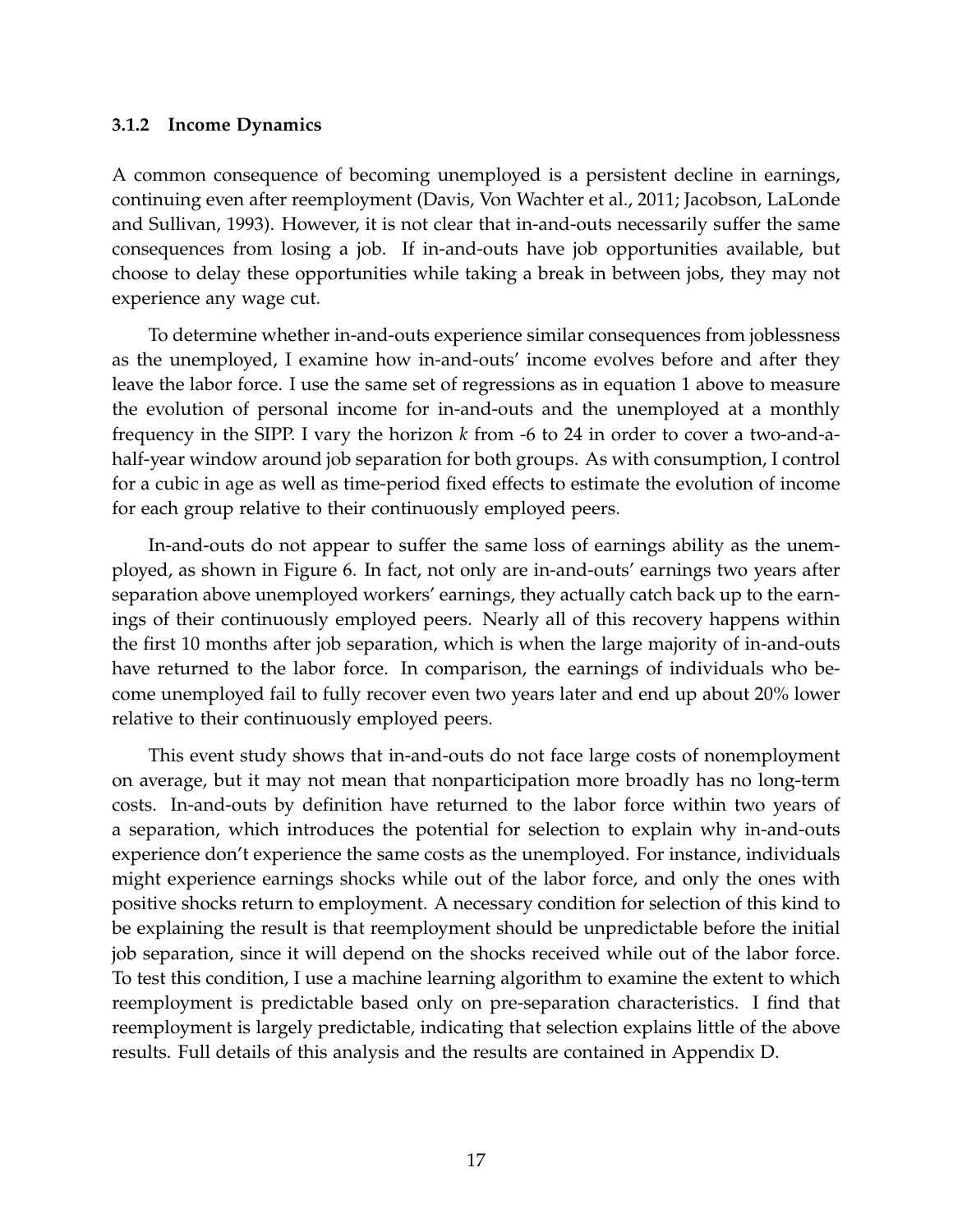### 3.1.2 Income Dynamics

A common consequence of becoming unemployed is a persistent decline in earnings, continuing even after reemployment (Davis, Von Wachter et al., 2011; Jacobson, LaLonde and Sullivan, 1993). However, it is not clear that in-and-outs necessarily suffer the same consequences from losing a job. If in-and-outs have job opportunities available, but choose to delay these opportunities while taking a break in between jobs, they may not experience any wage cut.

To determine whether in-and-outs experience similar consequences from joblessness as the unemployed, I examine how in-and-outs' income evolves before and after they leave the labor force. I use the same set of regressions as in equation 1 above to measure the evolution of personal income for in-and-outs and the unemployed at a monthly frequency in the SIPP. I vary the horizon $k$ from -6 to 24 in order to cover a two-and-a-half-year window around job separation for both groups. As with consumption, I control for a cubic in age as well as time-period fixed effects to estimate the evolution of income for each group relative to their continuously employed peers.

In-and-outs do not appear to suffer the same loss of earnings ability as the unemployed, as shown in Figure 6. In fact, not only are in-and-outs' earnings two years after separation above unemployed workers' earnings, they actually catch back up to the earnings of their continuously employed peers. Nearly all of this recovery happens within the first 10 months after job separation, which is when the large majority of in-and-outs have returned to the labor force. In comparison, the earnings of individuals who become unemployed fail to fully recover even two years later and end up about 20% lower relative to their continuously employed peers.

This event study shows that in-and-outs do not face large costs of nonemployment on average, but it may not mean that nonparticipation more broadly has no long-term costs. In-and-outs by definition have returned to the labor force within two years of a separation, which introduces the potential for selection to explain why in-and-outs experience don't experience the same costs as the unemployed. For instance, individuals might experience earnings shocks while out of the labor force, and only the ones with positive shocks return to employment. A necessary condition for selection of this kind to be explaining the result is that reemployment should be unpredictable before the initial job separation, since it will depend on the shocks received while out of the labor force. To test this condition, I use a machine learning algorithm to examine the extent to which reemployment is predictable based only on pre-separation characteristics. I find that reemployment is largely predictable, indicating that selection explains little of the above results. Full details of this analysis and the results are contained in Appendix D.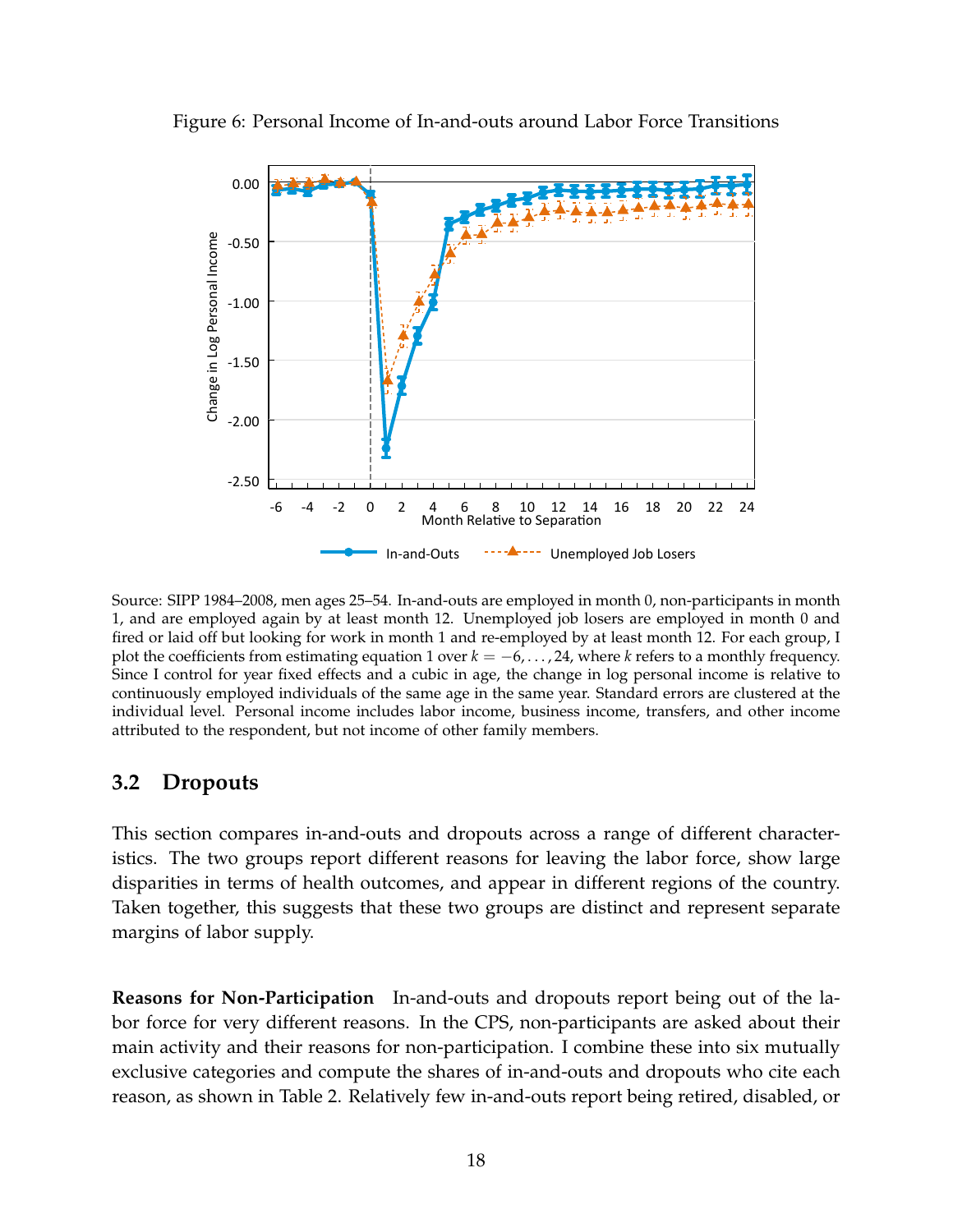Figure 6: Personal Income of In-and-outs around Labor Force Transitions

Source: SIPP 1984–2008, men ages 25–54. In-and-outs are employed in month 0, non-participants in month 1, and are employed again by at least month 12. Unemployed job losers are employed in month 0 and fired or laid off but looking for work in month 1 and re-employed by at least month 12. For each group, I plot the coefficients from estimating equation 1 over $k = -6, \ldots, 24$, where $k$ refers to a monthly frequency. Since I control for year fixed effects and a cubic in age, the change in log personal income is relative to continuously employed individuals of the same age in the same year. Standard errors are clustered at the individual level. Personal income includes labor income, business income, transfers, and other income attributed to the respondent, but not income of other family members.

## 3.2 Dropouts

This section compares in-and-outs and dropouts across a range of different characteristics. The two groups report different reasons for leaving the labor force, show large disparities in terms of health outcomes, and appear in different regions of the country. Taken together, this suggests that these two groups are distinct and represent separate margins of labor supply.

**Reasons for Non-Participation** In-and-outs and dropouts report being out of the labor force for very different reasons. In the CPS, non-participants are asked about their main activity and their reasons for non-participation. I combine these into six mutually exclusive categories and compute the shares of in-and-outs and dropouts who cite each reason, as shown in Table 2. Relatively few in-and-outs report being retired, disabled, or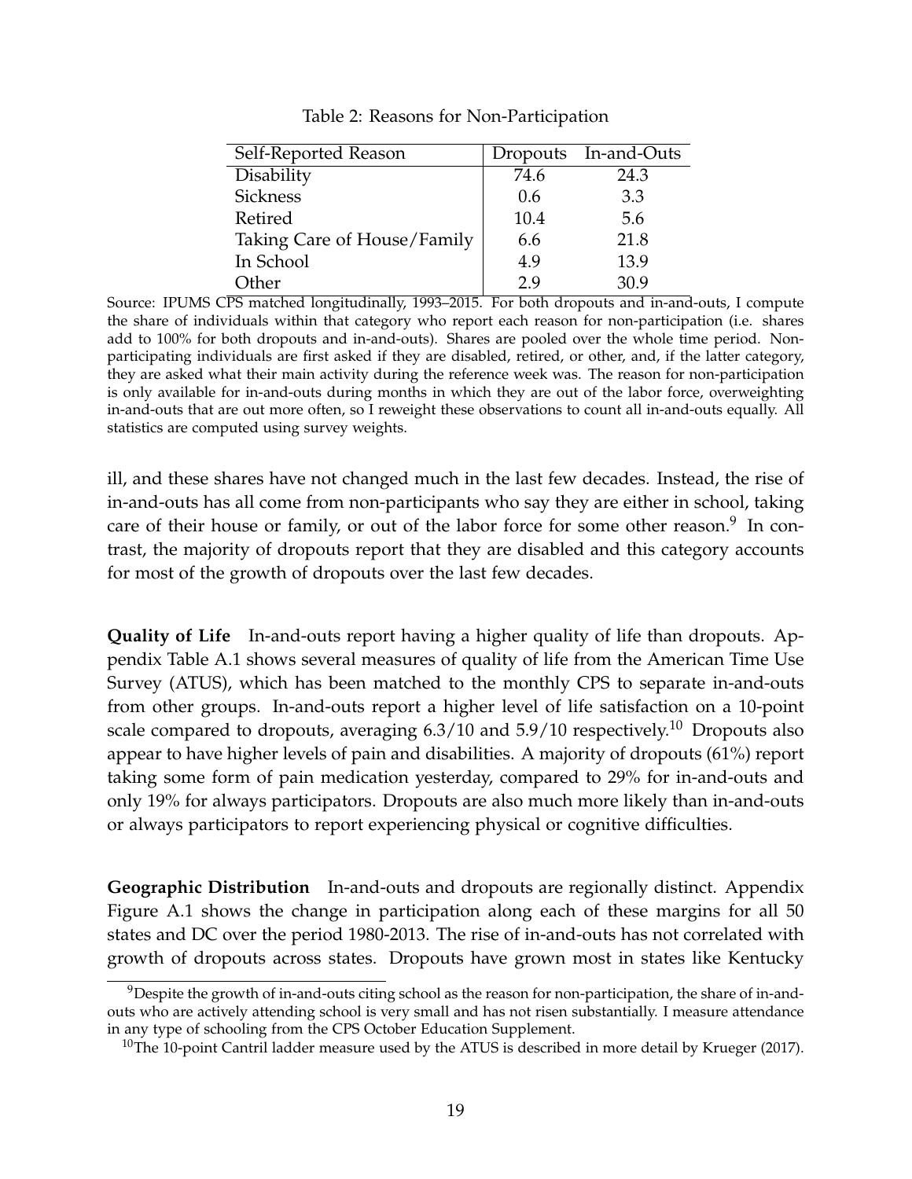Table 2: Reasons for Non-Participation

| Self-Reported Reason | Dropouts | In-and-Outs |
|---|---|---|
| Disability | 74.6 | 24.3 |
| Sickness | 0.6 | 3.3 |
| Retired | 10.4 | 5.6 |
| Taking Care of House/Family | 6.6 | 21.8 |
| In School | 4.9 | 13.9 |
| Other | 2.9 | 30.9 |

Source: IPUMS CPS matched longitudinally, 1993–2015. For both dropouts and in-and-outs, I compute the share of individuals within that category who report each reason for non-participation (i.e. shares add to 100% for both dropouts and in-and-outs). Shares are pooled over the whole time period. Non-participating individuals are first asked if they are disabled, retired, or other, and, if the latter category, they are asked what their main activity during the reference week was. The reason for non-participation is only available for in-and-outs during months in which they are out of the labor force, overweighting in-and-outs that are out more often, so I reweight these observations to count all in-and-outs equally. All statistics are computed using survey weights.

ill, and these shares have not changed much in the last few decades. Instead, the rise of in-and-outs has all come from non-participants who say they are either in school, taking care of their house or family, or out of the labor force for some other reason.[9] In contrast, the majority of dropouts report that they are disabled and this category accounts for most of the growth of dropouts over the last few decades.

**Quality of Life** In-and-outs report having a higher quality of life than dropouts. Appendix Table A.1 shows several measures of quality of life from the American Time Use Survey (ATUS), which has been matched to the monthly CPS to separate in-and-outs from other groups. In-and-outs report a higher level of life satisfaction on a 10-point scale compared to dropouts, averaging 6.3/10 and 5.9/10 respectively.[10] Dropouts also appear to have higher levels of pain and disabilities. A majority of dropouts (61%) report taking some form of pain medication yesterday, compared to 29% for in-and-outs and only 19% for always participators. Dropouts are also much more likely than in-and-outs or always participators to report experiencing physical or cognitive difficulties.

**Geographic Distribution** In-and-outs and dropouts are regionally distinct. Appendix Figure A.1 shows the change in participation along each of these margins for all 50 states and DC over the period 1980-2013. The rise of in-and-outs has not correlated with growth of dropouts across states. Dropouts have grown most in states like Kentucky

[9] Despite the growth of in-and-outs citing school as the reason for non-participation, the share of in-and-outs who are actively attending school is very small and has not risen substantially. I measure attendance in any type of schooling from the CPS October Education Supplement.

[10] The 10-point Cantril ladder measure used by the ATUS is described in more detail by Krueger (2017).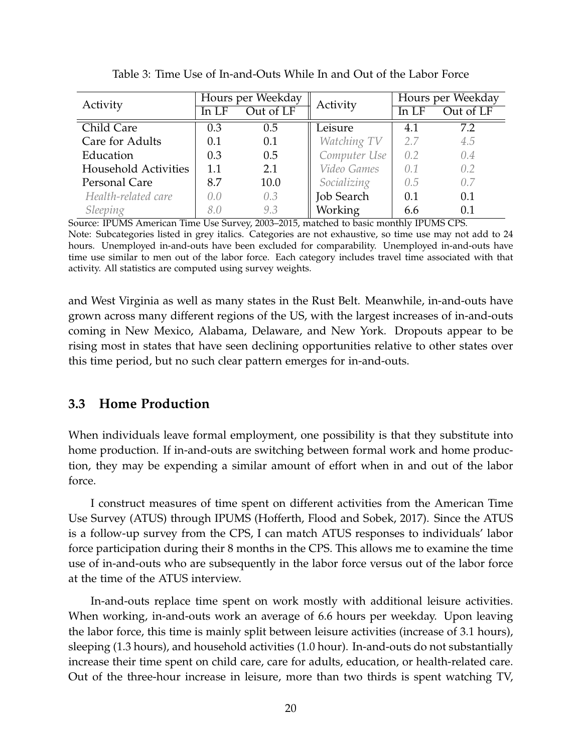Table 3: Time Use of In-and-Outs While In and Out of the Labor Force

| Activity | Hours per Weekday | | Activity | Hours per Weekday | |
|---|---|---|---|---|---|
| | In LF | Out of LF | | In LF | Out of LF |
| Child Care | 0.3 | 0.5 | Leisure | 4.1 | 7.2 |
| Care for Adults | 0.1 | 0.1 | *Watching TV* | *2.7* | *4.5* |
| Education | 0.3 | 0.5 | *Computer Use* | *0.2* | *0.4* |
| Household Activities | 1.1 | 2.1 | *Video Games* | *0.1* | *0.2* |
| Personal Care | 8.7 | 10.0 | *Socializing* | *0.5* | *0.7* |
| *Health-related care* | *0.0* | *0.3* | Job Search | 0.1 | 0.1 |
| *Sleeping* | *8.0* | *9.3* | Working | 6.6 | 0.1 |

Source: IPUMS American Time Use Survey, 2003–2015, matched to basic monthly IPUMS CPS.
Note: Subcategories listed in grey italics. Categories are not exhaustive, so time use may not add to 24 hours. Unemployed in-and-outs have been excluded for comparability. Unemployed in-and-outs have time use similar to men out of the labor force. Each category includes travel time associated with that activity. All statistics are computed using survey weights.

and West Virginia as well as many states in the Rust Belt. Meanwhile, in-and-outs have grown across many different regions of the US, with the largest increases of in-and-outs coming in New Mexico, Alabama, Delaware, and New York. Dropouts appear to be rising most in states that have seen declining opportunities relative to other states over this time period, but no such clear pattern emerges for in-and-outs.

### 3.3 Home Production

When individuals leave formal employment, one possibility is that they substitute into home production. If in-and-outs are switching between formal work and home production, they may be expending a similar amount of effort when in and out of the labor force.

I construct measures of time spent on different activities from the American Time Use Survey (ATUS) through IPUMS (Hofferth, Flood and Sobek, 2017). Since the ATUS is a follow-up survey from the CPS, I can match ATUS responses to individuals' labor force participation during their 8 months in the CPS. This allows me to examine the time use of in-and-outs who are subsequently in the labor force versus out of the labor force at the time of the ATUS interview.

In-and-outs replace time spent on work mostly with additional leisure activities. When working, in-and-outs work an average of 6.6 hours per weekday. Upon leaving the labor force, this time is mainly split between leisure activities (increase of 3.1 hours), sleeping (1.3 hours), and household activities (1.0 hour). In-and-outs do not substantially increase their time spent on child care, care for adults, education, or health-related care. Out of the three-hour increase in leisure, more than two thirds is spent watching TV,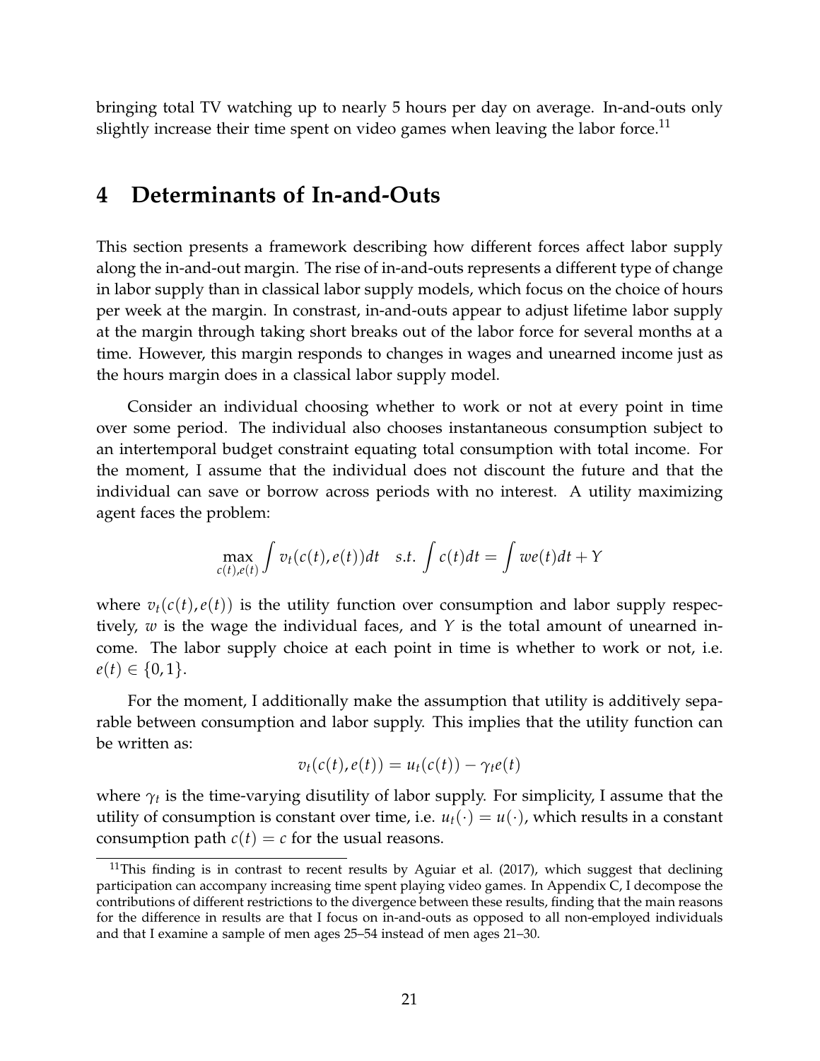bringing total TV watching up to nearly 5 hours per day on average. In-and-outs only slightly increase their time spent on video games when leaving the labor force.[11]

# 4 Determinants of In-and-Outs

This section presents a framework describing how different forces affect labor supply along the in-and-out margin. The rise of in-and-outs represents a different type of change in labor supply than in classical labor supply models, which focus on the choice of hours per week at the margin. In constrast, in-and-outs appear to adjust lifetime labor supply at the margin through taking short breaks out of the labor force for several months at a time. However, this margin responds to changes in wages and unearned income just as the hours margin does in a classical labor supply model.

Consider an individual choosing whether to work or not at every point in time over some period. The individual also chooses instantaneous consumption subject to an intertemporal budget constraint equating total consumption with total income. For the moment, I assume that the individual does not discount the future and that the individual can save or borrow across periods with no interest. A utility maximizing agent faces the problem:

$$\max_{c(t),e(t)} \int v_t(c(t), e(t))dt \quad s.t. \int c(t)dt = \int we(t)dt + Y$$

where $v_t(c(t), e(t))$ is the utility function over consumption and labor supply respectively, $w$ is the wage the individual faces, and $Y$ is the total amount of unearned income. The labor supply choice at each point in time is whether to work or not, i.e. $e(t) \in \{0, 1\}$.

For the moment, I additionally make the assumption that utility is additively separable between consumption and labor supply. This implies that the utility function can be written as:

$$v_t(c(t), e(t)) = u_t(c(t)) - \gamma_t e(t)$$

where $\gamma_t$ is the time-varying disutility of labor supply. For simplicity, I assume that the utility of consumption is constant over time, i.e. $u_t(\cdot) = u(\cdot)$, which results in a constant consumption path $c(t) = c$ for the usual reasons.

[11]This finding is in contrast to recent results by Aguiar et al. (2017), which suggest that declining participation can accompany increasing time spent playing video games. In Appendix C, I decompose the contributions of different restrictions to the divergence between these results, finding that the main reasons for the difference in results are that I focus on in-and-outs as opposed to all non-employed individuals and that I examine a sample of men ages 25–54 instead of men ages 21–30.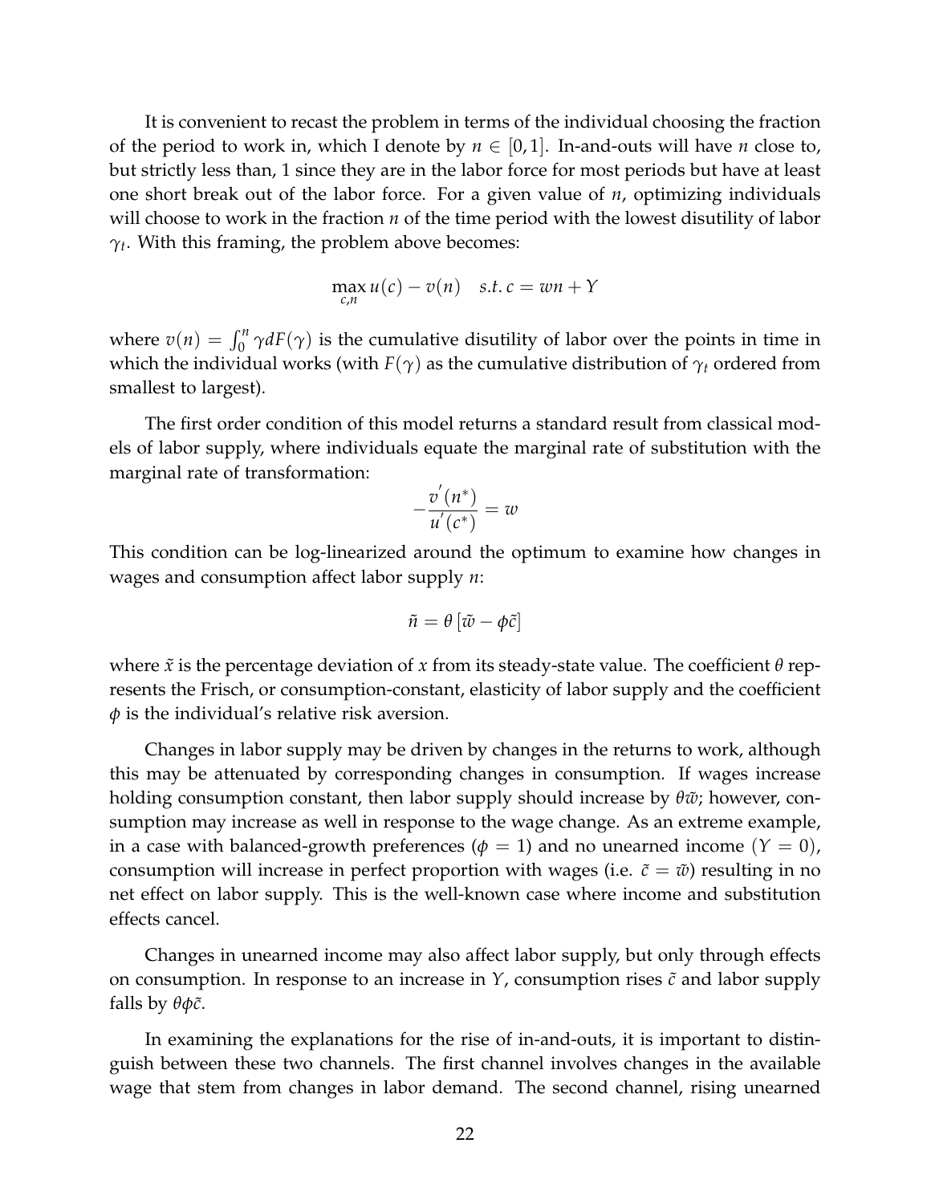It is convenient to recast the problem in terms of the individual choosing the fraction of the period to work in, which I denote by $n \in [0, 1]$. In-and-outs will have $n$ close to, but strictly less than, 1 since they are in the labor force for most periods but have at least one short break out of the labor force. For a given value of $n$, optimizing individuals will choose to work in the fraction $n$ of the time period with the lowest disutility of labor $\gamma_t$. With this framing, the problem above becomes:

$$\max_{c,n} u(c) - v(n) \quad s.t.\ c = wn + Y$$

where $v(n) = \int_0^n \gamma dF(\gamma)$ is the cumulative disutility of labor over the points in time in which the individual works (with $F(\gamma)$ as the cumulative distribution of $\gamma_t$ ordered from smallest to largest).

The first order condition of this model returns a standard result from classical models of labor supply, where individuals equate the marginal rate of substitution with the marginal rate of transformation:

$$-\frac{v^{'}(n^{*})}{u^{'}(c^{*})} = w$$

This condition can be log-linearized around the optimum to examine how changes in wages and consumption affect labor supply $n$:

$$\tilde{n} = \theta \left[ \tilde{w} - \phi \tilde{c} \right]$$

where $\tilde{x}$ is the percentage deviation of $x$ from its steady-state value. The coefficient $\theta$ represents the Frisch, or consumption-constant, elasticity of labor supply and the coefficient $\phi$ is the individual's relative risk aversion.

Changes in labor supply may be driven by changes in the returns to work, although this may be attenuated by corresponding changes in consumption. If wages increase holding consumption constant, then labor supply should increase by $\theta\tilde{w}$; however, consumption may increase as well in response to the wage change. As an extreme example, in a case with balanced-growth preferences ($\phi = 1$) and no unearned income ($Y = 0$), consumption will increase in perfect proportion with wages (i.e. $\tilde{c} = \tilde{w}$) resulting in no net effect on labor supply. This is the well-known case where income and substitution effects cancel.

Changes in unearned income may also affect labor supply, but only through effects on consumption. In response to an increase in $Y$, consumption rises $\tilde{c}$ and labor supply falls by $\theta\phi\tilde{c}$.

In examining the explanations for the rise of in-and-outs, it is important to distinguish between these two channels. The first channel involves changes in the available wage that stem from changes in labor demand. The second channel, rising unearned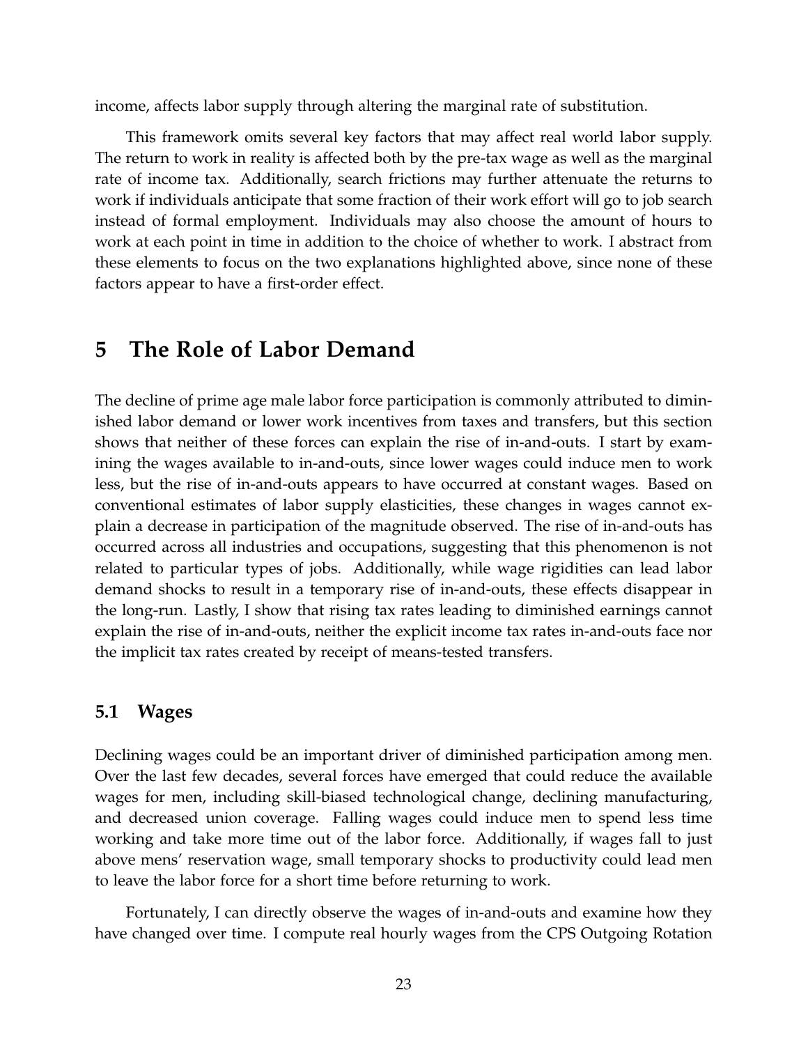income, affects labor supply through altering the marginal rate of substitution.

This framework omits several key factors that may affect real world labor supply. The return to work in reality is affected both by the pre-tax wage as well as the marginal rate of income tax. Additionally, search frictions may further attenuate the returns to work if individuals anticipate that some fraction of their work effort will go to job search instead of formal employment. Individuals may also choose the amount of hours to work at each point in time in addition to the choice of whether to work. I abstract from these elements to focus on the two explanations highlighted above, since none of these factors appear to have a first-order effect.

# 5 The Role of Labor Demand

The decline of prime age male labor force participation is commonly attributed to diminished labor demand or lower work incentives from taxes and transfers, but this section shows that neither of these forces can explain the rise of in-and-outs. I start by examining the wages available to in-and-outs, since lower wages could induce men to work less, but the rise of in-and-outs appears to have occurred at constant wages. Based on conventional estimates of labor supply elasticities, these changes in wages cannot explain a decrease in participation of the magnitude observed. The rise of in-and-outs has occurred across all industries and occupations, suggesting that this phenomenon is not related to particular types of jobs. Additionally, while wage rigidities can lead labor demand shocks to result in a temporary rise of in-and-outs, these effects disappear in the long-run. Lastly, I show that rising tax rates leading to diminished earnings cannot explain the rise of in-and-outs, neither the explicit income tax rates in-and-outs face nor the implicit tax rates created by receipt of means-tested transfers.

## 5.1 Wages

Declining wages could be an important driver of diminished participation among men. Over the last few decades, several forces have emerged that could reduce the available wages for men, including skill-biased technological change, declining manufacturing, and decreased union coverage. Falling wages could induce men to spend less time working and take more time out of the labor force. Additionally, if wages fall to just above mens' reservation wage, small temporary shocks to productivity could lead men to leave the labor force for a short time before returning to work.

Fortunately, I can directly observe the wages of in-and-outs and examine how they have changed over time. I compute real hourly wages from the CPS Outgoing Rotation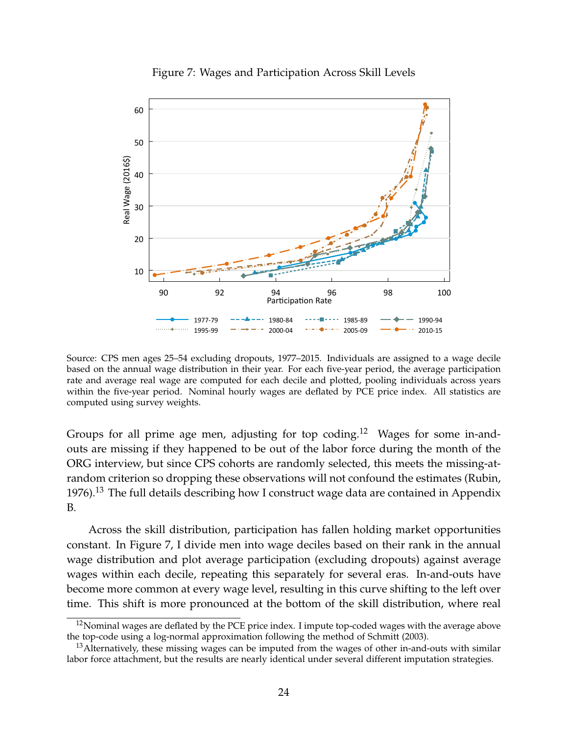Figure 7: Wages and Participation Across Skill Levels

Source: CPS men ages 25–54 excluding dropouts, 1977–2015. Individuals are assigned to a wage decile based on the annual wage distribution in their year. For each five-year period, the average participation rate and average real wage are computed for each decile and plotted, pooling individuals across years within the five-year period. Nominal hourly wages are deflated by PCE price index. All statistics are computed using survey weights.

Groups for all prime age men, adjusting for top coding.[12] Wages for some in-and-outs are missing if they happened to be out of the labor force during the month of the ORG interview, but since CPS cohorts are randomly selected, this meets the missing-at-random criterion so dropping these observations will not confound the estimates (Rubin, 1976).[13] The full details describing how I construct wage data are contained in Appendix B.

Across the skill distribution, participation has fallen holding market opportunities constant. In Figure 7, I divide men into wage deciles based on their rank in the annual wage distribution and plot average participation (excluding dropouts) against average wages within each decile, repeating this separately for several eras. In-and-outs have become more common at every wage level, resulting in this curve shifting to the left over time. This shift is more pronounced at the bottom of the skill distribution, where real

[12] Nominal wages are deflated by the PCE price index. I impute top-coded wages with the average above the top-code using a log-normal approximation following the method of Schmitt (2003).

[13] Alternatively, these missing wages can be imputed from the wages of other in-and-outs with similar labor force attachment, but the results are nearly identical under several different imputation strategies.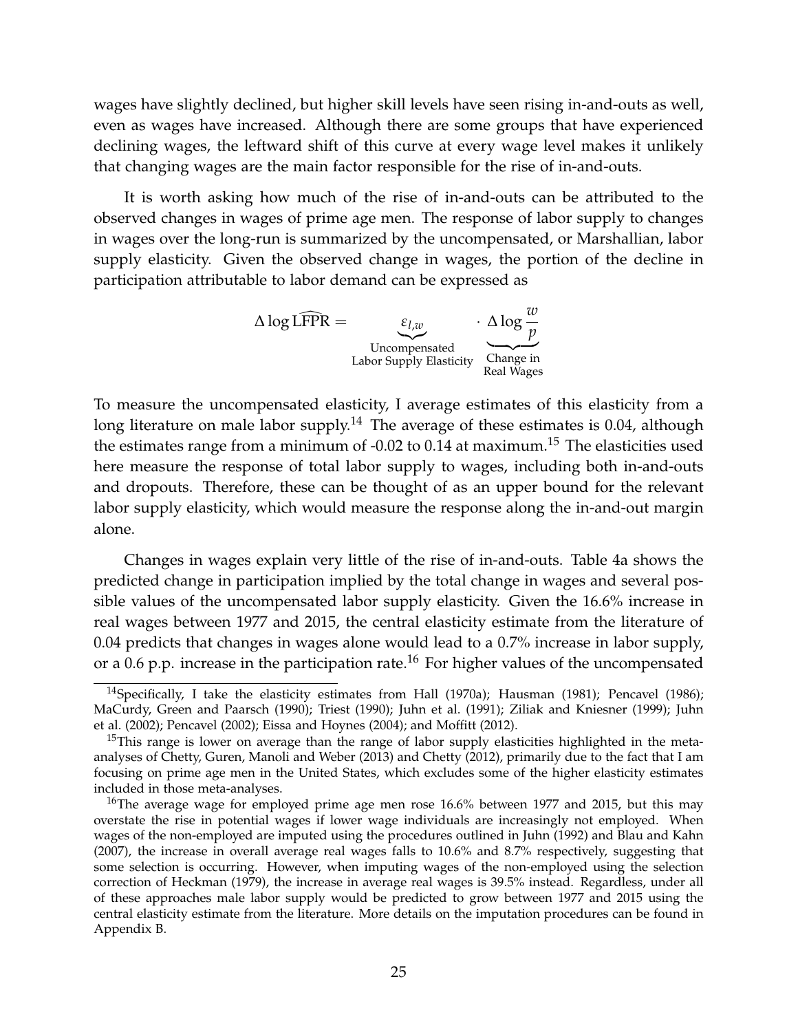wages have slightly declined, but higher skill levels have seen rising in-and-outs as well, even as wages have increased. Although there are some groups that have experienced declining wages, the leftward shift of this curve at every wage level makes it unlikely that changing wages are the main factor responsible for the rise of in-and-outs.

It is worth asking how much of the rise of in-and-outs can be attributed to the observed changes in wages of prime age men. The response of labor supply to changes in wages over the long-run is summarized by the uncompensated, or Marshallian, labor supply elasticity. Given the observed change in wages, the portion of the decline in participation attributable to labor demand can be expressed as

$$\Delta \log \widehat{\text{LFPR}} = \underbrace{\varepsilon_{l,w}}_{\substack{\text{Uncompensated} \\ \text{Labor Supply Elasticity}}} \cdot \underbrace{\Delta \log \frac{w}{p}}_{\substack{\text{Change in} \\ \text{Real Wages}}}$$

To measure the uncompensated elasticity, I average estimates of this elasticity from a long literature on male labor supply.[14] The average of these estimates is 0.04, although the estimates range from a minimum of -0.02 to 0.14 at maximum.[15] The elasticities used here measure the response of total labor supply to wages, including both in-and-outs and dropouts. Therefore, these can be thought of as an upper bound for the relevant labor supply elasticity, which would measure the response along the in-and-out margin alone.

Changes in wages explain very little of the rise of in-and-outs. Table 4a shows the predicted change in participation implied by the total change in wages and several possible values of the uncompensated labor supply elasticity. Given the 16.6% increase in real wages between 1977 and 2015, the central elasticity estimate from the literature of 0.04 predicts that changes in wages alone would lead to a 0.7% increase in labor supply, or a 0.6 p.p. increase in the participation rate.[16] For higher values of the uncompensated

[14] Specifically, I take the elasticity estimates from Hall (1970a); Hausman (1981); Pencavel (1986); MaCurdy, Green and Paarsch (1990); Triest (1990); Juhn et al. (1991); Ziliak and Kniesner (1999); Juhn et al. (2002); Pencavel (2002); Eissa and Hoynes (2004); and Moffitt (2012).

[15] This range is lower on average than the range of labor supply elasticities highlighted in the meta-analyses of Chetty, Guren, Manoli and Weber (2013) and Chetty (2012), primarily due to the fact that I am focusing on prime age men in the United States, which excludes some of the higher elasticity estimates included in those meta-analyses.

[16] The average wage for employed prime age men rose 16.6% between 1977 and 2015, but this may overstate the rise in potential wages if lower wage individuals are increasingly not employed. When wages of the non-employed are imputed using the procedures outlined in Juhn (1992) and Blau and Kahn (2007), the increase in overall average real wages falls to 10.6% and 8.7% respectively, suggesting that some selection is occurring. However, when imputing wages of the non-employed using the selection correction of Heckman (1979), the increase in average real wages is 39.5% instead. Regardless, under all of these approaches male labor supply would be predicted to grow between 1977 and 2015 using the central elasticity estimate from the literature. More details on the imputation procedures can be found in Appendix B.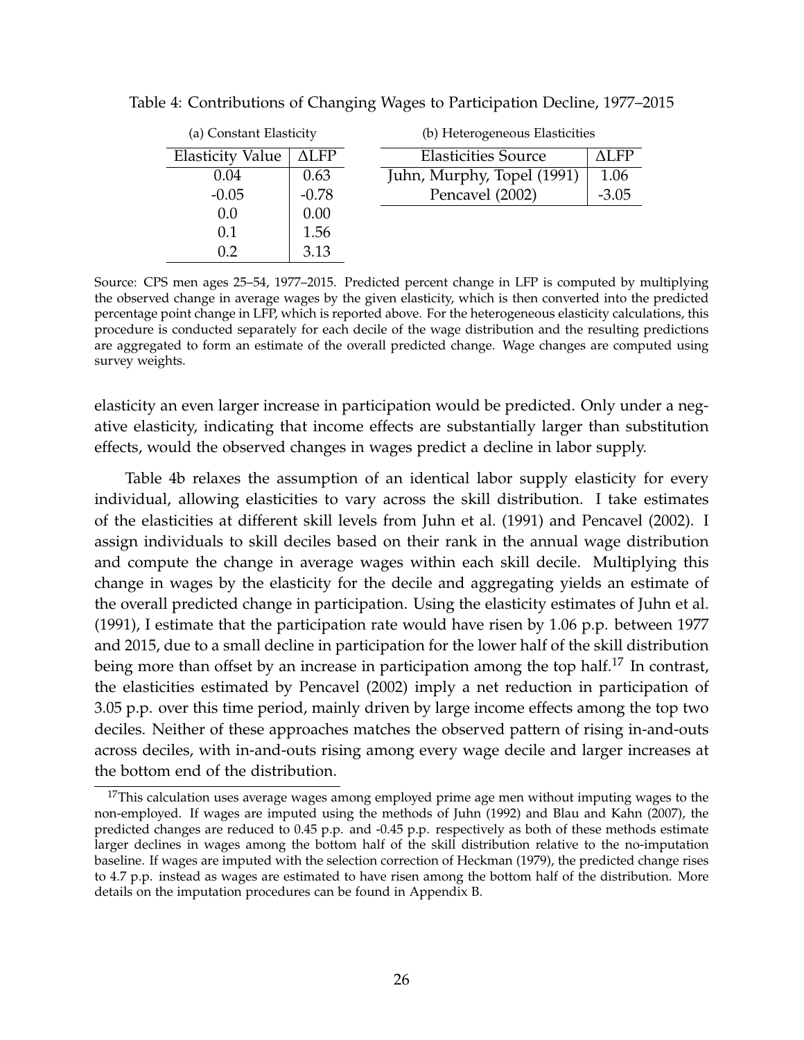Table 4: Contributions of Changing Wages to Participation Decline, 1977–2015

(a) Constant Elasticity

| Elasticity Value | ΔLFP |
|---|---|
| 0.04 | 0.63 |
| -0.05 | -0.78 |
| 0.0 | 0.00 |
| 0.1 | 1.56 |
| 0.2 | 3.13 |

(b) Heterogeneous Elasticities

| Elasticities Source | ΔLFP |
|---|---|
| Juhn, Murphy, Topel (1991) | 1.06 |
| Pencavel (2002) | -3.05 |

Source: CPS men ages 25–54, 1977–2015. Predicted percent change in LFP is computed by multiplying the observed change in average wages by the given elasticity, which is then converted into the predicted percentage point change in LFP, which is reported above. For the heterogeneous elasticity calculations, this procedure is conducted separately for each decile of the wage distribution and the resulting predictions are aggregated to form an estimate of the overall predicted change. Wage changes are computed using survey weights.

elasticity an even larger increase in participation would be predicted. Only under a negative elasticity, indicating that income effects are substantially larger than substitution effects, would the observed changes in wages predict a decline in labor supply.

Table 4b relaxes the assumption of an identical labor supply elasticity for every individual, allowing elasticities to vary across the skill distribution. I take estimates of the elasticities at different skill levels from Juhn et al. (1991) and Pencavel (2002). I assign individuals to skill deciles based on their rank in the annual wage distribution and compute the change in average wages within each skill decile. Multiplying this change in wages by the elasticity for the decile and aggregating yields an estimate of the overall predicted change in participation. Using the elasticity estimates of Juhn et al. (1991), I estimate that the participation rate would have risen by 1.06 p.p. between 1977 and 2015, due to a small decline in participation for the lower half of the skill distribution being more than offset by an increase in participation among the top half.[17] In contrast, the elasticities estimated by Pencavel (2002) imply a net reduction in participation of 3.05 p.p. over this time period, mainly driven by large income effects among the top two deciles. Neither of these approaches matches the observed pattern of rising in-and-outs across deciles, with in-and-outs rising among every wage decile and larger increases at the bottom end of the distribution.

[17] This calculation uses average wages among employed prime age men without imputing wages to the non-employed. If wages are imputed using the methods of Juhn (1992) and Blau and Kahn (2007), the predicted changes are reduced to 0.45 p.p. and -0.45 p.p. respectively as both of these methods estimate larger declines in wages among the bottom half of the skill distribution relative to the no-imputation baseline. If wages are imputed with the selection correction of Heckman (1979), the predicted change rises to 4.7 p.p. instead as wages are estimated to have risen among the bottom half of the distribution. More details on the imputation procedures can be found in Appendix B.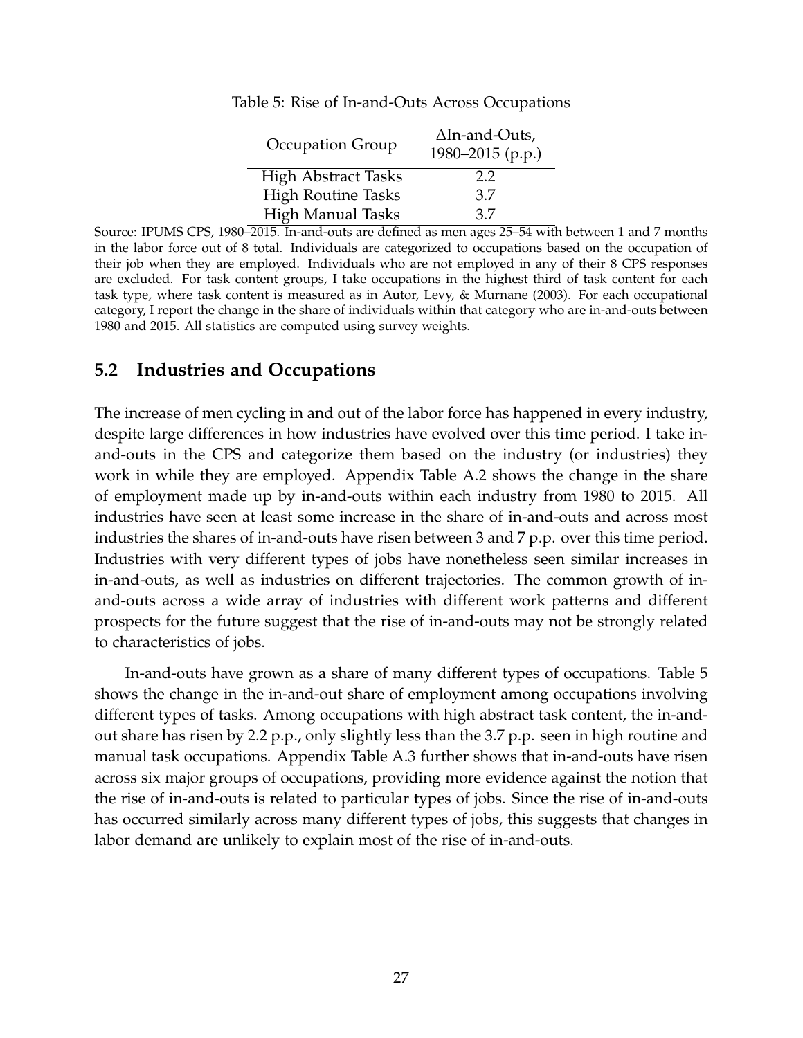Table 5: Rise of In-and-Outs Across Occupations

| Occupation Group | ΔIn-and-Outs, 1980–2015 (p.p.) |
| --- | --- |
| High Abstract Tasks | 2.2 |
| High Routine Tasks | 3.7 |
| High Manual Tasks | 3.7 |

Source: IPUMS CPS, 1980–2015. In-and-outs are defined as men ages 25–54 with between 1 and 7 months in the labor force out of 8 total. Individuals are categorized to occupations based on the occupation of their job when they are employed. Individuals who are not employed in any of their 8 CPS responses are excluded. For task content groups, I take occupations in the highest third of task content for each task type, where task content is measured as in Autor, Levy, & Murnane (2003). For each occupational category, I report the change in the share of individuals within that category who are in-and-outs between 1980 and 2015. All statistics are computed using survey weights.

## 5.2 Industries and Occupations

The increase of men cycling in and out of the labor force has happened in every industry, despite large differences in how industries have evolved over this time period. I take in-and-outs in the CPS and categorize them based on the industry (or industries) they work in while they are employed. Appendix Table A.2 shows the change in the share of employment made up by in-and-outs within each industry from 1980 to 2015. All industries have seen at least some increase in the share of in-and-outs and across most industries the shares of in-and-outs have risen between 3 and 7 p.p. over this time period. Industries with very different types of jobs have nonetheless seen similar increases in in-and-outs, as well as industries on different trajectories. The common growth of in-and-outs across a wide array of industries with different work patterns and different prospects for the future suggest that the rise of in-and-outs may not be strongly related to characteristics of jobs.

In-and-outs have grown as a share of many different types of occupations. Table 5 shows the change in the in-and-out share of employment among occupations involving different types of tasks. Among occupations with high abstract task content, the in-and-out share has risen by 2.2 p.p., only slightly less than the 3.7 p.p. seen in high routine and manual task occupations. Appendix Table A.3 further shows that in-and-outs have risen across six major groups of occupations, providing more evidence against the notion that the rise of in-and-outs is related to particular types of jobs. Since the rise of in-and-outs has occurred similarly across many different types of jobs, this suggests that changes in labor demand are unlikely to explain most of the rise of in-and-outs.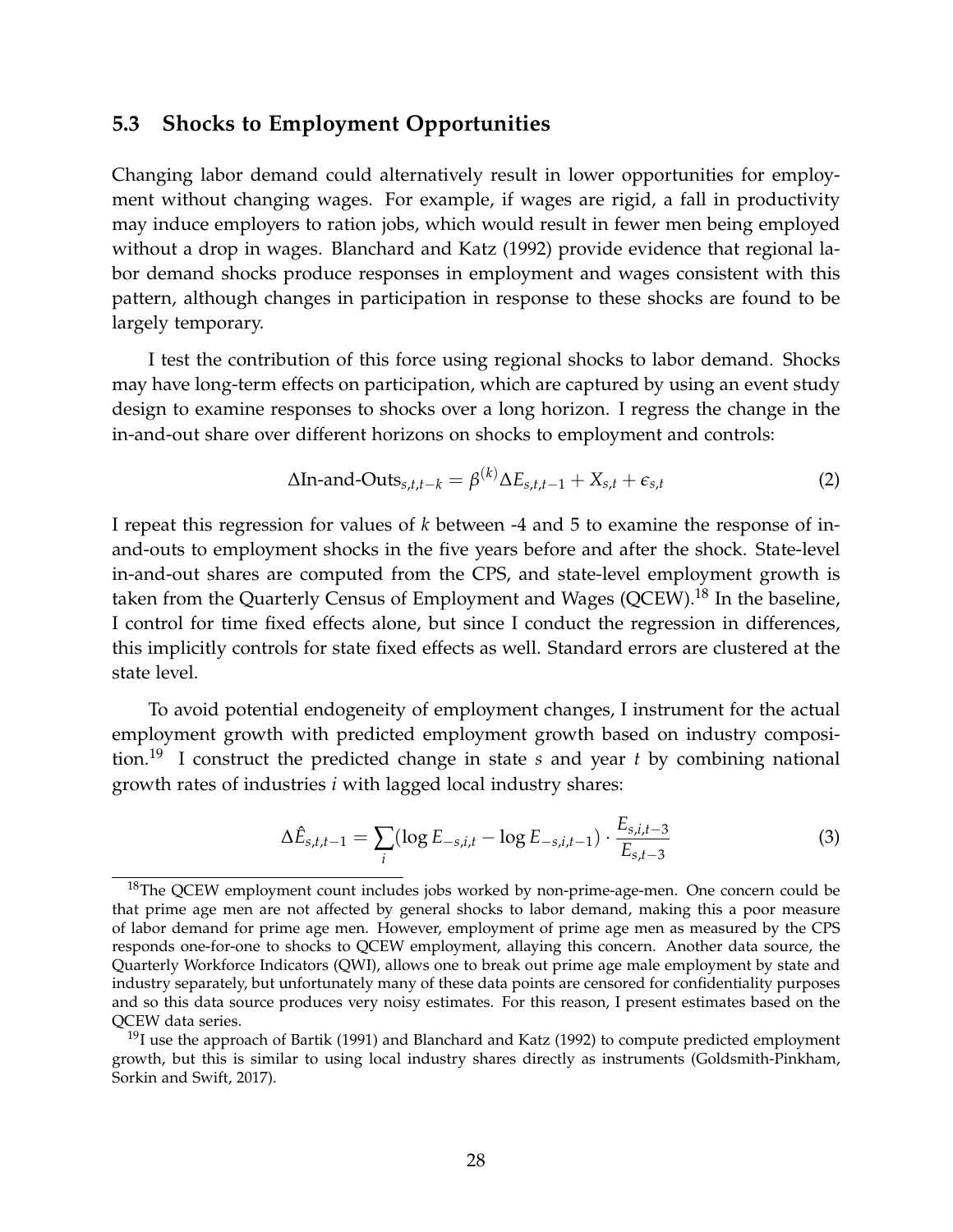### 5.3 Shocks to Employment Opportunities

Changing labor demand could alternatively result in lower opportunities for employment without changing wages. For example, if wages are rigid, a fall in productivity may induce employers to ration jobs, which would result in fewer men being employed without a drop in wages. Blanchard and Katz (1992) provide evidence that regional labor demand shocks produce responses in employment and wages consistent with this pattern, although changes in participation in response to these shocks are found to be largely temporary.

I test the contribution of this force using regional shocks to labor demand. Shocks may have long-term effects on participation, which are captured by using an event study design to examine responses to shocks over a long horizon. I regress the change in the in-and-out share over different horizons on shocks to employment and controls:

$$\Delta\text{In-and-Outs}_{s,t,t-k} = \beta^{(k)} \Delta E_{s,t,t-1} + X_{s,t} + \epsilon_{s,t} \tag{2}$$

I repeat this regression for values of $k$ between -4 and 5 to examine the response of in-and-outs to employment shocks in the five years before and after the shock. State-level in-and-out shares are computed from the CPS, and state-level employment growth is taken from the Quarterly Census of Employment and Wages (QCEW).[18] In the baseline, I control for time fixed effects alone, but since I conduct the regression in differences, this implicitly controls for state fixed effects as well. Standard errors are clustered at the state level.

To avoid potential endogeneity of employment changes, I instrument for the actual employment growth with predicted employment growth based on industry composition.[19] I construct the predicted change in state $s$ and year $t$ by combining national growth rates of industries $i$ with lagged local industry shares:

$$\Delta \hat{E}_{s,t,t-1} = \sum_i (\log E_{-s,i,t} - \log E_{-s,i,t-1}) \cdot \frac{E_{s,i,t-3}}{E_{s,t-3}} \tag{3}$$

[18] The QCEW employment count includes jobs worked by non-prime-age-men. One concern could be that prime age men are not affected by general shocks to labor demand, making this a poor measure of labor demand for prime age men. However, employment of prime age men as measured by the CPS responds one-for-one to shocks to QCEW employment, allaying this concern. Another data source, the Quarterly Workforce Indicators (QWI), allows one to break out prime age male employment by state and industry separately, but unfortunately many of these data points are censored for confidentiality purposes and so this data source produces very noisy estimates. For this reason, I present estimates based on the QCEW data series.

[19] I use the approach of Bartik (1991) and Blanchard and Katz (1992) to compute predicted employment growth, but this is similar to using local industry shares directly as instruments (Goldsmith-Pinkham, Sorkin and Swift, 2017).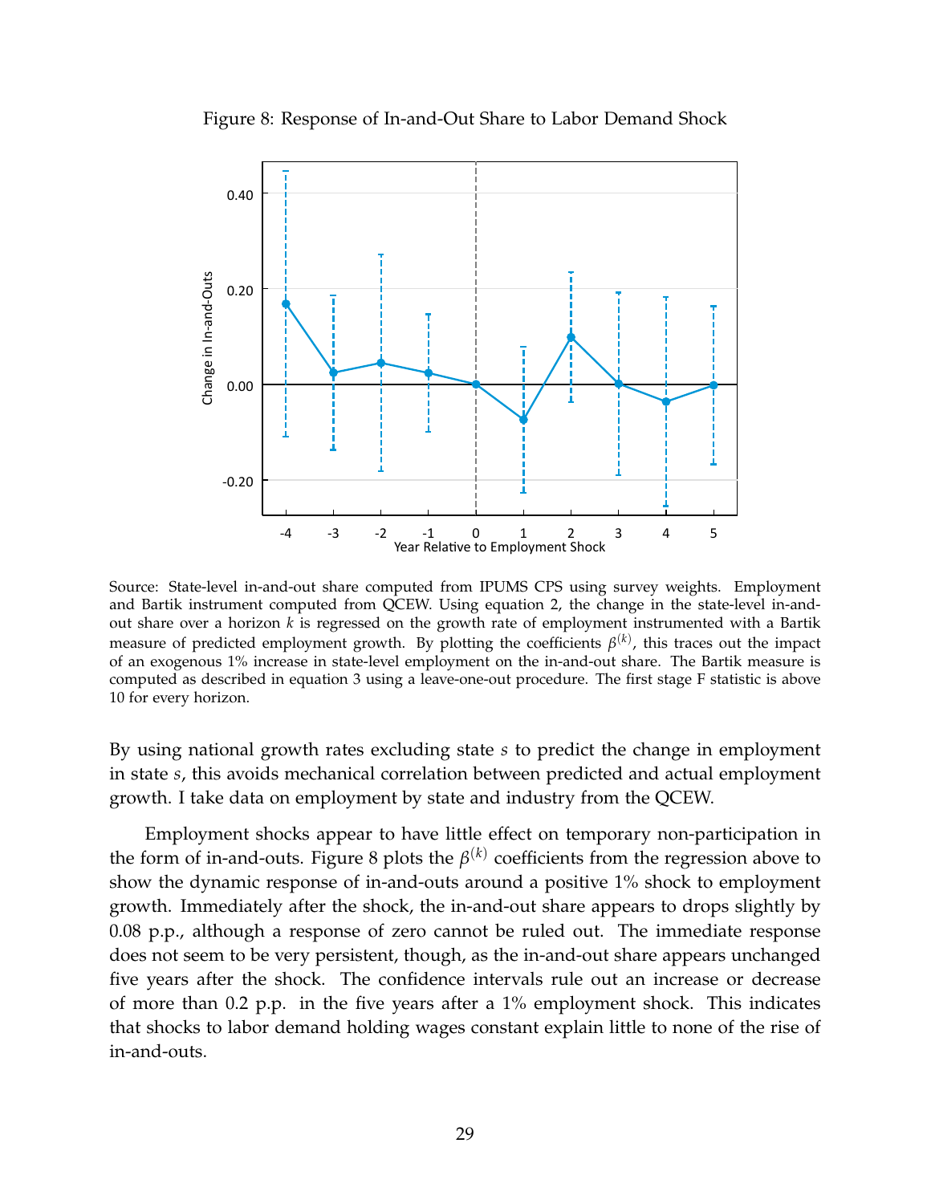Figure 8: Response of In-and-Out Share to Labor Demand Shock

Source: State-level in-and-out share computed from IPUMS CPS using survey weights. Employment and Bartik instrument computed from QCEW. Using equation 2, the change in the state-level in-and-out share over a horizon $k$ is regressed on the growth rate of employment instrumented with a Bartik measure of predicted employment growth. By plotting the coefficients $\beta^{(k)}$, this traces out the impact of an exogenous 1% increase in state-level employment on the in-and-out share. The Bartik measure is computed as described in equation 3 using a leave-one-out procedure. The first stage F statistic is above 10 for every horizon.

By using national growth rates excluding state $s$ to predict the change in employment in state $s$, this avoids mechanical correlation between predicted and actual employment growth. I take data on employment by state and industry from the QCEW.

Employment shocks appear to have little effect on temporary non-participation in the form of in-and-outs. Figure 8 plots the $\beta^{(k)}$ coefficients from the regression above to show the dynamic response of in-and-outs around a positive 1% shock to employment growth. Immediately after the shock, the in-and-out share appears to drops slightly by 0.08 p.p., although a response of zero cannot be ruled out. The immediate response does not seem to be very persistent, though, as the in-and-out share appears unchanged five years after the shock. The confidence intervals rule out an increase or decrease of more than 0.2 p.p. in the five years after a 1% employment shock. This indicates that shocks to labor demand holding wages constant explain little to none of the rise of in-and-outs.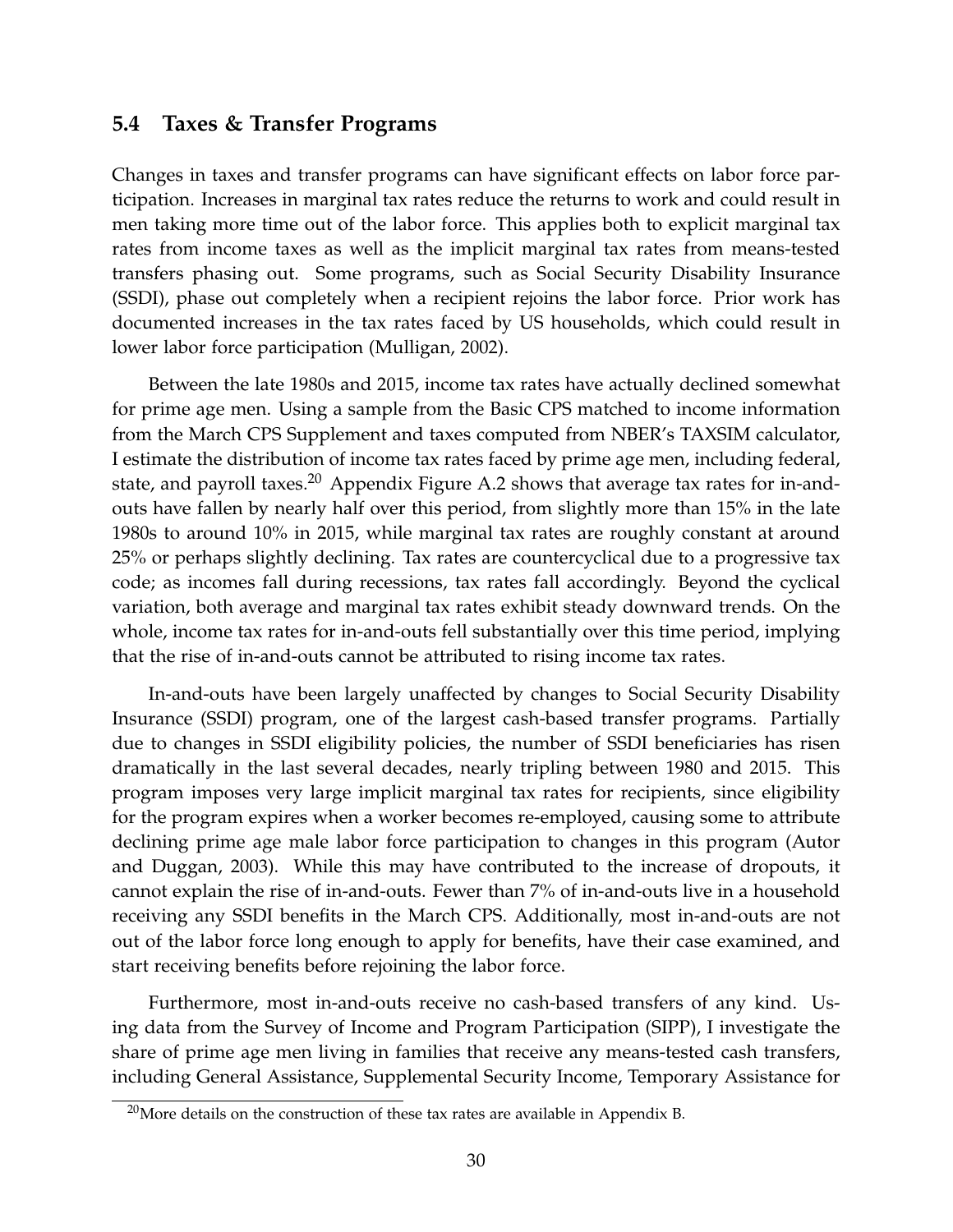## 5.4 Taxes & Transfer Programs

Changes in taxes and transfer programs can have significant effects on labor force participation. Increases in marginal tax rates reduce the returns to work and could result in men taking more time out of the labor force. This applies both to explicit marginal tax rates from income taxes as well as the implicit marginal tax rates from means-tested transfers phasing out. Some programs, such as Social Security Disability Insurance (SSDI), phase out completely when a recipient rejoins the labor force. Prior work has documented increases in the tax rates faced by US households, which could result in lower labor force participation (Mulligan, 2002).

Between the late 1980s and 2015, income tax rates have actually declined somewhat for prime age men. Using a sample from the Basic CPS matched to income information from the March CPS Supplement and taxes computed from NBER's TAXSIM calculator, I estimate the distribution of income tax rates faced by prime age men, including federal, state, and payroll taxes.[20] Appendix Figure A.2 shows that average tax rates for in-and-outs have fallen by nearly half over this period, from slightly more than 15% in the late 1980s to around 10% in 2015, while marginal tax rates are roughly constant at around 25% or perhaps slightly declining. Tax rates are countercyclical due to a progressive tax code; as incomes fall during recessions, tax rates fall accordingly. Beyond the cyclical variation, both average and marginal tax rates exhibit steady downward trends. On the whole, income tax rates for in-and-outs fell substantially over this time period, implying that the rise of in-and-outs cannot be attributed to rising income tax rates.

In-and-outs have been largely unaffected by changes to Social Security Disability Insurance (SSDI) program, one of the largest cash-based transfer programs. Partially due to changes in SSDI eligibility policies, the number of SSDI beneficiaries has risen dramatically in the last several decades, nearly tripling between 1980 and 2015. This program imposes very large implicit marginal tax rates for recipients, since eligibility for the program expires when a worker becomes re-employed, causing some to attribute declining prime age male labor force participation to changes in this program (Autor and Duggan, 2003). While this may have contributed to the increase of dropouts, it cannot explain the rise of in-and-outs. Fewer than 7% of in-and-outs live in a household receiving any SSDI benefits in the March CPS. Additionally, most in-and-outs are not out of the labor force long enough to apply for benefits, have their case examined, and start receiving benefits before rejoining the labor force.

Furthermore, most in-and-outs receive no cash-based transfers of any kind. Using data from the Survey of Income and Program Participation (SIPP), I investigate the share of prime age men living in families that receive any means-tested cash transfers, including General Assistance, Supplemental Security Income, Temporary Assistance for

[20] More details on the construction of these tax rates are available in Appendix B.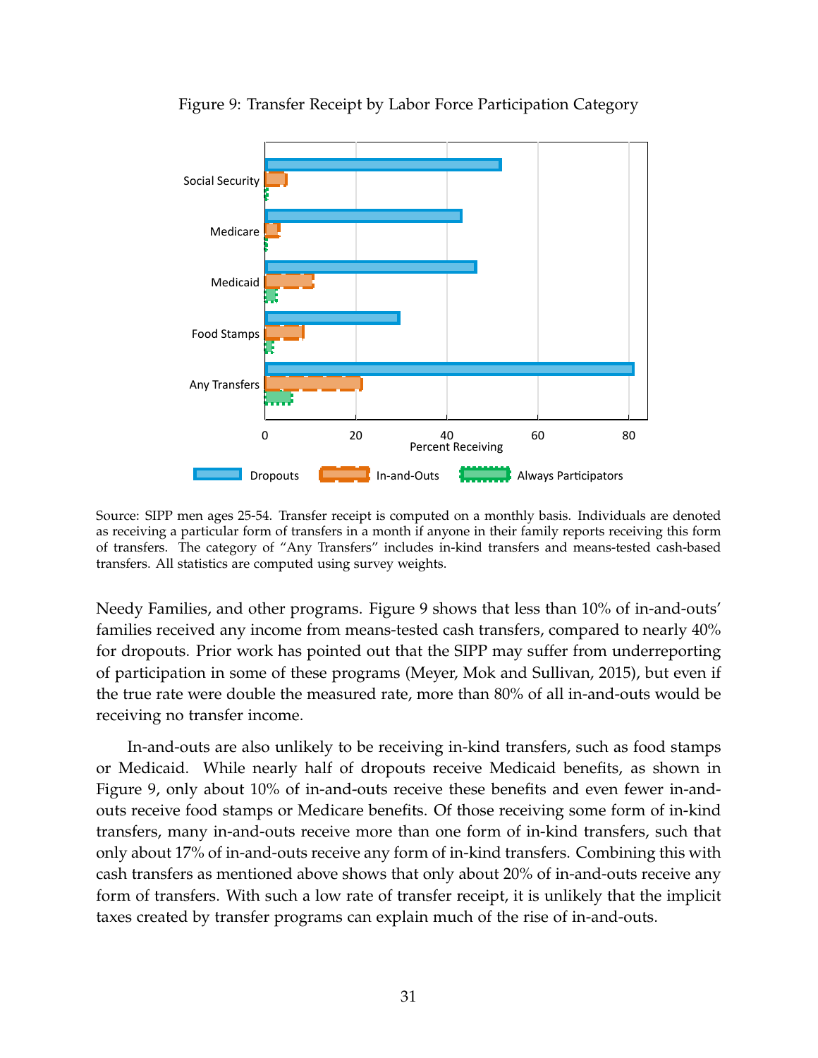Figure 9: Transfer Receipt by Labor Force Participation Category

Source: SIPP men ages 25-54. Transfer receipt is computed on a monthly basis. Individuals are denoted as receiving a particular form of transfers in a month if anyone in their family reports receiving this form of transfers. The category of "Any Transfers" includes in-kind transfers and means-tested cash-based transfers. All statistics are computed using survey weights.

Needy Families, and other programs. Figure 9 shows that less than 10% of in-and-outs' families received any income from means-tested cash transfers, compared to nearly 40% for dropouts. Prior work has pointed out that the SIPP may suffer from underreporting of participation in some of these programs (Meyer, Mok and Sullivan, 2015), but even if the true rate were double the measured rate, more than 80% of all in-and-outs would be receiving no transfer income.

In-and-outs are also unlikely to be receiving in-kind transfers, such as food stamps or Medicaid. While nearly half of dropouts receive Medicaid benefits, as shown in Figure 9, only about 10% of in-and-outs receive these benefits and even fewer in-and-outs receive food stamps or Medicare benefits. Of those receiving some form of in-kind transfers, many in-and-outs receive more than one form of in-kind transfers, such that only about 17% of in-and-outs receive any form of in-kind transfers. Combining this with cash transfers as mentioned above shows that only about 20% of in-and-outs receive any form of transfers. With such a low rate of transfer receipt, it is unlikely that the implicit taxes created by transfer programs can explain much of the rise of in-and-outs.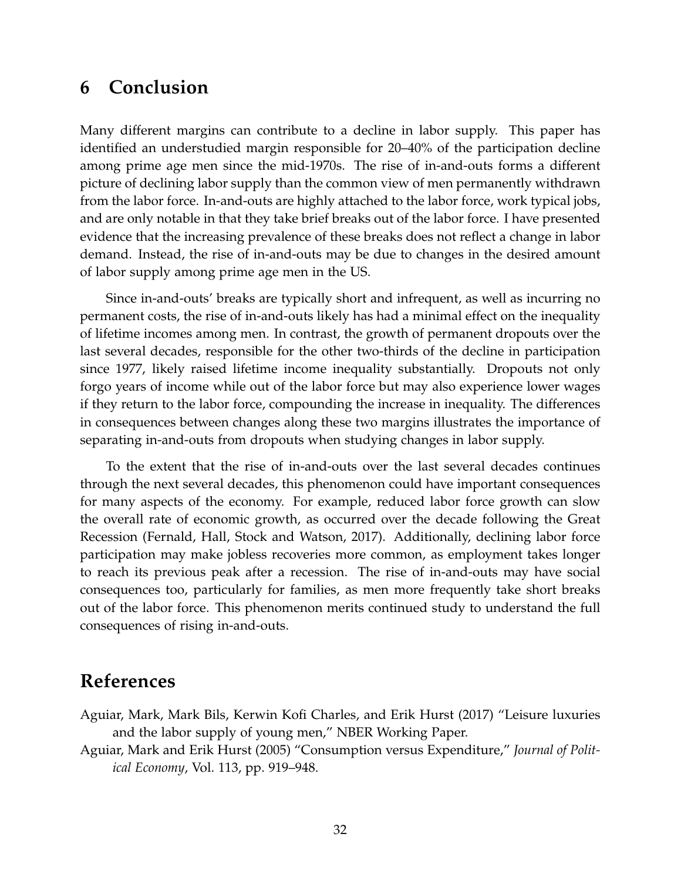# 6 Conclusion

Many different margins can contribute to a decline in labor supply. This paper has identified an understudied margin responsible for 20–40% of the participation decline among prime age men since the mid-1970s. The rise of in-and-outs forms a different picture of declining labor supply than the common view of men permanently withdrawn from the labor force. In-and-outs are highly attached to the labor force, work typical jobs, and are only notable in that they take brief breaks out of the labor force. I have presented evidence that the increasing prevalence of these breaks does not reflect a change in labor demand. Instead, the rise of in-and-outs may be due to changes in the desired amount of labor supply among prime age men in the US.

Since in-and-outs' breaks are typically short and infrequent, as well as incurring no permanent costs, the rise of in-and-outs likely has had a minimal effect on the inequality of lifetime incomes among men. In contrast, the growth of permanent dropouts over the last several decades, responsible for the other two-thirds of the decline in participation since 1977, likely raised lifetime income inequality substantially. Dropouts not only forgo years of income while out of the labor force but may also experience lower wages if they return to the labor force, compounding the increase in inequality. The differences in consequences between changes along these two margins illustrates the importance of separating in-and-outs from dropouts when studying changes in labor supply.

To the extent that the rise of in-and-outs over the last several decades continues through the next several decades, this phenomenon could have important consequences for many aspects of the economy. For example, reduced labor force growth can slow the overall rate of economic growth, as occurred over the decade following the Great Recession (Fernald, Hall, Stock and Watson, 2017). Additionally, declining labor force participation may make jobless recoveries more common, as employment takes longer to reach its previous peak after a recession. The rise of in-and-outs may have social consequences too, particularly for families, as men more frequently take short breaks out of the labor force. This phenomenon merits continued study to understand the full consequences of rising in-and-outs.

# References

Aguiar, Mark, Mark Bils, Kerwin Kofi Charles, and Erik Hurst (2017) "Leisure luxuries and the labor supply of young men," NBER Working Paper.

Aguiar, Mark and Erik Hurst (2005) "Consumption versus Expenditure," *Journal of Political Economy*, Vol. 113, pp. 919–948.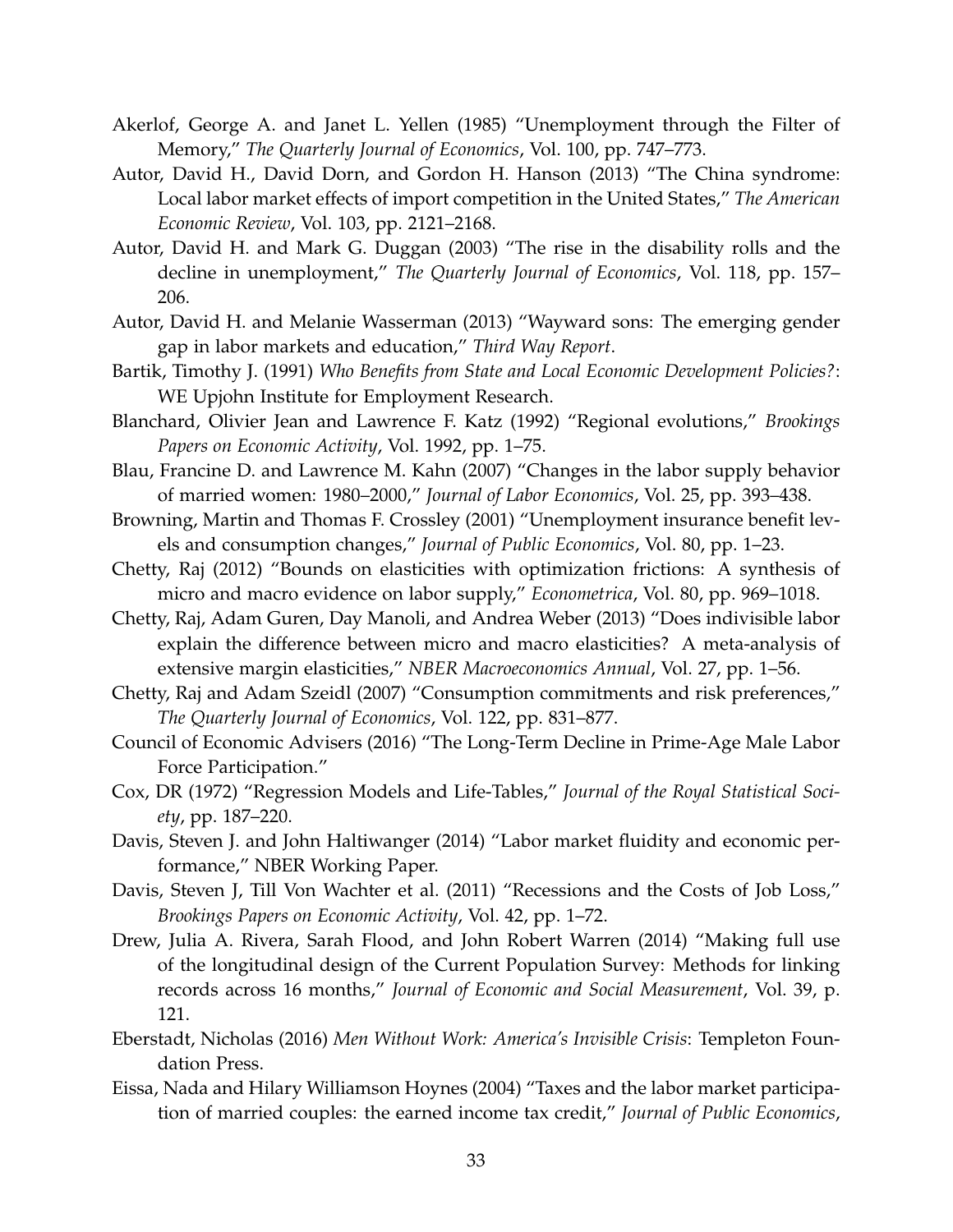Akerlof, George A. and Janet L. Yellen (1985) "Unemployment through the Filter of Memory," *The Quarterly Journal of Economics*, Vol. 100, pp. 747–773.

Autor, David H., David Dorn, and Gordon H. Hanson (2013) "The China syndrome: Local labor market effects of import competition in the United States," *The American Economic Review*, Vol. 103, pp. 2121–2168.

Autor, David H. and Mark G. Duggan (2003) "The rise in the disability rolls and the decline in unemployment," *The Quarterly Journal of Economics*, Vol. 118, pp. 157–206.

Autor, David H. and Melanie Wasserman (2013) "Wayward sons: The emerging gender gap in labor markets and education," *Third Way Report*.

Bartik, Timothy J. (1991) *Who Benefits from State and Local Economic Development Policies?*: WE Upjohn Institute for Employment Research.

Blanchard, Olivier Jean and Lawrence F. Katz (1992) "Regional evolutions," *Brookings Papers on Economic Activity*, Vol. 1992, pp. 1–75.

Blau, Francine D. and Lawrence M. Kahn (2007) "Changes in the labor supply behavior of married women: 1980–2000," *Journal of Labor Economics*, Vol. 25, pp. 393–438.

Browning, Martin and Thomas F. Crossley (2001) "Unemployment insurance benefit levels and consumption changes," *Journal of Public Economics*, Vol. 80, pp. 1–23.

Chetty, Raj (2012) "Bounds on elasticities with optimization frictions: A synthesis of micro and macro evidence on labor supply," *Econometrica*, Vol. 80, pp. 969–1018.

Chetty, Raj, Adam Guren, Day Manoli, and Andrea Weber (2013) "Does indivisible labor explain the difference between micro and macro elasticities? A meta-analysis of extensive margin elasticities," *NBER Macroeconomics Annual*, Vol. 27, pp. 1–56.

Chetty, Raj and Adam Szeidl (2007) "Consumption commitments and risk preferences," *The Quarterly Journal of Economics*, Vol. 122, pp. 831–877.

Council of Economic Advisers (2016) "The Long-Term Decline in Prime-Age Male Labor Force Participation."

Cox, DR (1972) "Regression Models and Life-Tables," *Journal of the Royal Statistical Society*, pp. 187–220.

Davis, Steven J. and John Haltiwanger (2014) "Labor market fluidity and economic performance," NBER Working Paper.

Davis, Steven J, Till Von Wachter et al. (2011) "Recessions and the Costs of Job Loss," *Brookings Papers on Economic Activity*, Vol. 42, pp. 1–72.

Drew, Julia A. Rivera, Sarah Flood, and John Robert Warren (2014) "Making full use of the longitudinal design of the Current Population Survey: Methods for linking records across 16 months," *Journal of Economic and Social Measurement*, Vol. 39, p. 121.

Eberstadt, Nicholas (2016) *Men Without Work: America's Invisible Crisis*: Templeton Foundation Press.

Eissa, Nada and Hilary Williamson Hoynes (2004) "Taxes and the labor market participation of married couples: the earned income tax credit," *Journal of Public Economics*,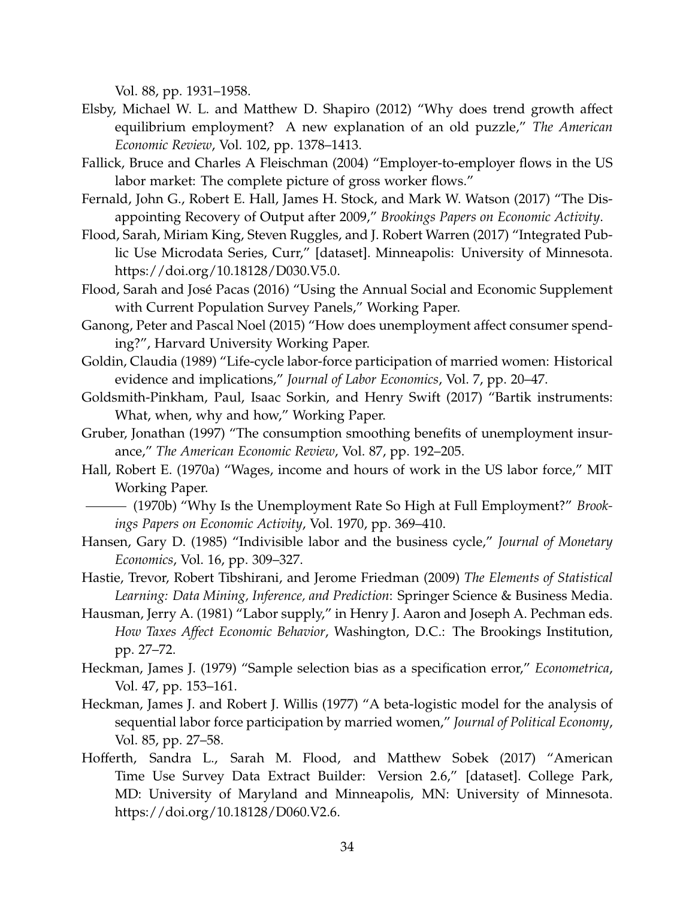Vol. 88, pp. 1931–1958.

Elsby, Michael W. L. and Matthew D. Shapiro (2012) "Why does trend growth affect equilibrium employment? A new explanation of an old puzzle," *The American Economic Review*, Vol. 102, pp. 1378–1413.

Fallick, Bruce and Charles A Fleischman (2004) "Employer-to-employer flows in the US labor market: The complete picture of gross worker flows."

Fernald, John G., Robert E. Hall, James H. Stock, and Mark W. Watson (2017) "The Disappointing Recovery of Output after 2009," *Brookings Papers on Economic Activity*.

Flood, Sarah, Miriam King, Steven Ruggles, and J. Robert Warren (2017) "Integrated Public Use Microdata Series, Curr," [dataset]. Minneapolis: University of Minnesota. https://doi.org/10.18128/D030.V5.0.

Flood, Sarah and José Pacas (2016) "Using the Annual Social and Economic Supplement with Current Population Survey Panels," Working Paper.

Ganong, Peter and Pascal Noel (2015) "How does unemployment affect consumer spending?", Harvard University Working Paper.

Goldin, Claudia (1989) "Life-cycle labor-force participation of married women: Historical evidence and implications," *Journal of Labor Economics*, Vol. 7, pp. 20–47.

Goldsmith-Pinkham, Paul, Isaac Sorkin, and Henry Swift (2017) "Bartik instruments: What, when, why and how," Working Paper.

Gruber, Jonathan (1997) "The consumption smoothing benefits of unemployment insurance," *The American Economic Review*, Vol. 87, pp. 192–205.

Hall, Robert E. (1970a) "Wages, income and hours of work in the US labor force," MIT Working Paper.

——— (1970b) "Why Is the Unemployment Rate So High at Full Employment?" *Brookings Papers on Economic Activity*, Vol. 1970, pp. 369–410.

Hansen, Gary D. (1985) "Indivisible labor and the business cycle," *Journal of Monetary Economics*, Vol. 16, pp. 309–327.

Hastie, Trevor, Robert Tibshirani, and Jerome Friedman (2009) *The Elements of Statistical Learning: Data Mining, Inference, and Prediction*: Springer Science & Business Media.

Hausman, Jerry A. (1981) "Labor supply," in Henry J. Aaron and Joseph A. Pechman eds. *How Taxes Affect Economic Behavior*, Washington, D.C.: The Brookings Institution, pp. 27–72.

Heckman, James J. (1979) "Sample selection bias as a specification error," *Econometrica*, Vol. 47, pp. 153–161.

Heckman, James J. and Robert J. Willis (1977) "A beta-logistic model for the analysis of sequential labor force participation by married women," *Journal of Political Economy*, Vol. 85, pp. 27–58.

Hofferth, Sandra L., Sarah M. Flood, and Matthew Sobek (2017) "American Time Use Survey Data Extract Builder: Version 2.6," [dataset]. College Park, MD: University of Maryland and Minneapolis, MN: University of Minnesota. https://doi.org/10.18128/D060.V2.6.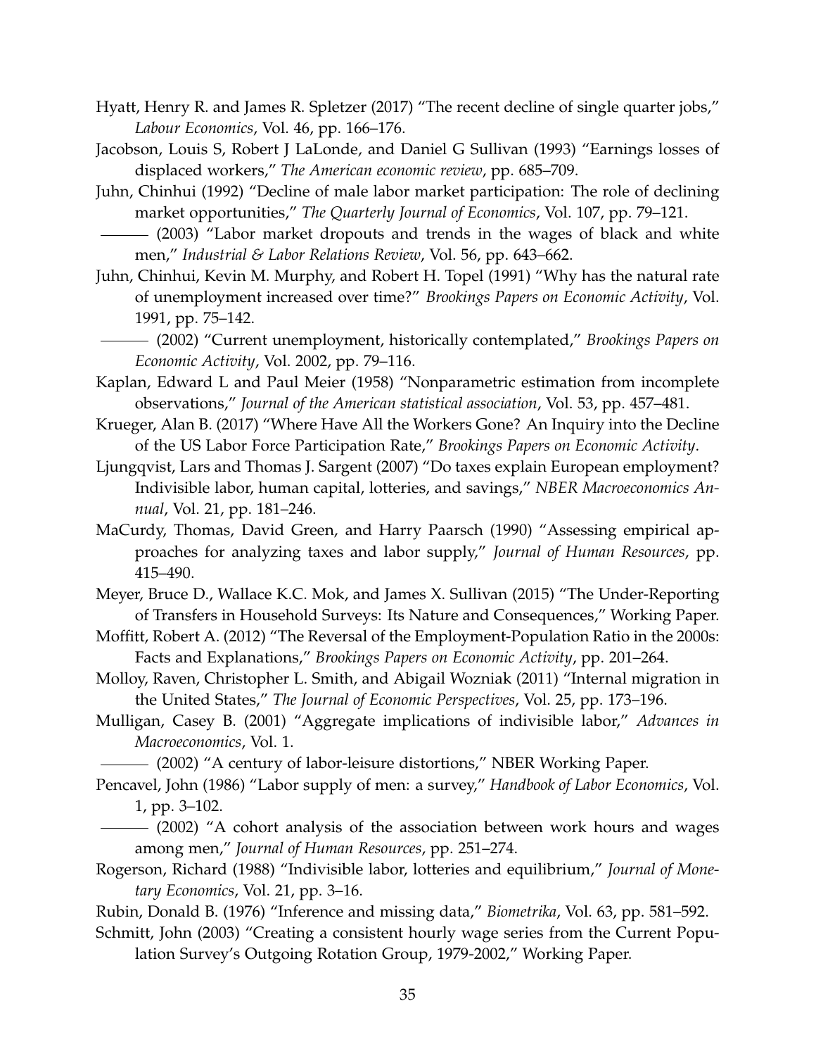Hyatt, Henry R. and James R. Spletzer (2017) "The recent decline of single quarter jobs," *Labour Economics*, Vol. 46, pp. 166–176.

Jacobson, Louis S, Robert J LaLonde, and Daniel G Sullivan (1993) "Earnings losses of displaced workers," *The American economic review*, pp. 685–709.

Juhn, Chinhui (1992) "Decline of male labor market participation: The role of declining market opportunities," *The Quarterly Journal of Economics*, Vol. 107, pp. 79–121.

——— (2003) "Labor market dropouts and trends in the wages of black and white men," *Industrial & Labor Relations Review*, Vol. 56, pp. 643–662.

Juhn, Chinhui, Kevin M. Murphy, and Robert H. Topel (1991) "Why has the natural rate of unemployment increased over time?" *Brookings Papers on Economic Activity*, Vol. 1991, pp. 75–142.

——— (2002) "Current unemployment, historically contemplated," *Brookings Papers on Economic Activity*, Vol. 2002, pp. 79–116.

Kaplan, Edward L and Paul Meier (1958) "Nonparametric estimation from incomplete observations," *Journal of the American statistical association*, Vol. 53, pp. 457–481.

Krueger, Alan B. (2017) "Where Have All the Workers Gone? An Inquiry into the Decline of the US Labor Force Participation Rate," *Brookings Papers on Economic Activity*.

Ljungqvist, Lars and Thomas J. Sargent (2007) "Do taxes explain European employment? Indivisible labor, human capital, lotteries, and savings," *NBER Macroeconomics Annual*, Vol. 21, pp. 181–246.

MaCurdy, Thomas, David Green, and Harry Paarsch (1990) "Assessing empirical approaches for analyzing taxes and labor supply," *Journal of Human Resources*, pp. 415–490.

Meyer, Bruce D., Wallace K.C. Mok, and James X. Sullivan (2015) "The Under-Reporting of Transfers in Household Surveys: Its Nature and Consequences," Working Paper.

Moffitt, Robert A. (2012) "The Reversal of the Employment-Population Ratio in the 2000s: Facts and Explanations," *Brookings Papers on Economic Activity*, pp. 201–264.

Molloy, Raven, Christopher L. Smith, and Abigail Wozniak (2011) "Internal migration in the United States," *The Journal of Economic Perspectives*, Vol. 25, pp. 173–196.

Mulligan, Casey B. (2001) "Aggregate implications of indivisible labor," *Advances in Macroeconomics*, Vol. 1.

——— (2002) "A century of labor-leisure distortions," NBER Working Paper.

Pencavel, John (1986) "Labor supply of men: a survey," *Handbook of Labor Economics*, Vol. 1, pp. 3–102.

——— (2002) "A cohort analysis of the association between work hours and wages among men," *Journal of Human Resources*, pp. 251–274.

Rogerson, Richard (1988) "Indivisible labor, lotteries and equilibrium," *Journal of Monetary Economics*, Vol. 21, pp. 3–16.

Rubin, Donald B. (1976) "Inference and missing data," *Biometrika*, Vol. 63, pp. 581–592.

Schmitt, John (2003) "Creating a consistent hourly wage series from the Current Population Survey's Outgoing Rotation Group, 1979-2002," Working Paper.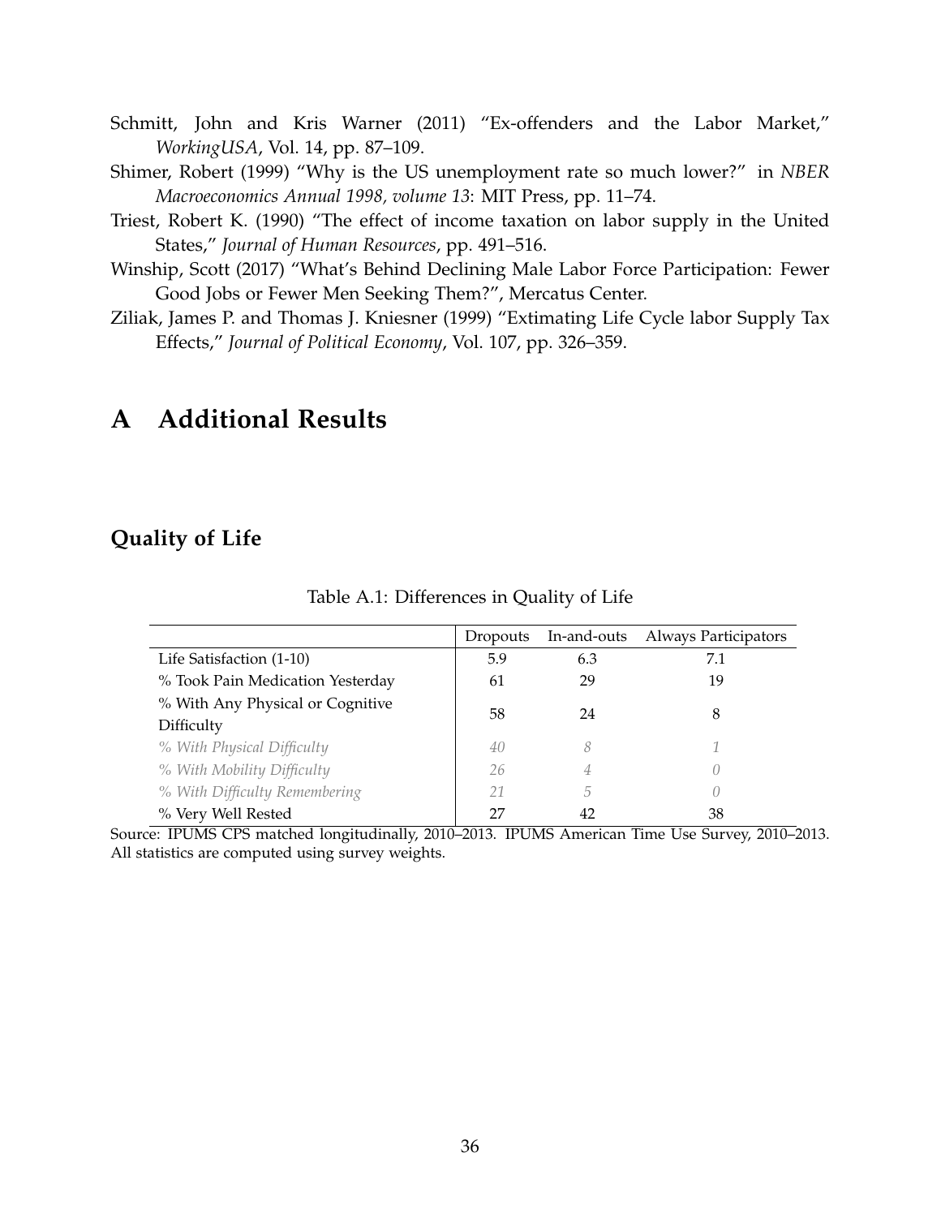Schmitt, John and Kris Warner (2011) "Ex-offenders and the Labor Market," *WorkingUSA*, Vol. 14, pp. 87–109.

Shimer, Robert (1999) "Why is the US unemployment rate so much lower?" in *NBER Macroeconomics Annual 1998, volume 13*: MIT Press, pp. 11–74.

Triest, Robert K. (1990) "The effect of income taxation on labor supply in the United States," *Journal of Human Resources*, pp. 491–516.

Winship, Scott (2017) "What's Behind Declining Male Labor Force Participation: Fewer Good Jobs or Fewer Men Seeking Them?", Mercatus Center.

Ziliak, James P. and Thomas J. Kniesner (1999) "Extimating Life Cycle labor Supply Tax Effects," *Journal of Political Economy*, Vol. 107, pp. 326–359.

# A Additional Results

## Quality of Life

Table A.1: Differences in Quality of Life

| | Dropouts | In-and-outs | Always Participators |
|---|---|---|---|
| Life Satisfaction (1-10) | 5.9 | 6.3 | 7.1 |
| % Took Pain Medication Yesterday | 61 | 29 | 19 |
| % With Any Physical or Cognitive Difficulty | 58 | 24 | 8 |
| *% With Physical Difficulty* | *40* | *8* | *1* |
| *% With Mobility Difficulty* | *26* | *4* | *0* |
| *% With Difficulty Remembering* | *21* | *5* | *0* |
| % Very Well Rested | 27 | 42 | 38 |

Source: IPUMS CPS matched longitudinally, 2010–2013. IPUMS American Time Use Survey, 2010–2013. All statistics are computed using survey weights.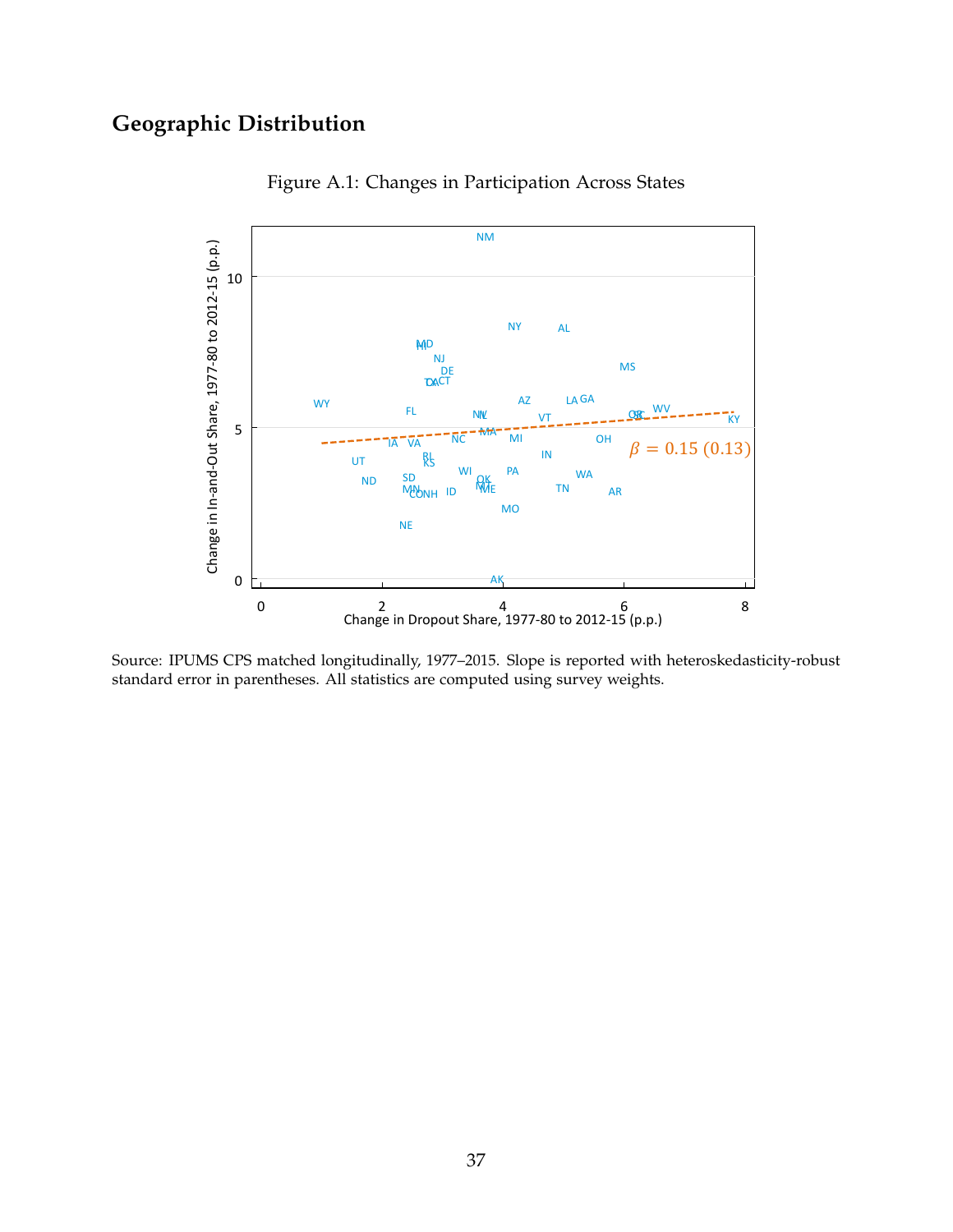## Geographic Distribution

Figure A.1: Changes in Participation Across States

Source: IPUMS CPS matched longitudinally, 1977–2015. Slope is reported with heteroskedasticity-robust standard error in parentheses. All statistics are computed using survey weights.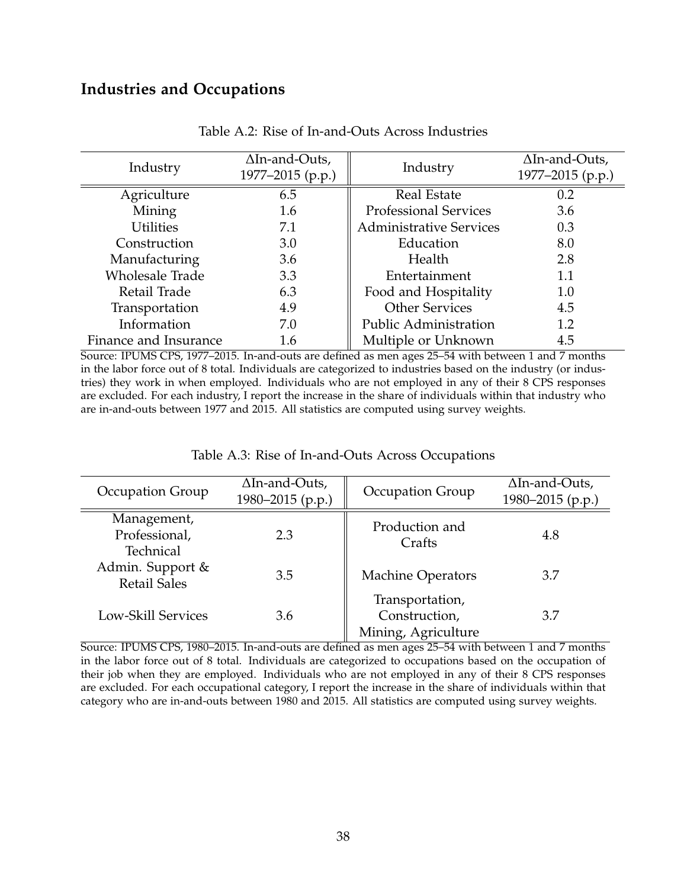## Industries and Occupations

Table A.2: Rise of In-and-Outs Across Industries

| Industry | ΔIn-and-Outs, 1977–2015 (p.p.) | Industry | ΔIn-and-Outs, 1977–2015 (p.p.) |
|---|---|---|---|
| Agriculture | 6.5 | Real Estate | 0.2 |
| Mining | 1.6 | Professional Services | 3.6 |
| Utilities | 7.1 | Administrative Services | 0.3 |
| Construction | 3.0 | Education | 8.0 |
| Manufacturing | 3.6 | Health | 2.8 |
| Wholesale Trade | 3.3 | Entertainment | 1.1 |
| Retail Trade | 6.3 | Food and Hospitality | 1.0 |
| Transportation | 4.9 | Other Services | 4.5 |
| Information | 7.0 | Public Administration | 1.2 |
| Finance and Insurance | 1.6 | Multiple or Unknown | 4.5 |

Source: IPUMS CPS, 1977–2015. In-and-outs are defined as men ages 25–54 with between 1 and 7 months in the labor force out of 8 total. Individuals are categorized to industries based on the industry (or industries) they work in when employed. Individuals who are not employed in any of their 8 CPS responses are excluded. For each industry, I report the increase in the share of individuals within that industry who are in-and-outs between 1977 and 2015. All statistics are computed using survey weights.

Table A.3: Rise of In-and-Outs Across Occupations

| Occupation Group | ΔIn-and-Outs, 1980–2015 (p.p.) | Occupation Group | ΔIn-and-Outs, 1980–2015 (p.p.) |
|---|---|---|---|
| Management, Professional, Technical | 2.3 | Production and Crafts | 4.8 |
| Admin. Support & Retail Sales | 3.5 | Machine Operators | 3.7 |
| Low-Skill Services | 3.6 | Transportation, Construction, Mining, Agriculture | 3.7 |

Source: IPUMS CPS, 1980–2015. In-and-outs are defined as men ages 25–54 with between 1 and 7 months in the labor force out of 8 total. Individuals are categorized to occupations based on the occupation of their job when they are employed. Individuals who are not employed in any of their 8 CPS responses are excluded. For each occupational category, I report the increase in the share of individuals within that category who are in-and-outs between 1980 and 2015. All statistics are computed using survey weights.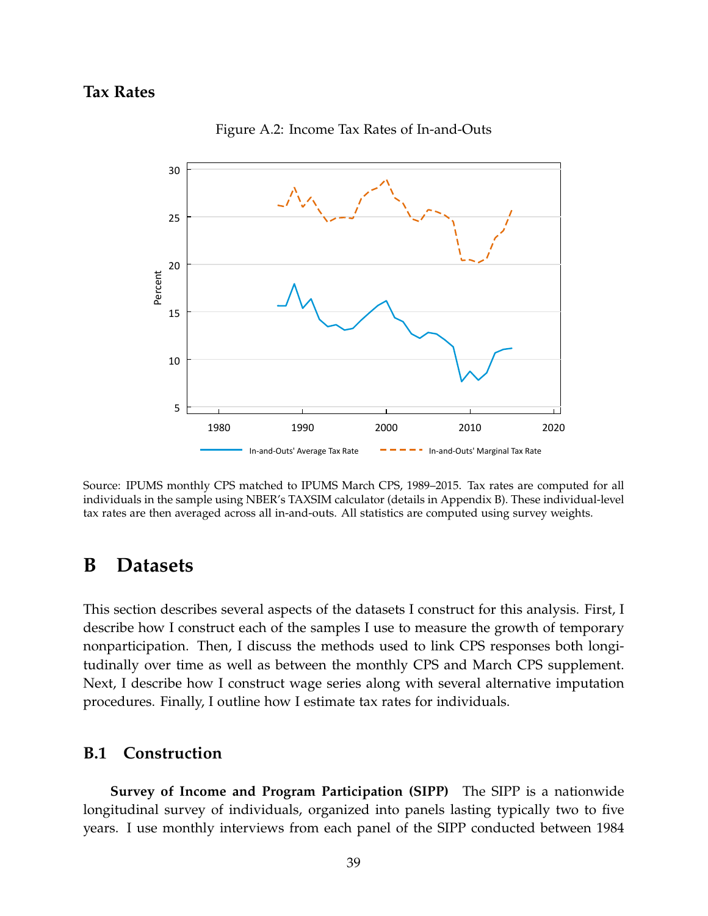### Tax Rates

Figure A.2: Income Tax Rates of In-and-Outs

Source: IPUMS monthly CPS matched to IPUMS March CPS, 1989–2015. Tax rates are computed for all individuals in the sample using NBER's TAXSIM calculator (details in Appendix B). These individual-level tax rates are then averaged across all in-and-outs. All statistics are computed using survey weights.

# B Datasets

This section describes several aspects of the datasets I construct for this analysis. First, I describe how I construct each of the samples I use to measure the growth of temporary nonparticipation. Then, I discuss the methods used to link CPS responses both longitudinally over time as well as between the monthly CPS and March CPS supplement. Next, I describe how I construct wage series along with several alternative imputation procedures. Finally, I outline how I estimate tax rates for individuals.

## B.1 Construction

**Survey of Income and Program Participation (SIPP)** The SIPP is a nationwide longitudinal survey of individuals, organized into panels lasting typically two to five years. I use monthly interviews from each panel of the SIPP conducted between 1984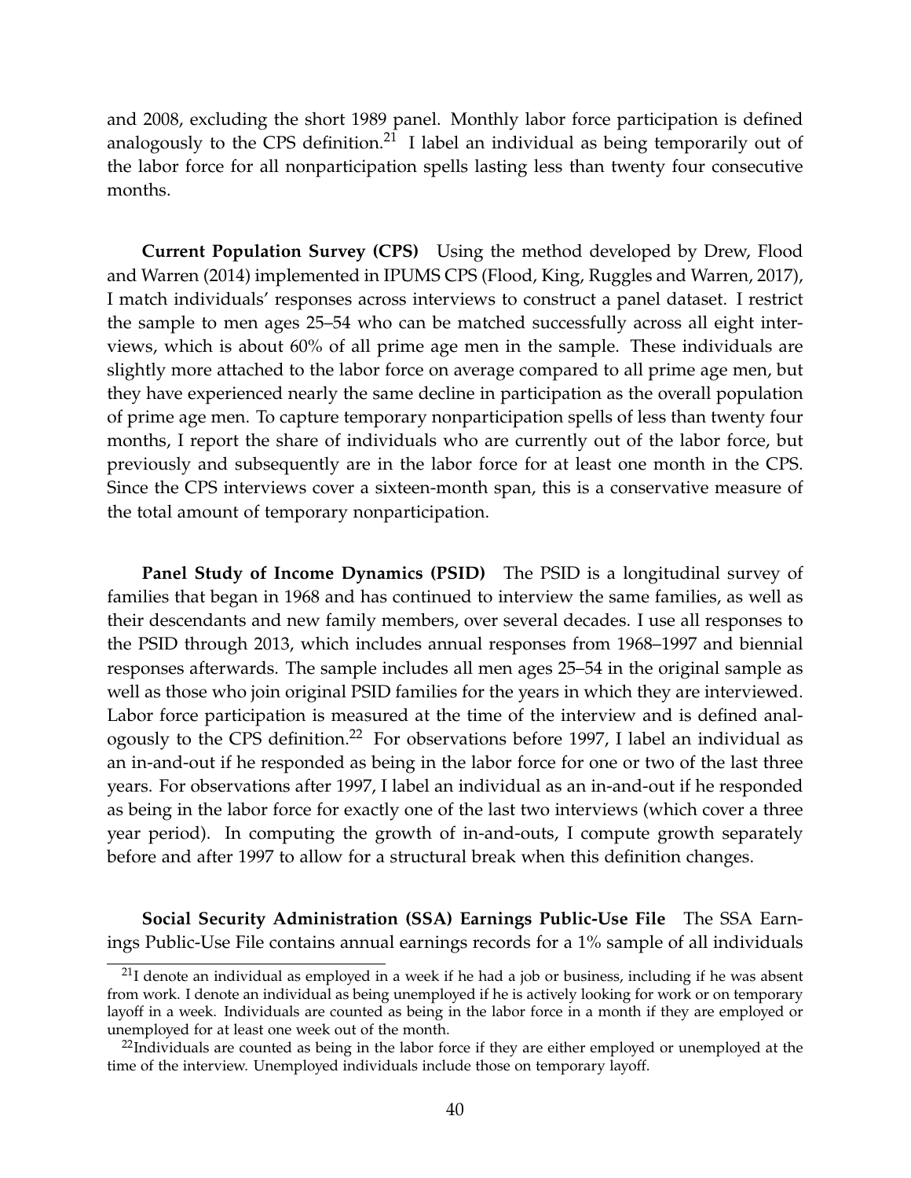and 2008, excluding the short 1989 panel. Monthly labor force participation is defined analogously to the CPS definition.[21] I label an individual as being temporarily out of the labor force for all nonparticipation spells lasting less than twenty four consecutive months.

**Current Population Survey (CPS)** Using the method developed by Drew, Flood and Warren (2014) implemented in IPUMS CPS (Flood, King, Ruggles and Warren, 2017), I match individuals' responses across interviews to construct a panel dataset. I restrict the sample to men ages 25–54 who can be matched successfully across all eight interviews, which is about 60% of all prime age men in the sample. These individuals are slightly more attached to the labor force on average compared to all prime age men, but they have experienced nearly the same decline in participation as the overall population of prime age men. To capture temporary nonparticipation spells of less than twenty four months, I report the share of individuals who are currently out of the labor force, but previously and subsequently are in the labor force for at least one month in the CPS. Since the CPS interviews cover a sixteen-month span, this is a conservative measure of the total amount of temporary nonparticipation.

**Panel Study of Income Dynamics (PSID)** The PSID is a longitudinal survey of families that began in 1968 and has continued to interview the same families, as well as their descendants and new family members, over several decades. I use all responses to the PSID through 2013, which includes annual responses from 1968–1997 and biennial responses afterwards. The sample includes all men ages 25–54 in the original sample as well as those who join original PSID families for the years in which they are interviewed. Labor force participation is measured at the time of the interview and is defined analogously to the CPS definition.[22] For observations before 1997, I label an individual as an in-and-out if he responded as being in the labor force for one or two of the last three years. For observations after 1997, I label an individual as an in-and-out if he responded as being in the labor force for exactly one of the last two interviews (which cover a three year period). In computing the growth of in-and-outs, I compute growth separately before and after 1997 to allow for a structural break when this definition changes.

**Social Security Administration (SSA) Earnings Public-Use File** The SSA Earnings Public-Use File contains annual earnings records for a 1% sample of all individuals

[21] I denote an individual as employed in a week if he had a job or business, including if he was absent from work. I denote an individual as being unemployed if he is actively looking for work or on temporary layoff in a week. Individuals are counted as being in the labor force in a month if they are employed or unemployed for at least one week out of the month.

[22] Individuals are counted as being in the labor force if they are either employed or unemployed at the time of the interview. Unemployed individuals include those on temporary layoff.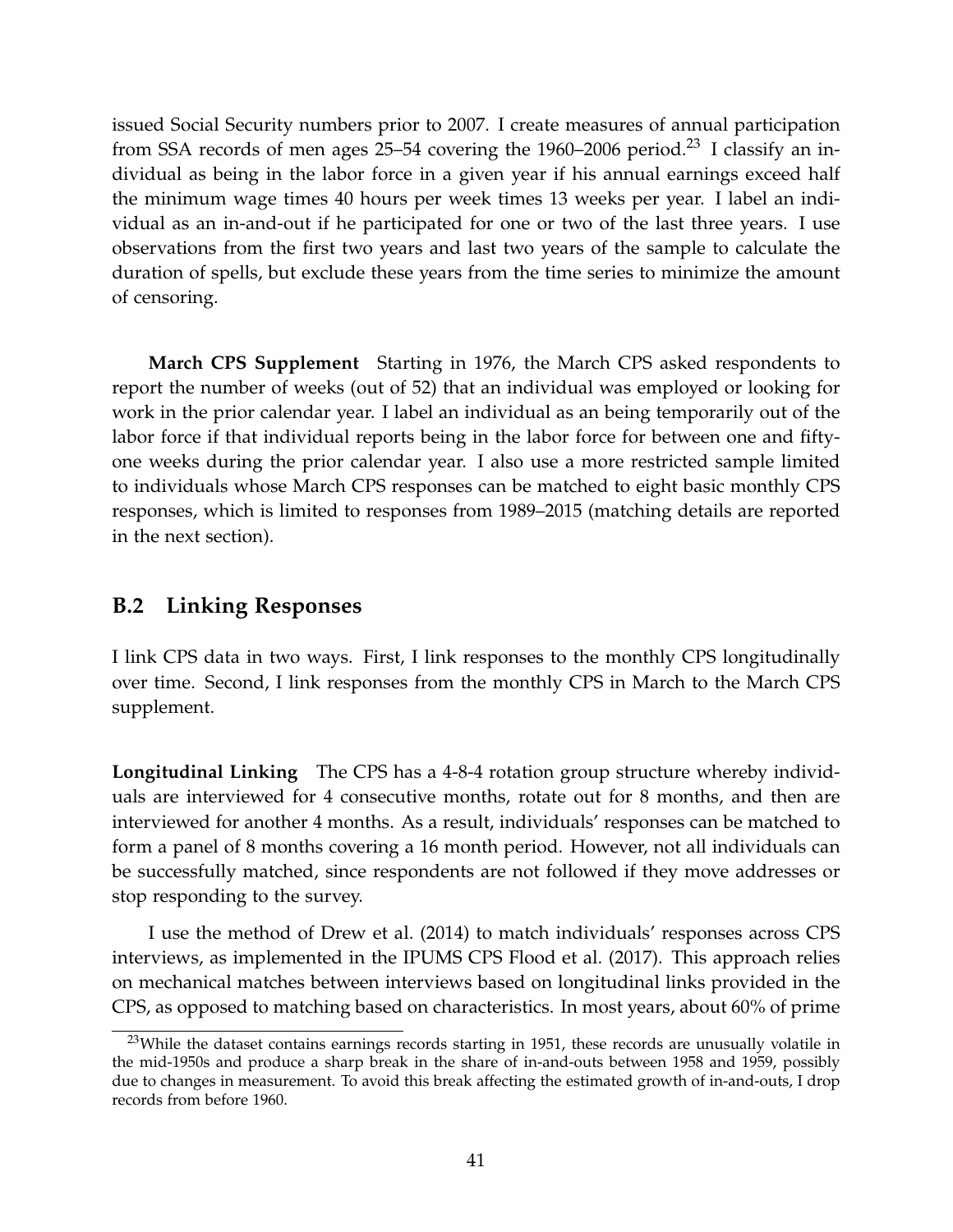issued Social Security numbers prior to 2007. I create measures of annual participation from SSA records of men ages 25–54 covering the 1960–2006 period.[23] I classify an individual as being in the labor force in a given year if his annual earnings exceed half the minimum wage times 40 hours per week times 13 weeks per year. I label an individual as an in-and-out if he participated for one or two of the last three years. I use observations from the first two years and last two years of the sample to calculate the duration of spells, but exclude these years from the time series to minimize the amount of censoring.

**March CPS Supplement** Starting in 1976, the March CPS asked respondents to report the number of weeks (out of 52) that an individual was employed or looking for work in the prior calendar year. I label an individual as an being temporarily out of the labor force if that individual reports being in the labor force for between one and fifty-one weeks during the prior calendar year. I also use a more restricted sample limited to individuals whose March CPS responses can be matched to eight basic monthly CPS responses, which is limited to responses from 1989–2015 (matching details are reported in the next section).

## B.2 Linking Responses

I link CPS data in two ways. First, I link responses to the monthly CPS longitudinally over time. Second, I link responses from the monthly CPS in March to the March CPS supplement.

**Longitudinal Linking** The CPS has a 4-8-4 rotation group structure whereby individuals are interviewed for 4 consecutive months, rotate out for 8 months, and then are interviewed for another 4 months. As a result, individuals' responses can be matched to form a panel of 8 months covering a 16 month period. However, not all individuals can be successfully matched, since respondents are not followed if they move addresses or stop responding to the survey.

I use the method of Drew et al. (2014) to match individuals' responses across CPS interviews, as implemented in the IPUMS CPS Flood et al. (2017). This approach relies on mechanical matches between interviews based on longitudinal links provided in the CPS, as opposed to matching based on characteristics. In most years, about 60% of prime

[23] While the dataset contains earnings records starting in 1951, these records are unusually volatile in the mid-1950s and produce a sharp break in the share of in-and-outs between 1958 and 1959, possibly due to changes in measurement. To avoid this break affecting the estimated growth of in-and-outs, I drop records from before 1960.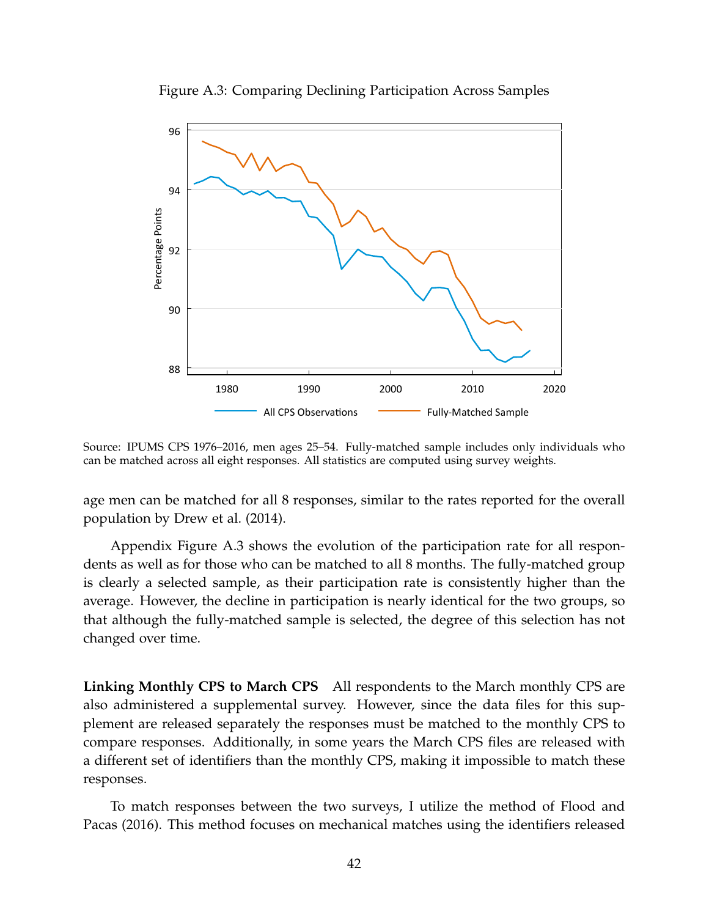Figure A.3: Comparing Declining Participation Across Samples

Source: IPUMS CPS 1976–2016, men ages 25–54. Fully-matched sample includes only individuals who can be matched across all eight responses. All statistics are computed using survey weights.

age men can be matched for all 8 responses, similar to the rates reported for the overall population by Drew et al. (2014).

Appendix Figure A.3 shows the evolution of the participation rate for all respondents as well as for those who can be matched to all 8 months. The fully-matched group is clearly a selected sample, as their participation rate is consistently higher than the average. However, the decline in participation is nearly identical for the two groups, so that although the fully-matched sample is selected, the degree of this selection has not changed over time.

**Linking Monthly CPS to March CPS** All respondents to the March monthly CPS are also administered a supplemental survey. However, since the data files for this supplement are released separately the responses must be matched to the monthly CPS to compare responses. Additionally, in some years the March CPS files are released with a different set of identifiers than the monthly CPS, making it impossible to match these responses.

To match responses between the two surveys, I utilize the method of Flood and Pacas (2016). This method focuses on mechanical matches using the identifiers released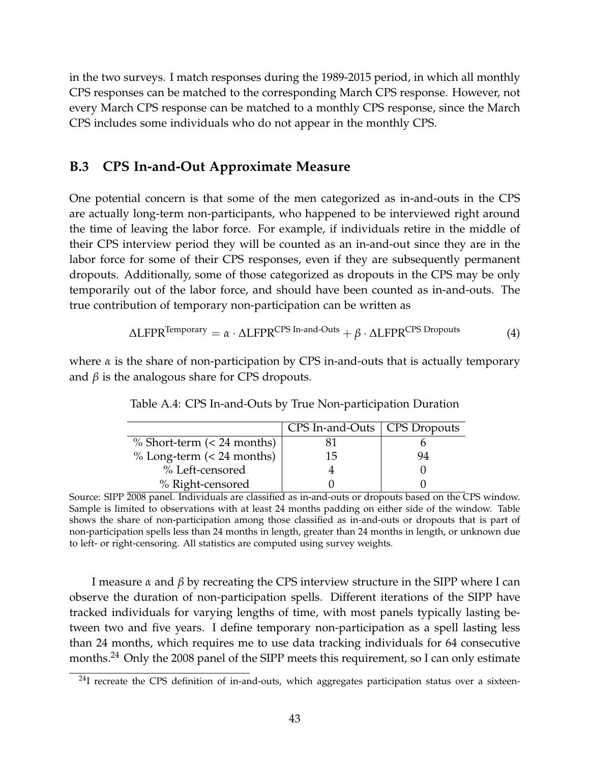in the two surveys. I match responses during the 1989-2015 period, in which all monthly CPS responses can be matched to the corresponding March CPS response. However, not every March CPS response can be matched to a monthly CPS response, since the March CPS includes some individuals who do not appear in the monthly CPS.

## B.3 CPS In-and-Out Approximate Measure

One potential concern is that some of the men categorized as in-and-outs in the CPS are actually long-term non-participants, who happened to be interviewed right around the time of leaving the labor force. For example, if individuals retire in the middle of their CPS interview period they will be counted as an in-and-out since they are in the labor force for some of their CPS responses, even if they are subsequently permanent dropouts. Additionally, some of those categorized as dropouts in the CPS may be only temporarily out of the labor force, and should have been counted as in-and-outs. The true contribution of temporary non-participation can be written as

$$\Delta \text{LFPR}^{\text{Temporary}} = \alpha \cdot \Delta \text{LFPR}^{\text{CPS In-and-Outs}} + \beta \cdot \Delta \text{LFPR}^{\text{CPS Dropouts}} \tag{4}$$

where $\alpha$ is the share of non-participation by CPS in-and-outs that is actually temporary and $\beta$ is the analogous share for CPS dropouts.

Table A.4: CPS In-and-Outs by True Non-participation Duration

| | CPS In-and-Outs | CPS Dropouts |
|---|---|---|
| % Short-term (< 24 months) | 81 | 6 |
| % Long-term (< 24 months) | 15 | 94 |
| % Left-censored | 4 | 0 |
| % Right-censored | 0 | 0 |

Source: SIPP 2008 panel. Individuals are classified as in-and-outs or dropouts based on the CPS window. Sample is limited to observations with at least 24 months padding on either side of the window. Table shows the share of non-participation among those classified as in-and-outs or dropouts that is part of non-participation spells less than 24 months in length, greater than 24 months in length, or unknown due to left- or right-censoring. All statistics are computed using survey weights.

I measure $\alpha$ and $\beta$ by recreating the CPS interview structure in the SIPP where I can observe the duration of non-participation spells. Different iterations of the SIPP have tracked individuals for varying lengths of time, with most panels typically lasting between two and five years. I define temporary non-participation as a spell lasting less than 24 months, which requires me to use data tracking individuals for 64 consecutive months.[24] Only the 2008 panel of the SIPP meets this requirement, so I can only estimate

[24] I recreate the CPS definition of in-and-outs, which aggregates participation status over a sixteen-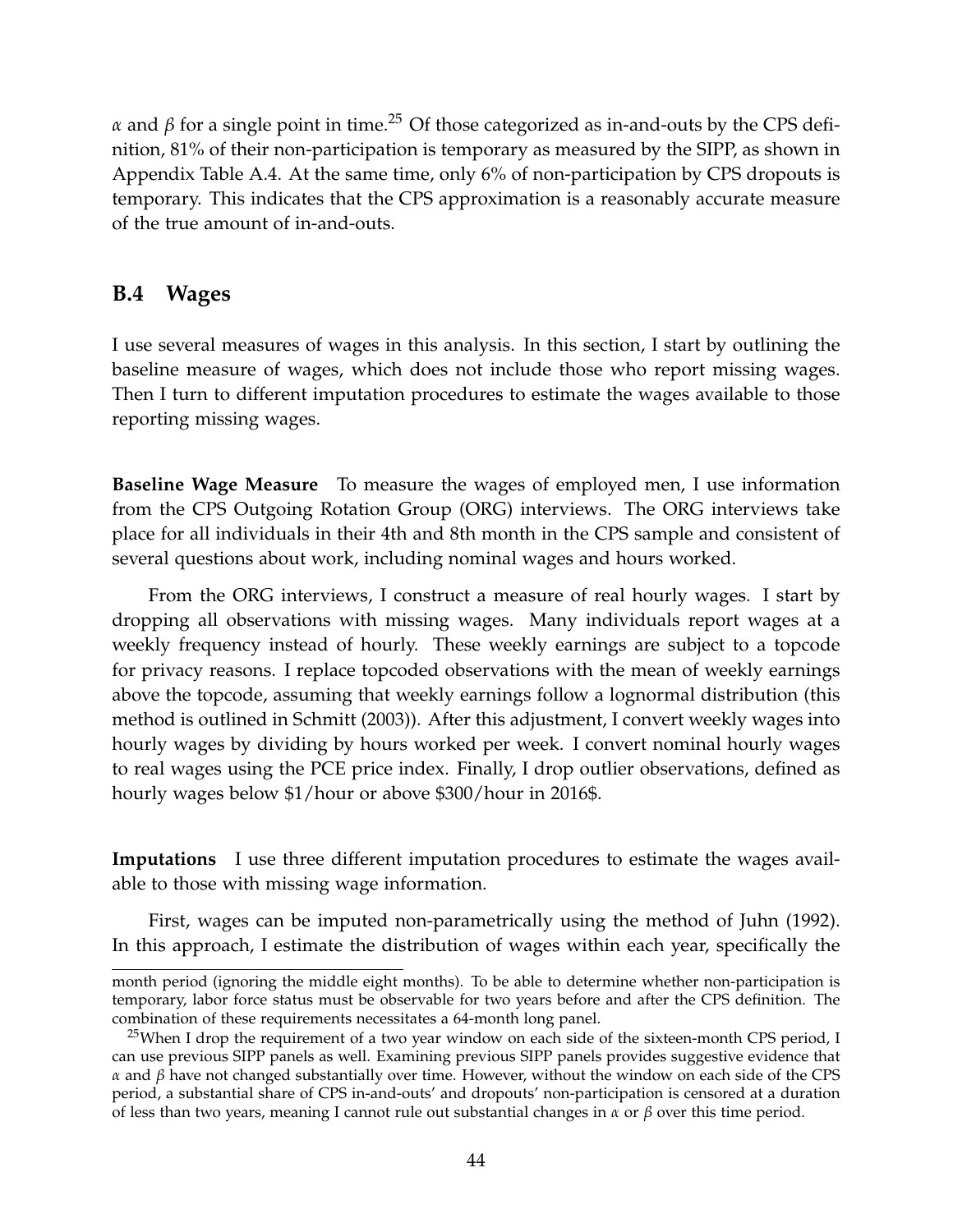$\alpha$ and $\beta$ for a single point in time.[25] Of those categorized as in-and-outs by the CPS definition, 81% of their non-participation is temporary as measured by the SIPP, as shown in Appendix Table A.4. At the same time, only 6% of non-participation by CPS dropouts is temporary. This indicates that the CPS approximation is a reasonably accurate measure of the true amount of in-and-outs.

## B.4 Wages

I use several measures of wages in this analysis. In this section, I start by outlining the baseline measure of wages, which does not include those who report missing wages. Then I turn to different imputation procedures to estimate the wages available to those reporting missing wages.

**Baseline Wage Measure** To measure the wages of employed men, I use information from the CPS Outgoing Rotation Group (ORG) interviews. The ORG interviews take place for all individuals in their 4th and 8th month in the CPS sample and consistent of several questions about work, including nominal wages and hours worked.

From the ORG interviews, I construct a measure of real hourly wages. I start by dropping all observations with missing wages. Many individuals report wages at a weekly frequency instead of hourly. These weekly earnings are subject to a topcode for privacy reasons. I replace topcoded observations with the mean of weekly earnings above the topcode, assuming that weekly earnings follow a lognormal distribution (this method is outlined in Schmitt (2003)). After this adjustment, I convert weekly wages into hourly wages by dividing by hours worked per week. I convert nominal hourly wages to real wages using the PCE price index. Finally, I drop outlier observations, defined as hourly wages below \$1/hour or above \$300/hour in 2016\$.

**Imputations** I use three different imputation procedures to estimate the wages available to those with missing wage information.

First, wages can be imputed non-parametrically using the method of Juhn (1992). In this approach, I estimate the distribution of wages within each year, specifically the

---

month period (ignoring the middle eight months). To be able to determine whether non-participation is temporary, labor force status must be observable for two years before and after the CPS definition. The combination of these requirements necessitates a 64-month long panel.

[25] When I drop the requirement of a two year window on each side of the sixteen-month CPS period, I can use previous SIPP panels as well. Examining previous SIPP panels provides suggestive evidence that $\alpha$ and $\beta$ have not changed substantially over time. However, without the window on each side of the CPS period, a substantial share of CPS in-and-outs' and dropouts' non-participation is censored at a duration of less than two years, meaning I cannot rule out substantial changes in $\alpha$ or $\beta$ over this time period.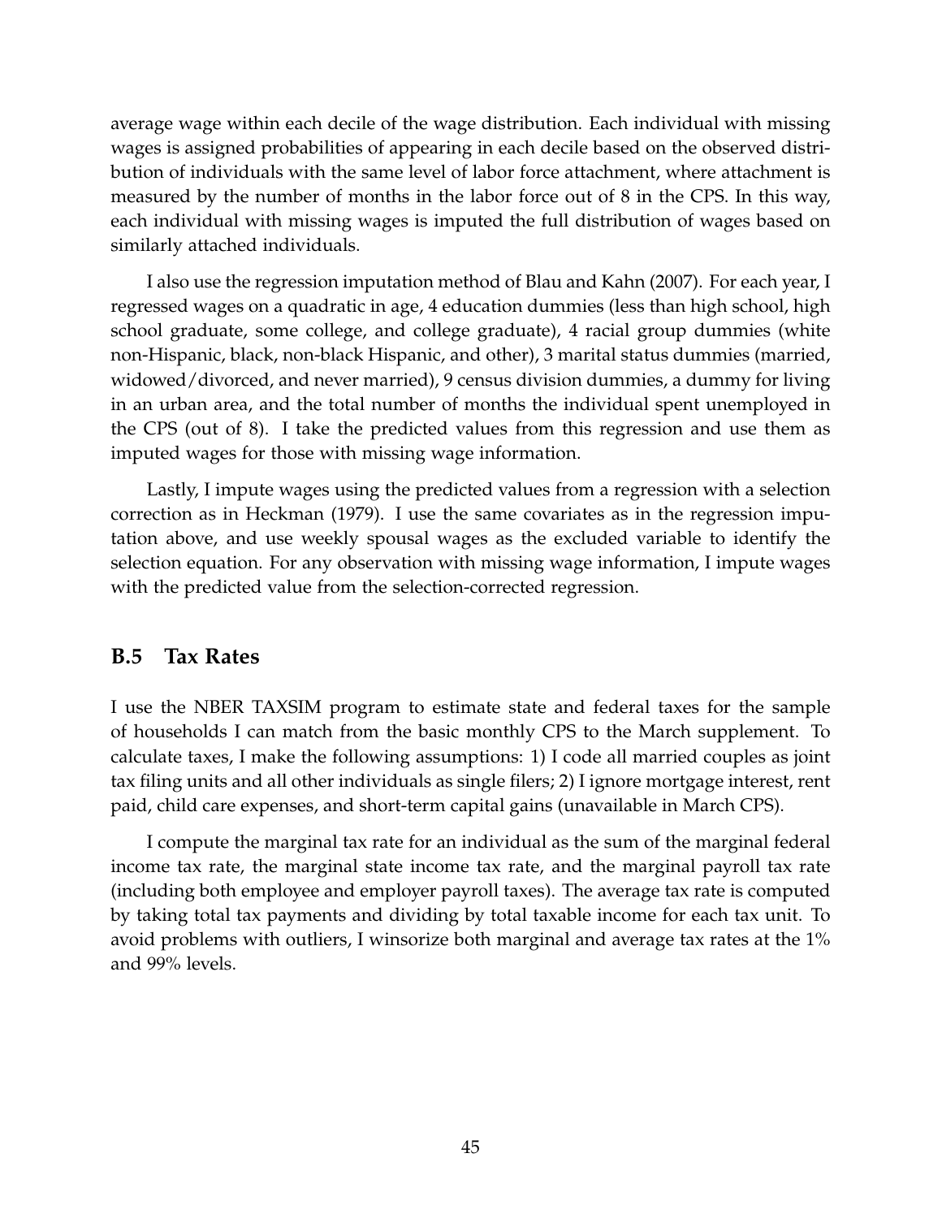average wage within each decile of the wage distribution. Each individual with missing wages is assigned probabilities of appearing in each decile based on the observed distribution of individuals with the same level of labor force attachment, where attachment is measured by the number of months in the labor force out of 8 in the CPS. In this way, each individual with missing wages is imputed the full distribution of wages based on similarly attached individuals.

I also use the regression imputation method of Blau and Kahn (2007). For each year, I regressed wages on a quadratic in age, 4 education dummies (less than high school, high school graduate, some college, and college graduate), 4 racial group dummies (white non-Hispanic, black, non-black Hispanic, and other), 3 marital status dummies (married, widowed/divorced, and never married), 9 census division dummies, a dummy for living in an urban area, and the total number of months the individual spent unemployed in the CPS (out of 8). I take the predicted values from this regression and use them as imputed wages for those with missing wage information.

Lastly, I impute wages using the predicted values from a regression with a selection correction as in Heckman (1979). I use the same covariates as in the regression imputation above, and use weekly spousal wages as the excluded variable to identify the selection equation. For any observation with missing wage information, I impute wages with the predicted value from the selection-corrected regression.

## B.5 Tax Rates

I use the NBER TAXSIM program to estimate state and federal taxes for the sample of households I can match from the basic monthly CPS to the March supplement. To calculate taxes, I make the following assumptions: 1) I code all married couples as joint tax filing units and all other individuals as single filers; 2) I ignore mortgage interest, rent paid, child care expenses, and short-term capital gains (unavailable in March CPS).

I compute the marginal tax rate for an individual as the sum of the marginal federal income tax rate, the marginal state income tax rate, and the marginal payroll tax rate (including both employee and employer payroll taxes). The average tax rate is computed by taking total tax payments and dividing by total taxable income for each tax unit. To avoid problems with outliers, I winsorize both marginal and average tax rates at the 1% and 99% levels.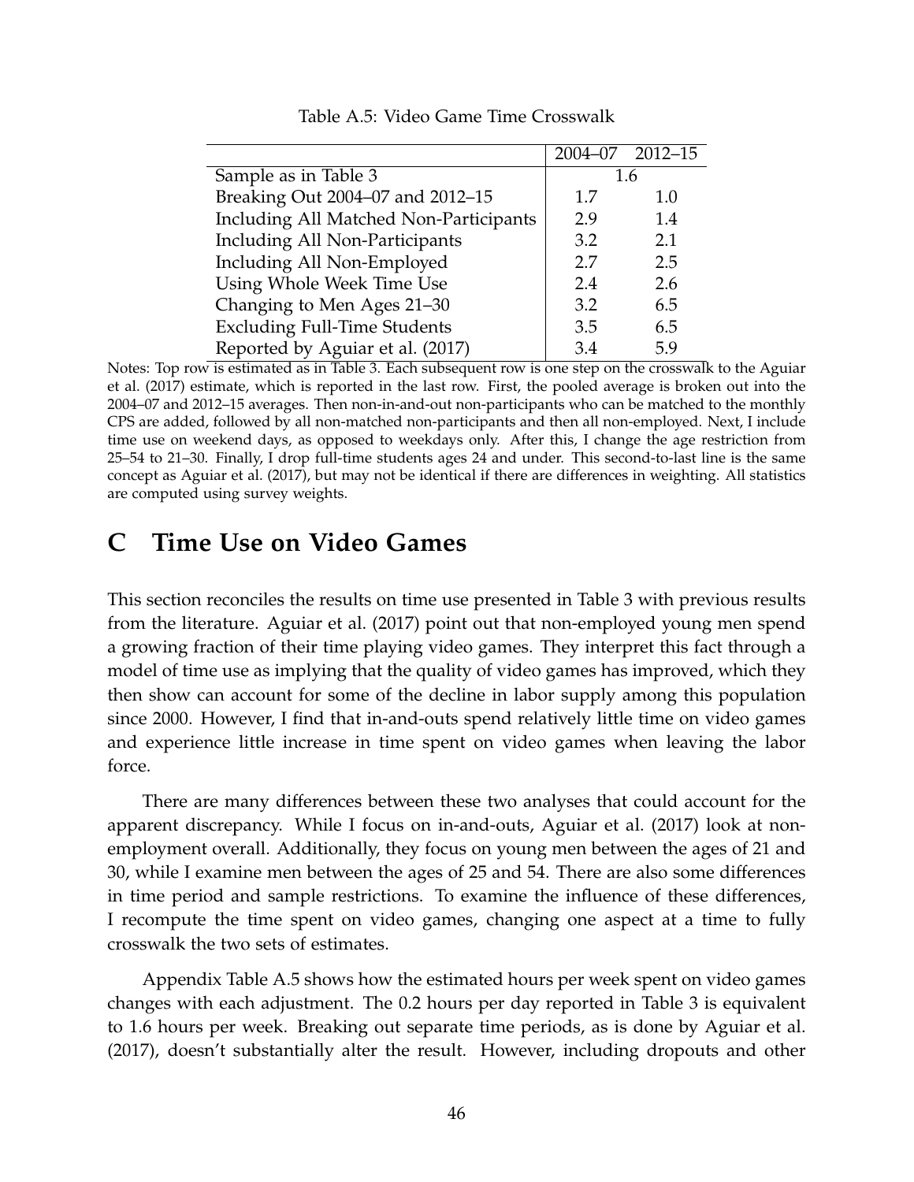Table A.5: Video Game Time Crosswalk

| | 2004–07 | 2012–15 |
|---|---|---|
| Sample as in Table 3 | 1.6 | |
| Breaking Out 2004–07 and 2012–15 | 1.7 | 1.0 |
| Including All Matched Non-Participants | 2.9 | 1.4 |
| Including All Non-Participants | 3.2 | 2.1 |
| Including All Non-Employed | 2.7 | 2.5 |
| Using Whole Week Time Use | 2.4 | 2.6 |
| Changing to Men Ages 21–30 | 3.2 | 6.5 |
| Excluding Full-Time Students | 3.5 | 6.5 |
| Reported by Aguiar et al. (2017) | 3.4 | 5.9 |

Notes: Top row is estimated as in Table 3. Each subsequent row is one step on the crosswalk to the Aguiar et al. (2017) estimate, which is reported in the last row. First, the pooled average is broken out into the 2004–07 and 2012–15 averages. Then non-in-and-out non-participants who can be matched to the monthly CPS are added, followed by all non-matched non-participants and then all non-employed. Next, I include time use on weekend days, as opposed to weekdays only. After this, I change the age restriction from 25–54 to 21–30. Finally, I drop full-time students ages 24 and under. This second-to-last line is the same concept as Aguiar et al. (2017), but may not be identical if there are differences in weighting. All statistics are computed using survey weights.

# C Time Use on Video Games

This section reconciles the results on time use presented in Table 3 with previous results from the literature. Aguiar et al. (2017) point out that non-employed young men spend a growing fraction of their time playing video games. They interpret this fact through a model of time use as implying that the quality of video games has improved, which they then show can account for some of the decline in labor supply among this population since 2000. However, I find that in-and-outs spend relatively little time on video games and experience little increase in time spent on video games when leaving the labor force.

There are many differences between these two analyses that could account for the apparent discrepancy. While I focus on in-and-outs, Aguiar et al. (2017) look at non-employment overall. Additionally, they focus on young men between the ages of 21 and 30, while I examine men between the ages of 25 and 54. There are also some differences in time period and sample restrictions. To examine the influence of these differences, I recompute the time spent on video games, changing one aspect at a time to fully crosswalk the two sets of estimates.

Appendix Table A.5 shows how the estimated hours per week spent on video games changes with each adjustment. The 0.2 hours per day reported in Table 3 is equivalent to 1.6 hours per week. Breaking out separate time periods, as is done by Aguiar et al. (2017), doesn't substantially alter the result. However, including dropouts and other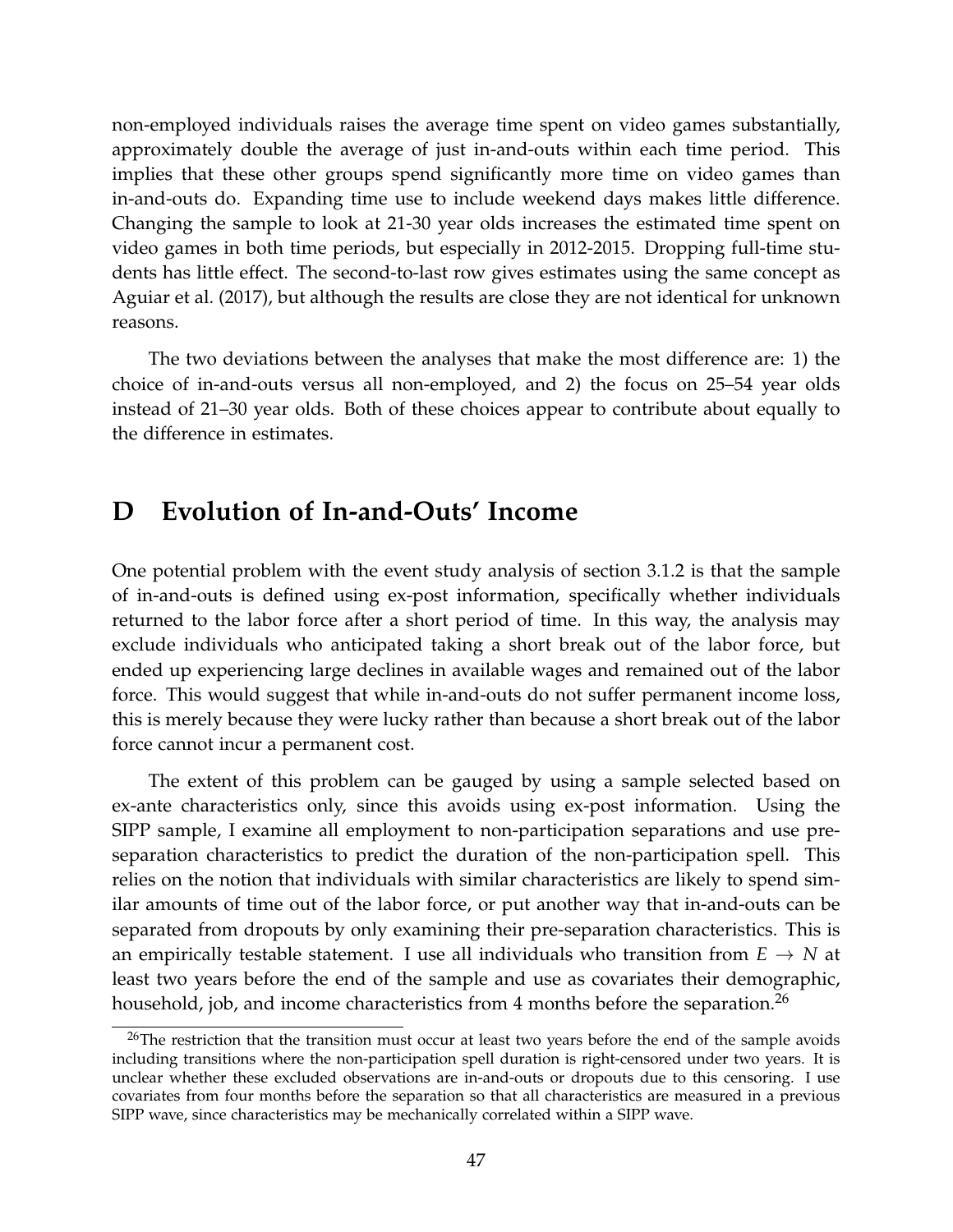non-employed individuals raises the average time spent on video games substantially, approximately double the average of just in-and-outs within each time period. This implies that these other groups spend significantly more time on video games than in-and-outs do. Expanding time use to include weekend days makes little difference. Changing the sample to look at 21-30 year olds increases the estimated time spent on video games in both time periods, but especially in 2012-2015. Dropping full-time students has little effect. The second-to-last row gives estimates using the same concept as Aguiar et al. (2017), but although the results are close they are not identical for unknown reasons.

The two deviations between the analyses that make the most difference are: 1) the choice of in-and-outs versus all non-employed, and 2) the focus on 25–54 year olds instead of 21–30 year olds. Both of these choices appear to contribute about equally to the difference in estimates.

# D Evolution of In-and-Outs' Income

One potential problem with the event study analysis of section 3.1.2 is that the sample of in-and-outs is defined using ex-post information, specifically whether individuals returned to the labor force after a short period of time. In this way, the analysis may exclude individuals who anticipated taking a short break out of the labor force, but ended up experiencing large declines in available wages and remained out of the labor force. This would suggest that while in-and-outs do not suffer permanent income loss, this is merely because they were lucky rather than because a short break out of the labor force cannot incur a permanent cost.

The extent of this problem can be gauged by using a sample selected based on ex-ante characteristics only, since this avoids using ex-post information. Using the SIPP sample, I examine all employment to non-participation separations and use pre-separation characteristics to predict the duration of the non-participation spell. This relies on the notion that individuals with similar characteristics are likely to spend similar amounts of time out of the labor force, or put another way that in-and-outs can be separated from dropouts by only examining their pre-separation characteristics. This is an empirically testable statement. I use all individuals who transition from $E \rightarrow N$ at least two years before the end of the sample and use as covariates their demographic, household, job, and income characteristics from 4 months before the separation.[26]

[26] The restriction that the transition must occur at least two years before the end of the sample avoids including transitions where the non-participation spell duration is right-censored under two years. It is unclear whether these excluded observations are in-and-outs or dropouts due to this censoring. I use covariates from four months before the separation so that all characteristics are measured in a previous SIPP wave, since characteristics may be mechanically correlated within a SIPP wave.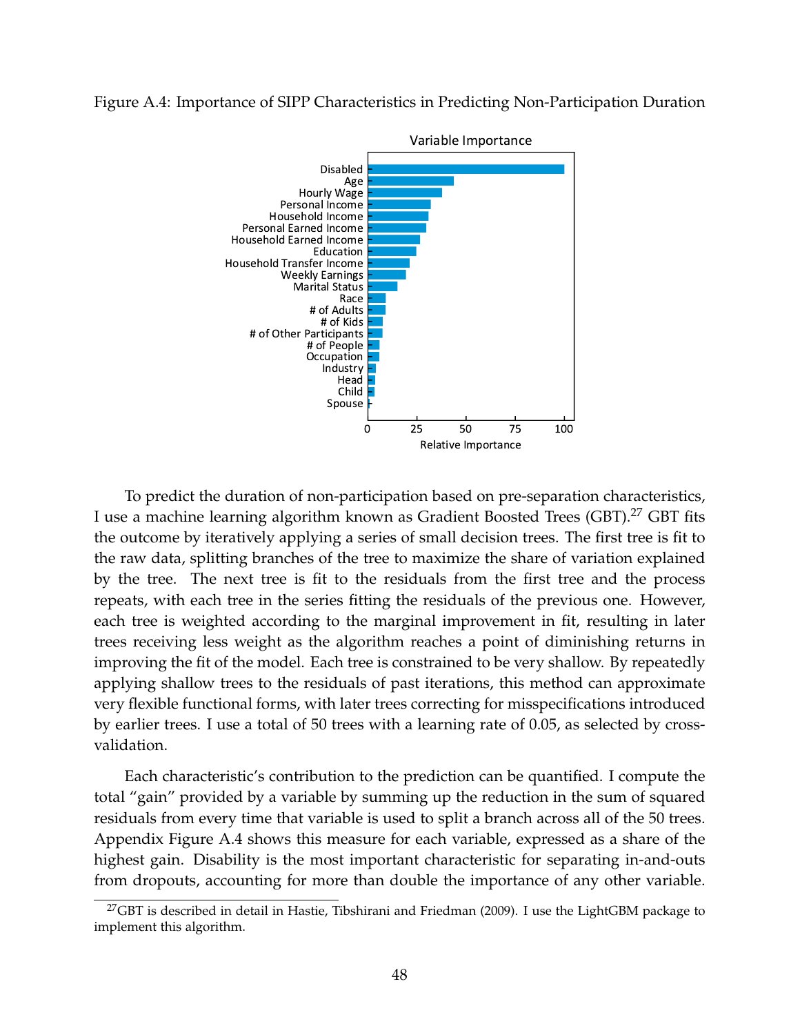Figure A.4: Importance of SIPP Characteristics in Predicting Non-Participation Duration

To predict the duration of non-participation based on pre-separation characteristics, I use a machine learning algorithm known as Gradient Boosted Trees (GBT).[27] GBT fits the outcome by iteratively applying a series of small decision trees. The first tree is fit to the raw data, splitting branches of the tree to maximize the share of variation explained by the tree. The next tree is fit to the residuals from the first tree and the process repeats, with each tree in the series fitting the residuals of the previous one. However, each tree is weighted according to the marginal improvement in fit, resulting in later trees receiving less weight as the algorithm reaches a point of diminishing returns in improving the fit of the model. Each tree is constrained to be very shallow. By repeatedly applying shallow trees to the residuals of past iterations, this method can approximate very flexible functional forms, with later trees correcting for misspecifications introduced by earlier trees. I use a total of 50 trees with a learning rate of 0.05, as selected by cross-validation.

Each characteristic's contribution to the prediction can be quantified. I compute the total "gain" provided by a variable by summing up the reduction in the sum of squared residuals from every time that variable is used to split a branch across all of the 50 trees. Appendix Figure A.4 shows this measure for each variable, expressed as a share of the highest gain. Disability is the most important characteristic for separating in-and-outs from dropouts, accounting for more than double the importance of any other variable.

[27] GBT is described in detail in Hastie, Tibshirani and Friedman (2009). I use the LightGBM package to implement this algorithm.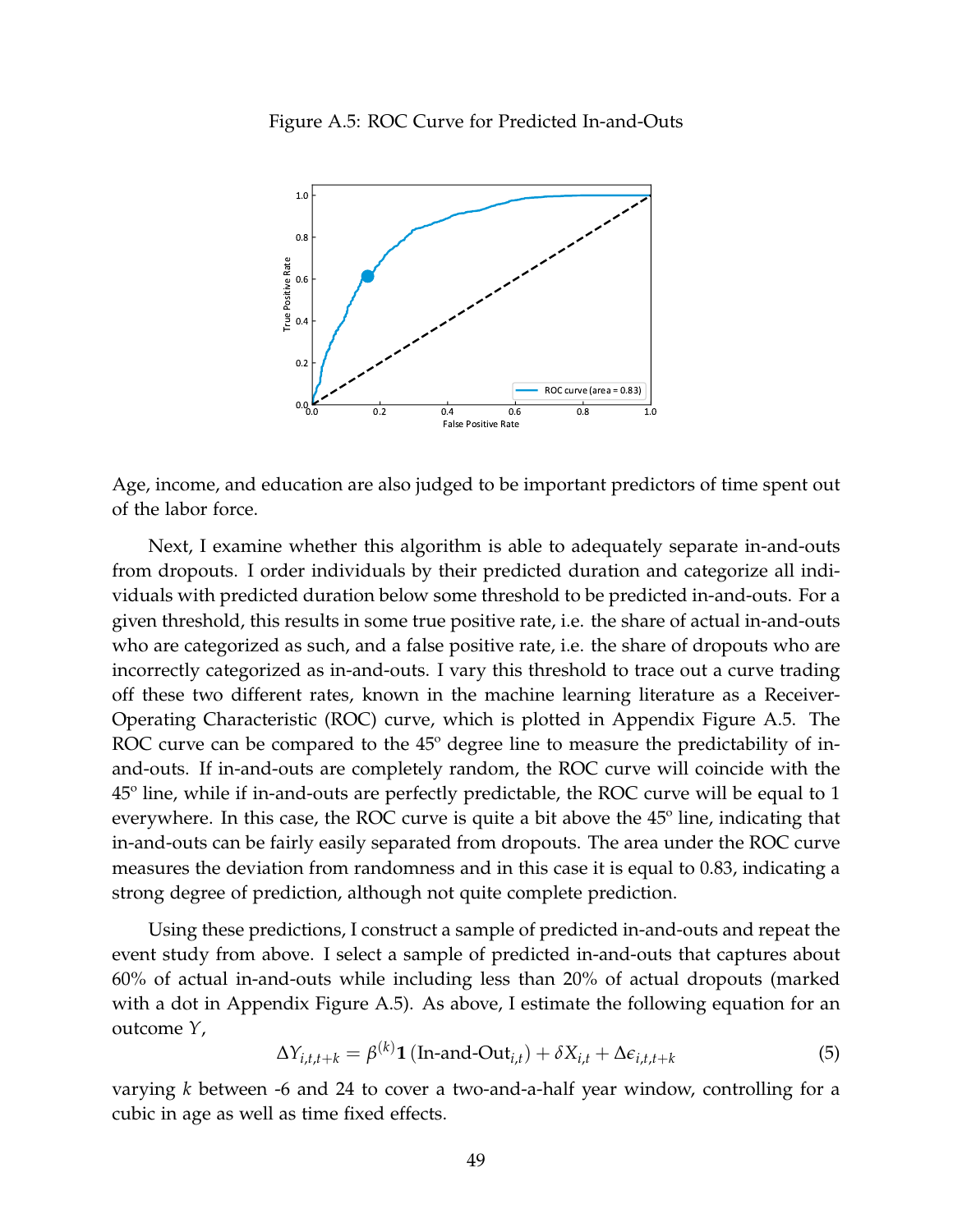Figure A.5: ROC Curve for Predicted In-and-Outs

Age, income, and education are also judged to be important predictors of time spent out of the labor force.

Next, I examine whether this algorithm is able to adequately separate in-and-outs from dropouts. I order individuals by their predicted duration and categorize all individuals with predicted duration below some threshold to be predicted in-and-outs. For a given threshold, this results in some true positive rate, i.e. the share of actual in-and-outs who are categorized as such, and a false positive rate, i.e. the share of dropouts who are incorrectly categorized as in-and-outs. I vary this threshold to trace out a curve trading off these two different rates, known in the machine learning literature as a Receiver-Operating Characteristic (ROC) curve, which is plotted in Appendix Figure A.5. The ROC curve can be compared to the 45º degree line to measure the predictability of in-and-outs. If in-and-outs are completely random, the ROC curve will coincide with the 45º line, while if in-and-outs are perfectly predictable, the ROC curve will be equal to 1 everywhere. In this case, the ROC curve is quite a bit above the 45º line, indicating that in-and-outs can be fairly easily separated from dropouts. The area under the ROC curve measures the deviation from randomness and in this case it is equal to 0.83, indicating a strong degree of prediction, although not quite complete prediction.

Using these predictions, I construct a sample of predicted in-and-outs and repeat the event study from above. I select a sample of predicted in-and-outs that captures about 60% of actual in-and-outs while including less than 20% of actual dropouts (marked with a dot in Appendix Figure A.5). As above, I estimate the following equation for an outcome $Y$,

$$\Delta Y_{i,t,t+k} = \beta^{(k)} \mathbf{1}\left(\text{In-and-Out}_{i,t}\right) + \delta X_{i,t} + \Delta\epsilon_{i,t,t+k} \tag{5}$$

varying $k$ between -6 and 24 to cover a two-and-a-half year window, controlling for a cubic in age as well as time fixed effects.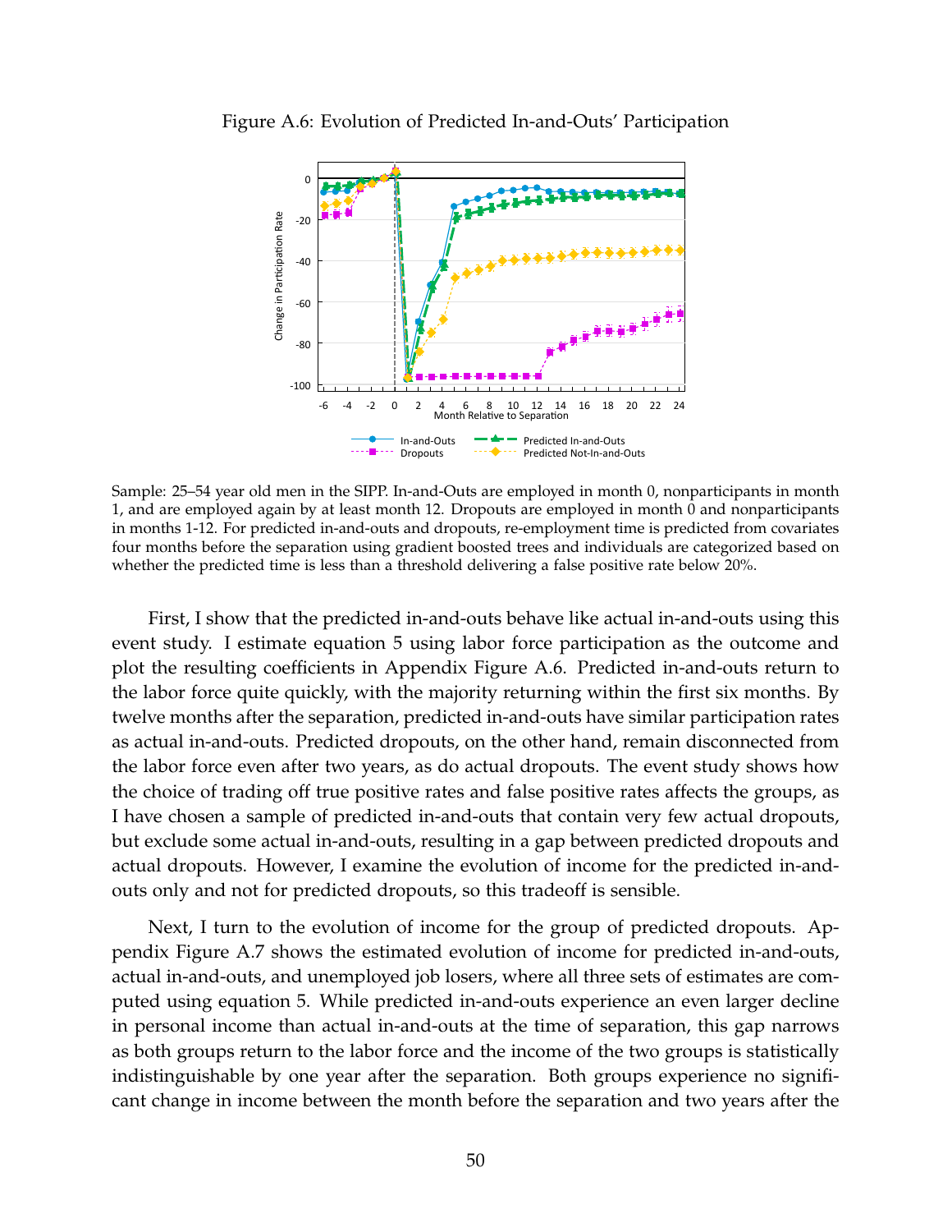Figure A.6: Evolution of Predicted In-and-Outs' Participation

Sample: 25–54 year old men in the SIPP. In-and-Outs are employed in month 0, nonparticipants in month 1, and are employed again by at least month 12. Dropouts are employed in month 0 and nonparticipants in months 1-12. For predicted in-and-outs and dropouts, re-employment time is predicted from covariates four months before the separation using gradient boosted trees and individuals are categorized based on whether the predicted time is less than a threshold delivering a false positive rate below 20%.

First, I show that the predicted in-and-outs behave like actual in-and-outs using this event study. I estimate equation 5 using labor force participation as the outcome and plot the resulting coefficients in Appendix Figure A.6. Predicted in-and-outs return to the labor force quite quickly, with the majority returning within the first six months. By twelve months after the separation, predicted in-and-outs have similar participation rates as actual in-and-outs. Predicted dropouts, on the other hand, remain disconnected from the labor force even after two years, as do actual dropouts. The event study shows how the choice of trading off true positive rates and false positive rates affects the groups, as I have chosen a sample of predicted in-and-outs that contain very few actual dropouts, but exclude some actual in-and-outs, resulting in a gap between predicted dropouts and actual dropouts. However, I examine the evolution of income for the predicted in-and-outs only and not for predicted dropouts, so this tradeoff is sensible.

Next, I turn to the evolution of income for the group of predicted dropouts. Appendix Figure A.7 shows the estimated evolution of income for predicted in-and-outs, actual in-and-outs, and unemployed job losers, where all three sets of estimates are computed using equation 5. While predicted in-and-outs experience an even larger decline in personal income than actual in-and-outs at the time of separation, this gap narrows as both groups return to the labor force and the income of the two groups is statistically indistinguishable by one year after the separation. Both groups experience no significant change in income between the month before the separation and two years after the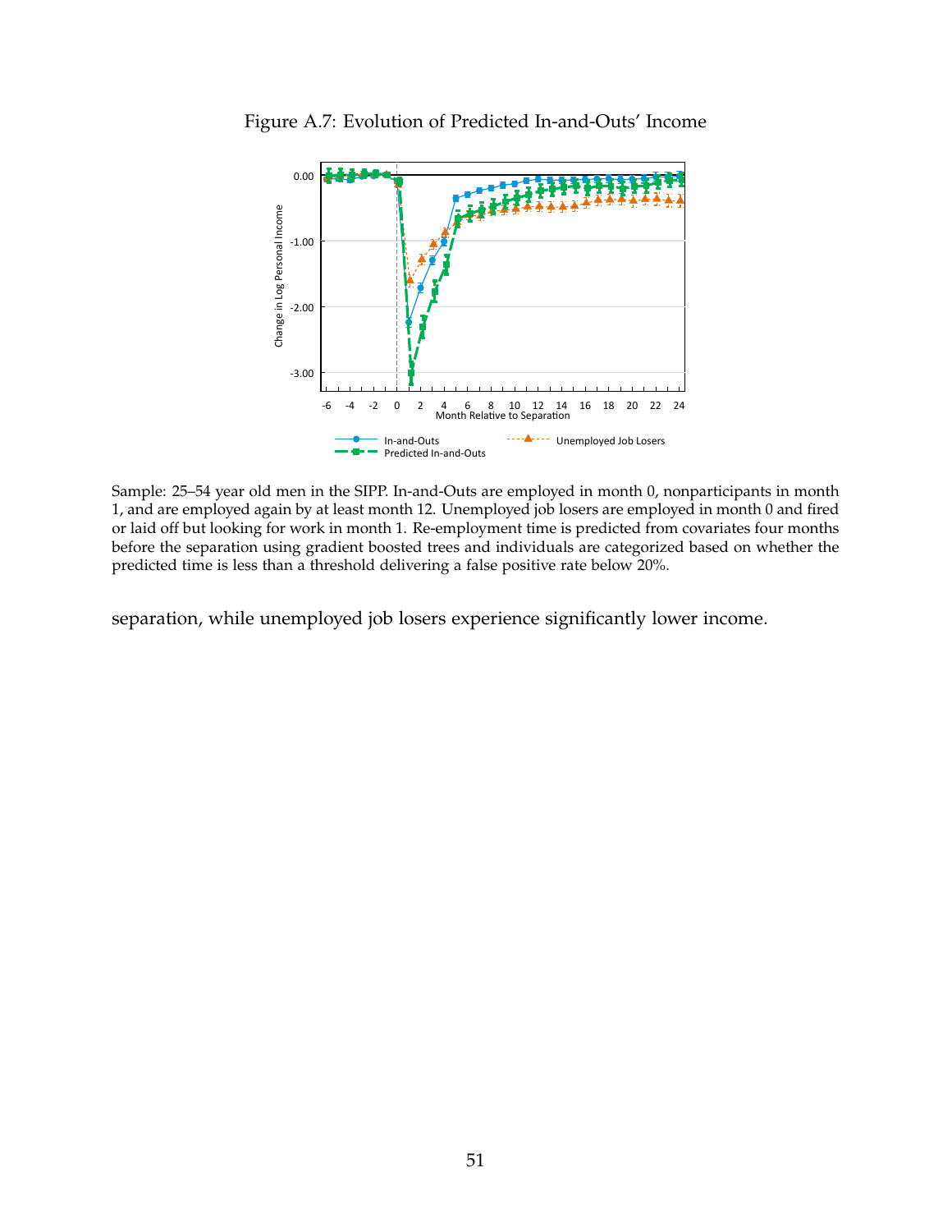Figure A.7: Evolution of Predicted In-and-Outs' Income

0.00
-1.00
-2.00
-3.00
Change in Log Personal Income
-6 -4 -2 0 2 4 6 8 10 12 14 16 18 20 22 24
Month Relative to Separation
In-and-Outs
Predicted In-and-Outs
Unemployed Job Losers

Sample: 25–54 year old men in the SIPP. In-and-Outs are employed in month 0, nonparticipants in month 1, and are employed again by at least month 12. Unemployed job losers are employed in month 0 and fired or laid off but looking for work in month 1. Re-employment time is predicted from covariates four months before the separation using gradient boosted trees and individuals are categorized based on whether the predicted time is less than a threshold delivering a false positive rate below 20%.

separation, while unemployed job losers experience significantly lower income.